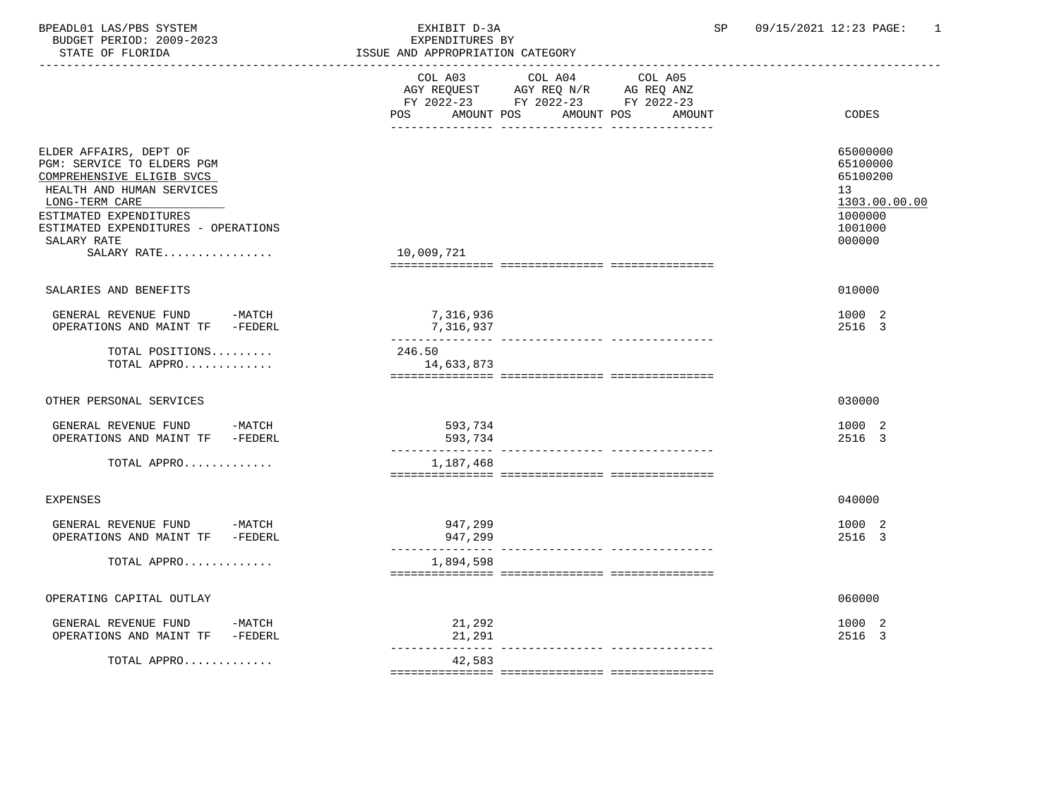BPEADL01 LAS/PBS SYSTEM
BUDGET PERIOD: 2009-2023
STATE OF FLORIDA

EXHIBIT D-3A
EXPENDITURES BY
ISSUE AND APPROPRIATION CATEGORY

SP 09/15/2021 12:23 PAGE: 1

| | COL A03 AGY REQUEST FY 2022-23 POS AMOUNT | COL A04 AGY REQ N/R FY 2022-23 POS AMOUNT | COL A05 AG REQ ANZ FY 2022-23 POS AMOUNT | CODES |
|---|---|---|---|---|
| ELDER AFFAIRS, DEPT OF | | | | 65000000 |
| PGM: SERVICE TO ELDERS PGM | | | | 65100000 |
| COMPREHENSIVE ELIGIB SVCS | | | | 65100200 |
| HEALTH AND HUMAN SERVICES | | | | 13 |
| LONG-TERM CARE | | | | 1303.00.00.00 |
| ESTIMATED EXPENDITURES | | | | 1000000 |
| ESTIMATED EXPENDITURES - OPERATIONS | | | | 1001000 |
| SALARY RATE | | | | 000000 |
| SALARY RATE................ | 10,009,721 | | | |
| SALARIES AND BENEFITS | | | | 010000 |
| GENERAL REVENUE FUND -MATCH | 7,316,936 | | | 1000 2 |
| OPERATIONS AND MAINT TF -FEDERL | 7,316,937 | | | 2516 3 |
| TOTAL POSITIONS......... | 246.50 | | | |
| TOTAL APPRO............. | 14,633,873 | | | |
| OTHER PERSONAL SERVICES | | | | 030000 |
| GENERAL REVENUE FUND -MATCH | 593,734 | | | 1000 2 |
| OPERATIONS AND MAINT TF -FEDERL | 593,734 | | | 2516 3 |
| TOTAL APPRO............. | 1,187,468 | | | |
| EXPENSES | | | | 040000 |
| GENERAL REVENUE FUND -MATCH | 947,299 | | | 1000 2 |
| OPERATIONS AND MAINT TF -FEDERL | 947,299 | | | 2516 3 |
| TOTAL APPRO............. | 1,894,598 | | | |
| OPERATING CAPITAL OUTLAY | | | | 060000 |
| GENERAL REVENUE FUND -MATCH | 21,292 | | | 1000 2 |
| OPERATIONS AND MAINT TF -FEDERL | 21,291 | | | 2516 3 |
| TOTAL APPRO............. | 42,583 | | | |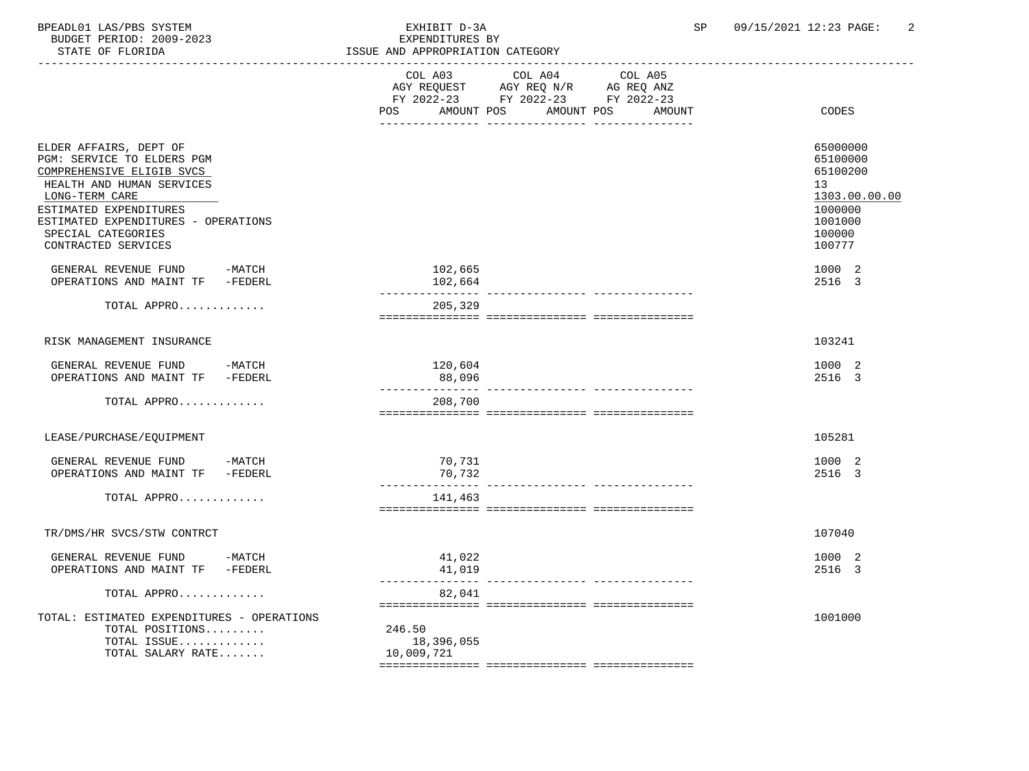BPEADL01 LAS/PBS SYSTEM

BUDGET PERIOD: 2009-2023

STATE OF FLORIDA

EXHIBIT D-3A

EXPENDITURES BY

ISSUE AND APPROPRIATION CATEGORY

SP 09/15/2021 12:23

| | COL A03 AGY REQUEST FY 2022-23 POS AMOUNT | COL A04 AGY REQ N/R FY 2022-23 POS AMOUNT | COL A05 AG REQ ANZ FY 2022-23 POS AMOUNT | CODES |
|---|---|---|---|---|
| ELDER AFFAIRS, DEPT OF | | | | 65000000 |
| PGM: SERVICE TO ELDERS PGM | | | | 65100000 |
| COMPREHENSIVE ELIGIB SVCS | | | | 65100200 |
| HEALTH AND HUMAN SERVICES | | | | 13 |
| LONG-TERM CARE | | | | 1303.00.00.00 |
| ESTIMATED EXPENDITURES | | | | 1000000 |
| ESTIMATED EXPENDITURES - OPERATIONS | | | | 1001000 |
| SPECIAL CATEGORIES | | | | 100000 |
| CONTRACTED SERVICES | | | | 100777 |
| GENERAL REVENUE FUND -MATCH | 102,665 | | | 1000 2 |
| OPERATIONS AND MAINT TF -FEDERL | 102,664 | | | 2516 3 |
| TOTAL APPRO............. | 205,329 | | | |
| RISK MANAGEMENT INSURANCE | | | | 103241 |
| GENERAL REVENUE FUND -MATCH | 120,604 | | | 1000 2 |
| OPERATIONS AND MAINT TF -FEDERL | 88,096 | | | 2516 3 |
| TOTAL APPRO............. | 208,700 | | | |
| LEASE/PURCHASE/EQUIPMENT | | | | 105281 |
| GENERAL REVENUE FUND -MATCH | 70,731 | | | 1000 2 |
| OPERATIONS AND MAINT TF -FEDERL | 70,732 | | | 2516 3 |
| TOTAL APPRO............. | 141,463 | | | |
| TR/DMS/HR SVCS/STW CONTRCT | | | | 107040 |
| GENERAL REVENUE FUND -MATCH | 41,022 | | | 1000 2 |
| OPERATIONS AND MAINT TF -FEDERL | 41,019 | | | 2516 3 |
| TOTAL APPRO............. | 82,041 | | | |
| TOTAL: ESTIMATED EXPENDITURES - OPERATIONS | | | | 1001000 |
| TOTAL POSITIONS......... | 246.50 | | | |
| TOTAL ISSUE............. | 18,396,055 | | | |
| TOTAL SALARY RATE....... | 10,009,721 | | | |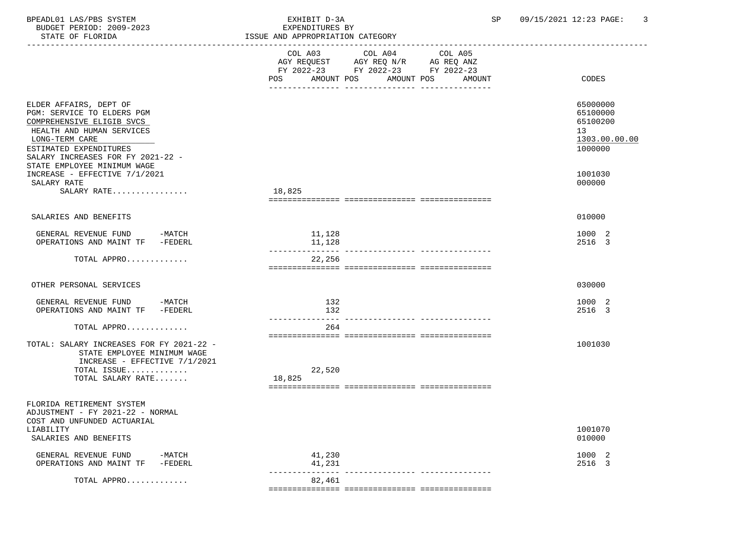BPEADL01 LAS/PBS SYSTEM
BUDGET PERIOD: 2009-2023
STATE OF FLORIDA

EXHIBIT D-3A
EXPENDITURES BY
ISSUE AND APPROPRIATION CATEGORY

SP 09/15/2021 12:23 PAGE: 3

| | COL A03 AGY REQUEST FY 2022-23 POS AMOUNT | COL A04 AGY REQ N/R FY 2022-23 POS AMOUNT | COL A05 AG REQ ANZ FY 2022-23 POS AMOUNT | CODES |
|---|---|---|---|---|
| ELDER AFFAIRS, DEPT OF | | | | 65000000 |
| PGM: SERVICE TO ELDERS PGM | | | | 65100000 |
| COMPREHENSIVE ELIGIB SVCS | | | | 65100200 |
| HEALTH AND HUMAN SERVICES | | | | 13 |
| LONG-TERM CARE | | | | 1303.00.00.00 |
| ESTIMATED EXPENDITURES | | | | 1000000 |
| SALARY INCREASES FOR FY 2021-22 - STATE EMPLOYEE MINIMUM WAGE INCREASE - EFFECTIVE 7/1/2021 | | | | 1001030 |
| SALARY RATE | | | | 000000 |
| SALARY RATE................ | 18,825 | | | |
| SALARIES AND BENEFITS | | | | 010000 |
| GENERAL REVENUE FUND -MATCH | 11,128 | | | 1000 2 |
| OPERATIONS AND MAINT TF -FEDERL | 11,128 | | | 2516 3 |
| TOTAL APPRO............. | 22,256 | | | |
| OTHER PERSONAL SERVICES | | | | 030000 |
| GENERAL REVENUE FUND -MATCH | 132 | | | 1000 2 |
| OPERATIONS AND MAINT TF -FEDERL | 132 | | | 2516 3 |
| TOTAL APPRO............. | 264 | | | |
| TOTAL: SALARY INCREASES FOR FY 2021-22 - STATE EMPLOYEE MINIMUM WAGE INCREASE - EFFECTIVE 7/1/2021 | | | | 1001030 |
| TOTAL ISSUE............. | 22,520 | | | |
| TOTAL SALARY RATE....... | 18,825 | | | |
| FLORIDA RETIREMENT SYSTEM ADJUSTMENT - FY 2021-22 - NORMAL COST AND UNFUNDED ACTUARIAL LIABILITY | | | | 1001070 |
| SALARIES AND BENEFITS | | | | 010000 |
| GENERAL REVENUE FUND -MATCH | 41,230 | | | 1000 2 |
| OPERATIONS AND MAINT TF -FEDERL | 41,231 | | | 2516 3 |
| TOTAL APPRO............. | 82,461 | | | |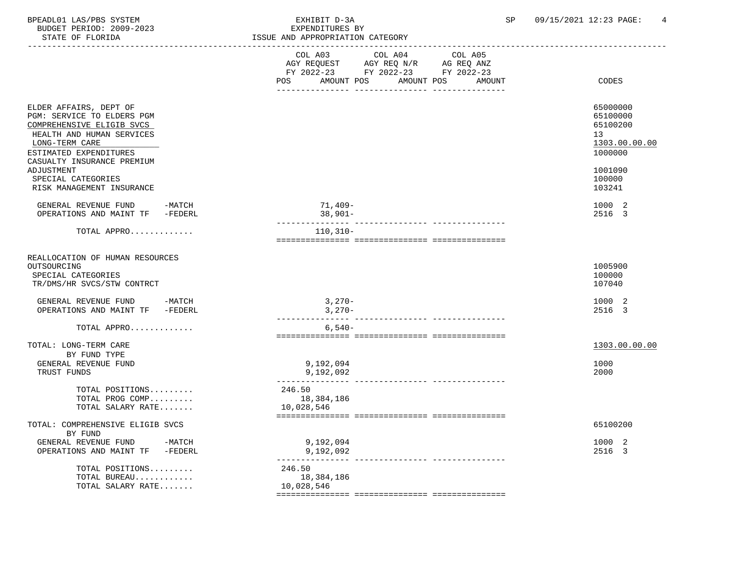BPEADL01 LAS/PBS SYSTEM — EXHIBIT D-3A — SP 09/15/2021 12:23
BUDGET PERIOD: 2009-2023 — EXPENDITURES BY
STATE OF FLORIDA — ISSUE AND APPROPRIATION CATEGORY

| | COL A03 AGY REQUEST FY 2022-23 POS AMOUNT | COL A04 AGY REQ N/R FY 2022-23 POS AMOUNT | COL A05 AG REQ ANZ FY 2022-23 POS AMOUNT | CODES |
|---|---|---|---|---|
| ELDER AFFAIRS, DEPT OF | | | | 65000000 |
| PGM: SERVICE TO ELDERS PGM | | | | 65100000 |
| COMPREHENSIVE ELIGIB SVCS | | | | 65100200 |
| HEALTH AND HUMAN SERVICES | | | | 13 |
| LONG-TERM CARE | | | | 1303.00.00.00 |
| ESTIMATED EXPENDITURES | | | | 1000000 |
| CASUALTY INSURANCE PREMIUM ADJUSTMENT | | | | 1001090 |
| SPECIAL CATEGORIES | | | | 100000 |
| RISK MANAGEMENT INSURANCE | | | | 103241 |
| GENERAL REVENUE FUND -MATCH | 71,409- | | | 1000 2 |
| OPERATIONS AND MAINT TF -FEDERL | 38,901- | | | 2516 3 |
| TOTAL APPRO............. | 110,310- | | | |
| REALLOCATION OF HUMAN RESOURCES OUTSOURCING | | | | 1005900 |
| SPECIAL CATEGORIES | | | | 100000 |
| TR/DMS/HR SVCS/STW CONTRCT | | | | 107040 |
| GENERAL REVENUE FUND -MATCH | 3,270- | | | 1000 2 |
| OPERATIONS AND MAINT TF -FEDERL | 3,270- | | | 2516 3 |
| TOTAL APPRO............. | 6,540- | | | |
| TOTAL: LONG-TERM CARE | | | | 1303.00.00.00 |
| BY FUND TYPE | | | | |
| GENERAL REVENUE FUND | 9,192,094 | | | 1000 |
| TRUST FUNDS | 9,192,092 | | | 2000 |
| TOTAL POSITIONS......... | 246.50 | | | |
| TOTAL PROG COMP......... | 18,384,186 | | | |
| TOTAL SALARY RATE....... | 10,028,546 | | | |
| TOTAL: COMPREHENSIVE ELIGIB SVCS | | | | 65100200 |
| BY FUND | | | | |
| GENERAL REVENUE FUND -MATCH | 9,192,094 | | | 1000 2 |
| OPERATIONS AND MAINT TF -FEDERL | 9,192,092 | | | 2516 3 |
| TOTAL POSITIONS......... | 246.50 | | | |
| TOTAL BUREAU............ | 18,384,186 | | | |
| TOTAL SALARY RATE....... | 10,028,546 | | | |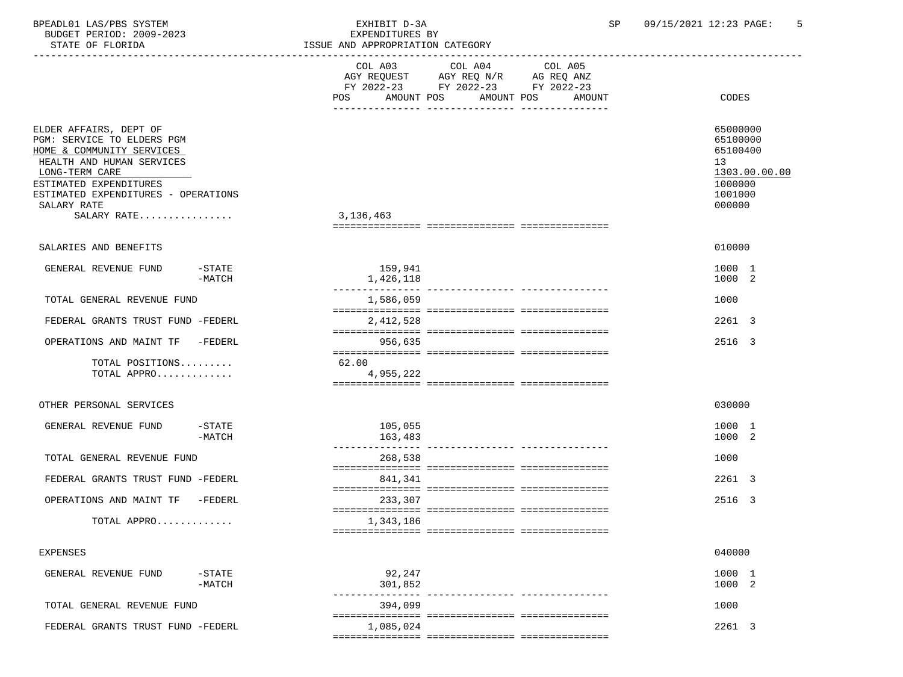BPEADL01 LAS/PBS SYSTEM | EXHIBIT D-3A | SP 09/15/2021 12:23

BUDGET PERIOD: 2009-2023 | EXPENDITURES BY

STATE OF FLORIDA | ISSUE AND APPROPRIATION CATEGORY

| | COL A03 AGY REQUEST FY 2022-23 POS AMOUNT | COL A04 AGY REQ N/R FY 2022-23 POS AMOUNT | COL A05 AG REQ ANZ FY 2022-23 POS AMOUNT | CODES |
|---|---|---|---|---|
| ELDER AFFAIRS, DEPT OF | | | | 65000000 |
| PGM: SERVICE TO ELDERS PGM | | | | 65100000 |
| HOME & COMMUNITY SERVICES | | | | 65100400 |
| HEALTH AND HUMAN SERVICES | | | | 13 |
| LONG-TERM CARE | | | | 1303.00.00.00 |
| ESTIMATED EXPENDITURES | | | | 1000000 |
| ESTIMATED EXPENDITURES - OPERATIONS | | | | 1001000 |
| SALARY RATE | | | | 000000 |
| SALARY RATE................ | 3,136,463 | | | |
| SALARIES AND BENEFITS | | | | 010000 |
| GENERAL REVENUE FUND -STATE | 159,941 | | | 1000 1 |
| -MATCH | 1,426,118 | | | 1000 2 |
| TOTAL GENERAL REVENUE FUND | 1,586,059 | | | 1000 |
| FEDERAL GRANTS TRUST FUND -FEDERL | 2,412,528 | | | 2261 3 |
| OPERATIONS AND MAINT TF -FEDERL | 956,635 | | | 2516 3 |
| TOTAL POSITIONS......... | 62.00 | | | |
| TOTAL APPRO............. | 4,955,222 | | | |
| OTHER PERSONAL SERVICES | | | | 030000 |
| GENERAL REVENUE FUND -STATE | 105,055 | | | 1000 1 |
| -MATCH | 163,483 | | | 1000 2 |
| TOTAL GENERAL REVENUE FUND | 268,538 | | | 1000 |
| FEDERAL GRANTS TRUST FUND -FEDERL | 841,341 | | | 2261 3 |
| OPERATIONS AND MAINT TF -FEDERL | 233,307 | | | 2516 3 |
| TOTAL APPRO............. | 1,343,186 | | | |
| EXPENSES | | | | 040000 |
| GENERAL REVENUE FUND -STATE | 92,247 | | | 1000 1 |
| -MATCH | 301,852 | | | 1000 2 |
| TOTAL GENERAL REVENUE FUND | 394,099 | | | 1000 |
| FEDERAL GRANTS TRUST FUND -FEDERL | 1,085,024 | | | 2261 3 |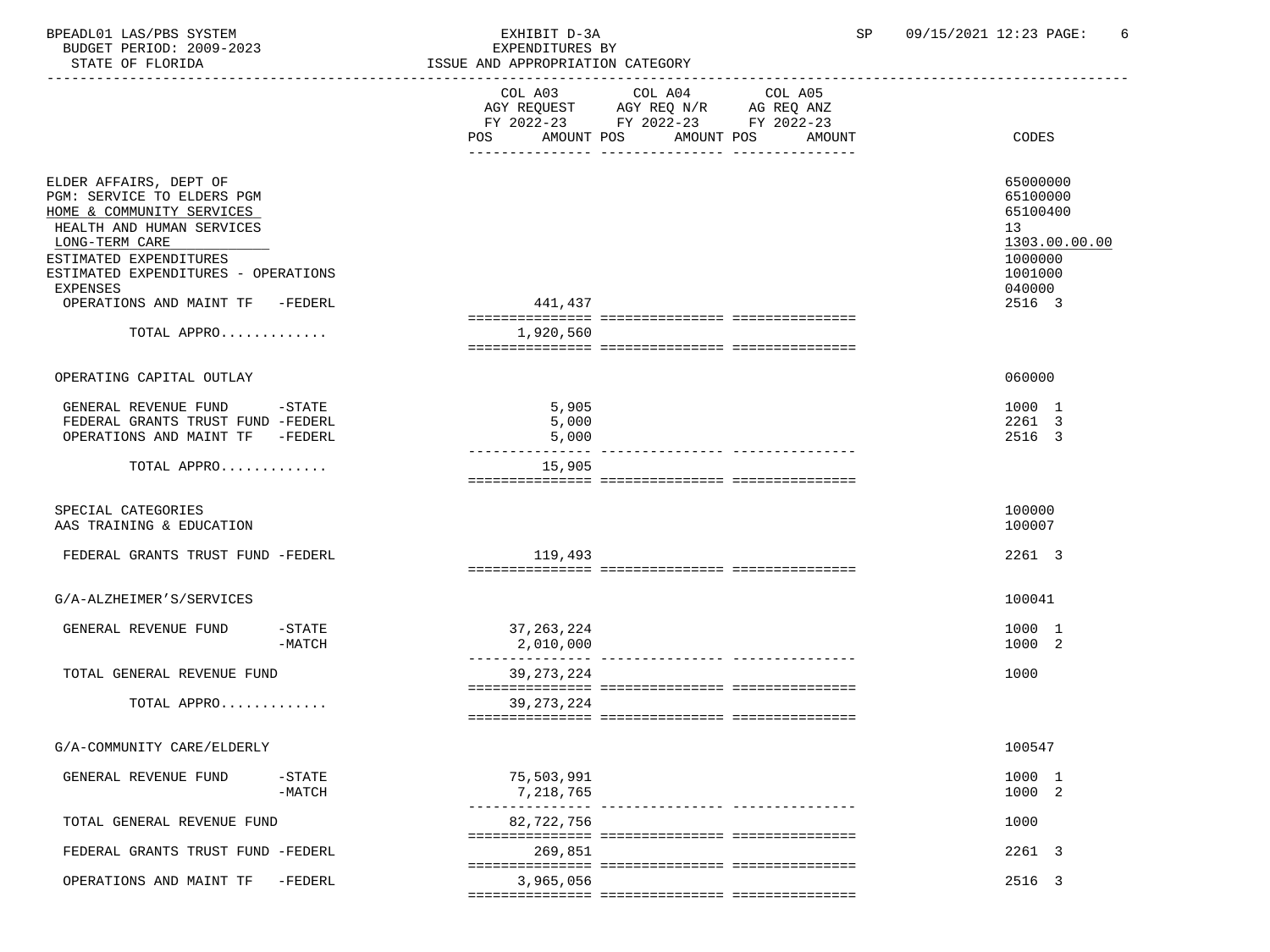BPEADL01 LAS/PBS SYSTEM | EXHIBIT D-3A | SP 09/15/2021 12:23

BUDGET PERIOD: 2009-2023 | EXPENDITURES BY

STATE OF FLORIDA | ISSUE AND APPROPRIATION CATEGORY

| | COL A03 AGY REQUEST FY 2022-23 POS AMOUNT | COL A04 AGY REQ N/R FY 2022-23 POS AMOUNT | COL A05 AG REQ ANZ FY 2022-23 POS AMOUNT | CODES |
|---|---|---|---|---|
| ELDER AFFAIRS, DEPT OF | | | | 65000000 |
| PGM: SERVICE TO ELDERS PGM | | | | 65100000 |
| HOME & COMMUNITY SERVICES | | | | 65100400 |
| HEALTH AND HUMAN SERVICES | | | | 13 |
| LONG-TERM CARE | | | | 1303.00.00.00 |
| ESTIMATED EXPENDITURES | | | | 1000000 |
| ESTIMATED EXPENDITURES - OPERATIONS | | | | 1001000 |
| EXPENSES | | | | 040000 |
| OPERATIONS AND MAINT TF -FEDERL | 441,437 | | | 2516 3 |
| TOTAL APPRO............. | 1,920,560 | | | |
| OPERATING CAPITAL OUTLAY | | | | 060000 |
| GENERAL REVENUE FUND -STATE | 5,905 | | | 1000 1 |
| FEDERAL GRANTS TRUST FUND -FEDERL | 5,000 | | | 2261 3 |
| OPERATIONS AND MAINT TF -FEDERL | 5,000 | | | 2516 3 |
| TOTAL APPRO............. | 15,905 | | | |
| SPECIAL CATEGORIES | | | | 100000 |
| AAS TRAINING & EDUCATION | | | | 100007 |
| FEDERAL GRANTS TRUST FUND -FEDERL | 119,493 | | | 2261 3 |
| G/A-ALZHEIMER'S/SERVICES | | | | 100041 |
| GENERAL REVENUE FUND -STATE | 37,263,224 | | | 1000 1 |
| -MATCH | 2,010,000 | | | 1000 2 |
| TOTAL GENERAL REVENUE FUND | 39,273,224 | | | 1000 |
| TOTAL APPRO............. | 39,273,224 | | | |
| G/A-COMMUNITY CARE/ELDERLY | | | | 100547 |
| GENERAL REVENUE FUND -STATE | 75,503,991 | | | 1000 1 |
| -MATCH | 7,218,765 | | | 1000 2 |
| TOTAL GENERAL REVENUE FUND | 82,722,756 | | | 1000 |
| FEDERAL GRANTS TRUST FUND -FEDERL | 269,851 | | | 2261 3 |
| OPERATIONS AND MAINT TF -FEDERL | 3,965,056 | | | 2516 3 |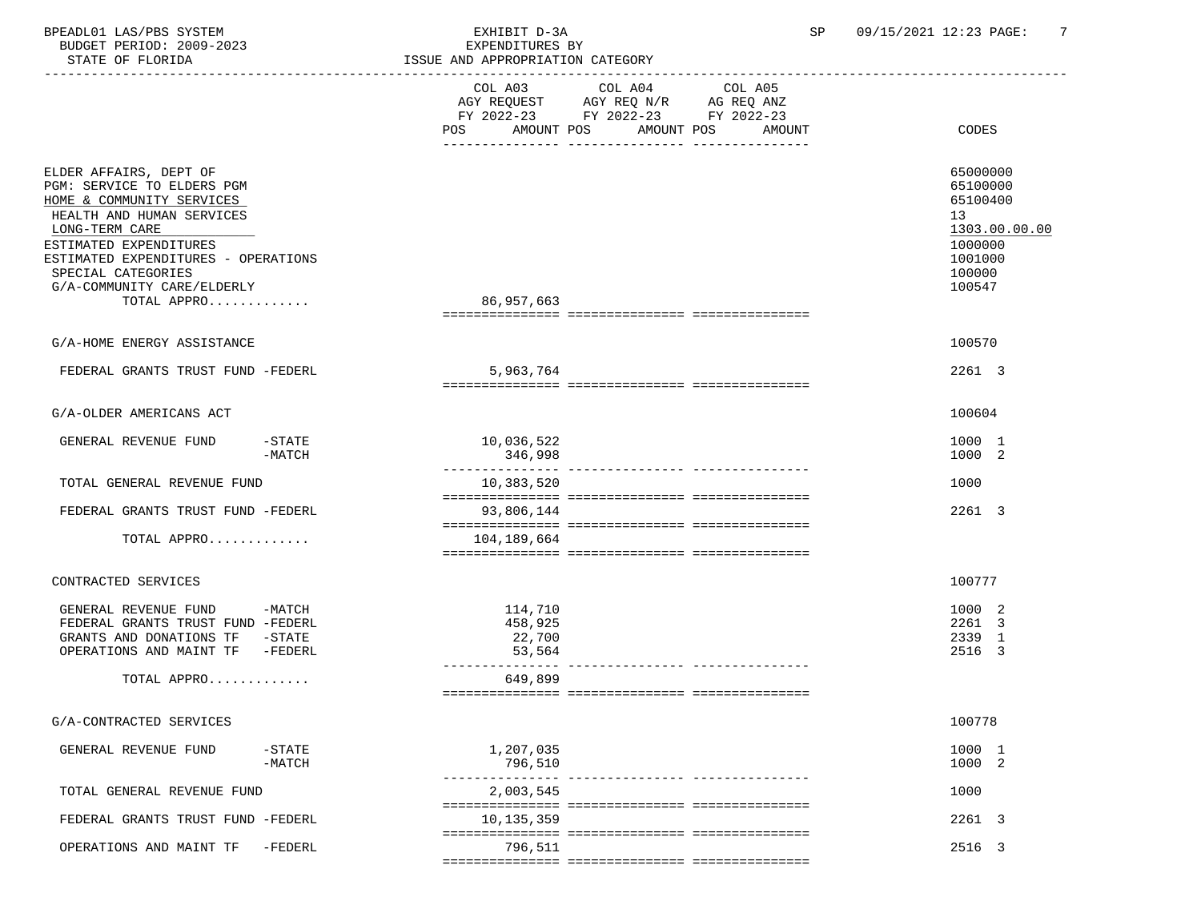BPEADL01 LAS/PBS SYSTEM
BUDGET PERIOD: 2009-2023
STATE OF FLORIDA

EXHIBIT D-3A
EXPENDITURES BY
ISSUE AND APPROPRIATION CATEGORY

| | COL A03 AGY REQUEST FY 2022-23 POS AMOUNT | COL A04 AGY REQ N/R FY 2022-23 POS AMOUNT | COL A05 AG REQ ANZ FY 2022-23 POS AMOUNT | CODES |
|---|---|---|---|---|
| ELDER AFFAIRS, DEPT OF | | | | 65000000 |
| PGM: SERVICE TO ELDERS PGM | | | | 65100000 |
| HOME & COMMUNITY SERVICES | | | | 65100400 |
| HEALTH AND HUMAN SERVICES | | | | 13 |
| LONG-TERM CARE | | | | 1303.00.00.00 |
| ESTIMATED EXPENDITURES | | | | 1000000 |
| ESTIMATED EXPENDITURES - OPERATIONS | | | | 1001000 |
| SPECIAL CATEGORIES | | | | 100000 |
| G/A-COMMUNITY CARE/ELDERLY | | | | 100547 |
| TOTAL APPRO............ | 86,957,663 | | | |
| G/A-HOME ENERGY ASSISTANCE | | | | 100570 |
| FEDERAL GRANTS TRUST FUND -FEDERL | 5,963,764 | | | 2261 3 |
| G/A-OLDER AMERICANS ACT | | | | 100604 |
| GENERAL REVENUE FUND -STATE | 10,036,522 | | | 1000 1 |
| GENERAL REVENUE FUND -MATCH | 346,998 | | | 1000 2 |
| TOTAL GENERAL REVENUE FUND | 10,383,520 | | | 1000 |
| FEDERAL GRANTS TRUST FUND -FEDERL | 93,806,144 | | | 2261 3 |
| TOTAL APPRO............ | 104,189,664 | | | |
| CONTRACTED SERVICES | | | | 100777 |
| GENERAL REVENUE FUND -MATCH | 114,710 | | | 1000 2 |
| FEDERAL GRANTS TRUST FUND -FEDERL | 458,925 | | | 2261 3 |
| GRANTS AND DONATIONS TF -STATE | 22,700 | | | 2339 1 |
| OPERATIONS AND MAINT TF -FEDERL | 53,564 | | | 2516 3 |
| TOTAL APPRO............ | 649,899 | | | |
| G/A-CONTRACTED SERVICES | | | | 100778 |
| GENERAL REVENUE FUND -STATE | 1,207,035 | | | 1000 1 |
| GENERAL REVENUE FUND -MATCH | 796,510 | | | 1000 2 |
| TOTAL GENERAL REVENUE FUND | 2,003,545 | | | 1000 |
| FEDERAL GRANTS TRUST FUND -FEDERL | 10,135,359 | | | 2261 3 |
| OPERATIONS AND MAINT TF -FEDERL | 796,511 | | | 2516 3 |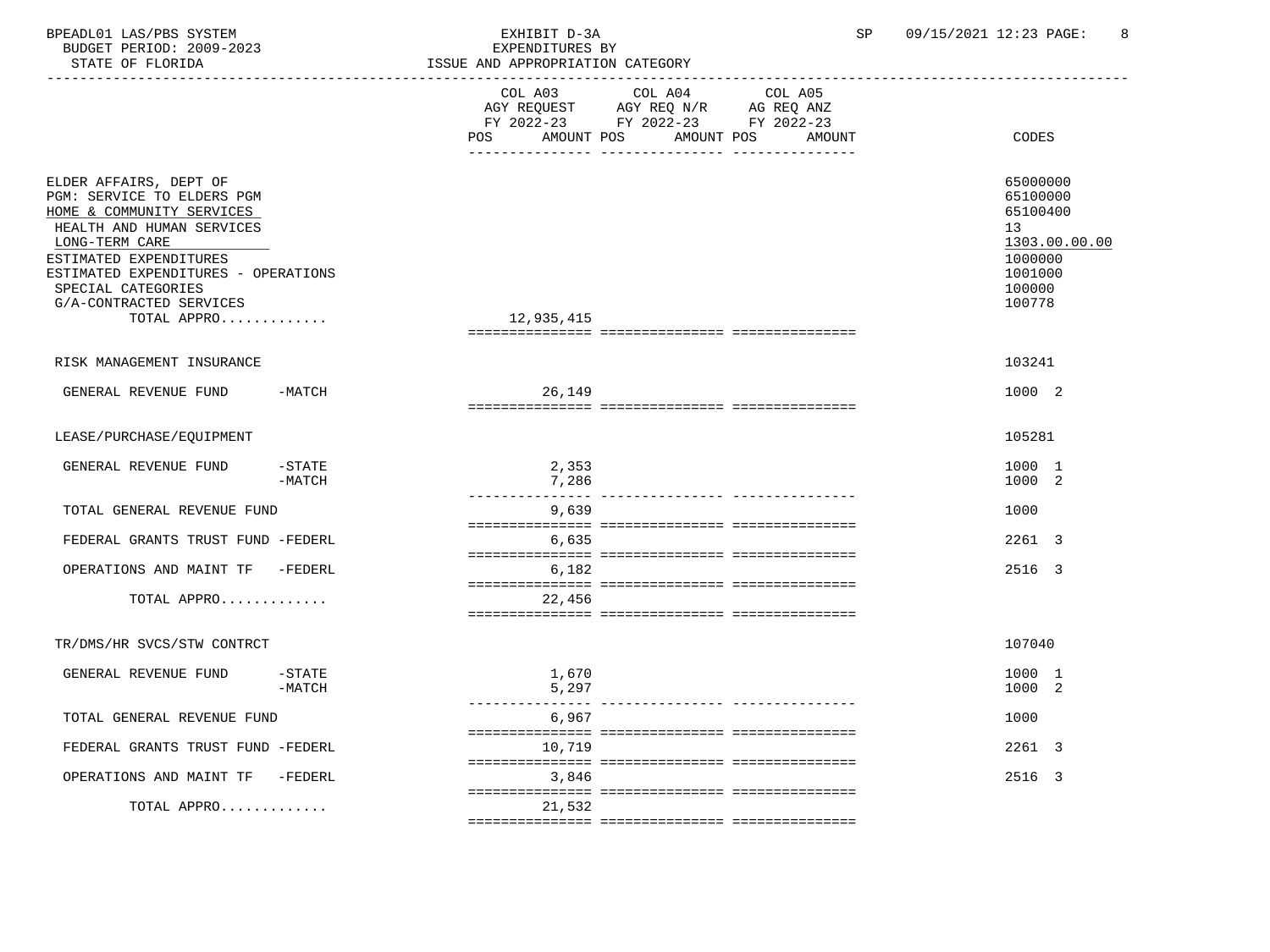BPEADL01 LAS/PBS SYSTEM — EXHIBIT D-3A — EXPENDITURES BY ISSUE AND APPROPRIATION CATEGORY

BUDGET PERIOD: 2009-2023

STATE OF FLORIDA

SP 09/15/2021 12:23

| | COL A03 AGY REQUEST FY 2022-23 POS AMOUNT | COL A04 AGY REQ N/R FY 2022-23 POS AMOUNT | COL A05 AG REQ ANZ FY 2022-23 POS AMOUNT | CODES |
|---|---|---|---|---|
| ELDER AFFAIRS, DEPT OF | | | | 65000000 |
| PGM: SERVICE TO ELDERS PGM | | | | 65100000 |
| HOME & COMMUNITY SERVICES | | | | 65100400 |
| HEALTH AND HUMAN SERVICES | | | | 13 |
| LONG-TERM CARE | | | | 1303.00.00.00 |
| ESTIMATED EXPENDITURES | | | | 1000000 |
| ESTIMATED EXPENDITURES - OPERATIONS | | | | 1001000 |
| SPECIAL CATEGORIES | | | | 100000 |
| G/A-CONTRACTED SERVICES | | | | 100778 |
| TOTAL APPRO............. | 12,935,415 | | | |
| RISK MANAGEMENT INSURANCE | | | | 103241 |
| GENERAL REVENUE FUND -MATCH | 26,149 | | | 1000 2 |
| LEASE/PURCHASE/EQUIPMENT | | | | 105281 |
| GENERAL REVENUE FUND -STATE | 2,353 | | | 1000 1 |
| -MATCH | 7,286 | | | 1000 2 |
| TOTAL GENERAL REVENUE FUND | 9,639 | | | 1000 |
| FEDERAL GRANTS TRUST FUND -FEDERL | 6,635 | | | 2261 3 |
| OPERATIONS AND MAINT TF -FEDERL | 6,182 | | | 2516 3 |
| TOTAL APPRO............. | 22,456 | | | |
| TR/DMS/HR SVCS/STW CONTRCT | | | | 107040 |
| GENERAL REVENUE FUND -STATE | 1,670 | | | 1000 1 |
| -MATCH | 5,297 | | | 1000 2 |
| TOTAL GENERAL REVENUE FUND | 6,967 | | | 1000 |
| FEDERAL GRANTS TRUST FUND -FEDERL | 10,719 | | | 2261 3 |
| OPERATIONS AND MAINT TF -FEDERL | 3,846 | | | 2516 3 |
| TOTAL APPRO............. | 21,532 | | | |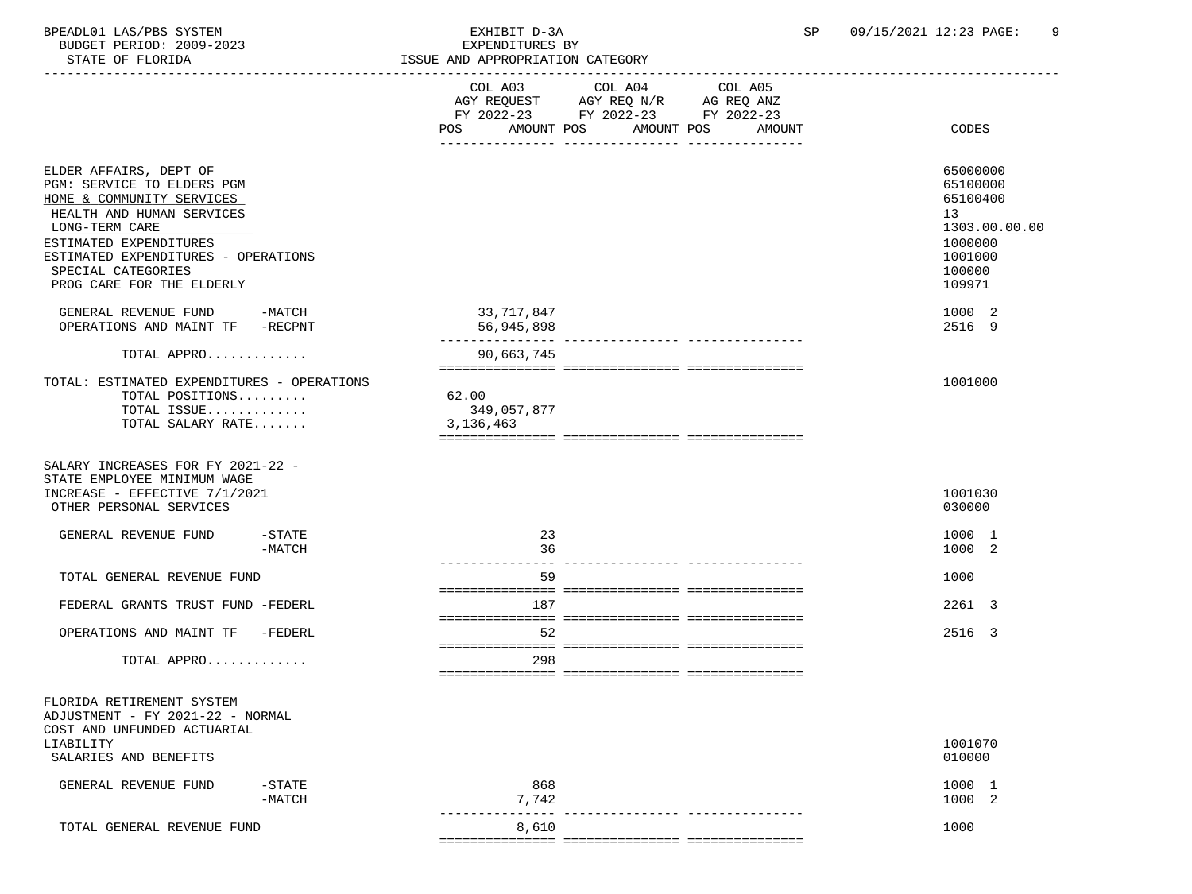BPEADL01 LAS/PBS SYSTEM
BUDGET PERIOD: 2009-2023
STATE OF FLORIDA

EXHIBIT D-3A
EXPENDITURES BY
ISSUE AND APPROPRIATION CATEGORY

SP 09/15/2021 12:23 PAGE: 9

| | COL A03 AGY REQUEST FY 2022-23 POS AMOUNT | COL A04 AGY REQ N/R FY 2022-23 POS AMOUNT | COL A05 AG REQ ANZ FY 2022-23 POS AMOUNT | CODES |
|---|---|---|---|---|
| ELDER AFFAIRS, DEPT OF | | | | 65000000 |
| PGM: SERVICE TO ELDERS PGM | | | | 65100000 |
| HOME & COMMUNITY SERVICES | | | | 65100400 |
| HEALTH AND HUMAN SERVICES | | | | 13 |
| LONG-TERM CARE | | | | 1303.00.00.00 |
| ESTIMATED EXPENDITURES | | | | 1000000 |
| ESTIMATED EXPENDITURES - OPERATIONS | | | | 1001000 |
| SPECIAL CATEGORIES | | | | 100000 |
| PROG CARE FOR THE ELDERLY | | | | 109971 |
| GENERAL REVENUE FUND -MATCH | 33,717,847 | | | 1000 2 |
| OPERATIONS AND MAINT TF -RECPNT | 56,945,898 | | | 2516 9 |
| TOTAL APPRO............. | 90,663,745 | | | |
| TOTAL: ESTIMATED EXPENDITURES - OPERATIONS | | | | 1001000 |
| TOTAL POSITIONS......... | 62.00 | | | |
| TOTAL ISSUE............. | 349,057,877 | | | |
| TOTAL SALARY RATE....... | 3,136,463 | | | |
| SALARY INCREASES FOR FY 2021-22 - STATE EMPLOYEE MINIMUM WAGE INCREASE - EFFECTIVE 7/1/2021 | | | | 1001030 |
| OTHER PERSONAL SERVICES | | | | 030000 |
| GENERAL REVENUE FUND -STATE | 23 | | | 1000 1 |
| -MATCH | 36 | | | 1000 2 |
| TOTAL GENERAL REVENUE FUND | 59 | | | 1000 |
| FEDERAL GRANTS TRUST FUND -FEDERL | 187 | | | 2261 3 |
| OPERATIONS AND MAINT TF -FEDERL | 52 | | | 2516 3 |
| TOTAL APPRO............. | 298 | | | |
| FLORIDA RETIREMENT SYSTEM ADJUSTMENT - FY 2021-22 - NORMAL COST AND UNFUNDED ACTUARIAL LIABILITY | | | | 1001070 |
| SALARIES AND BENEFITS | | | | 010000 |
| GENERAL REVENUE FUND -STATE | 868 | | | 1000 1 |
| -MATCH | 7,742 | | | 1000 2 |
| TOTAL GENERAL REVENUE FUND | 8,610 | | | 1000 |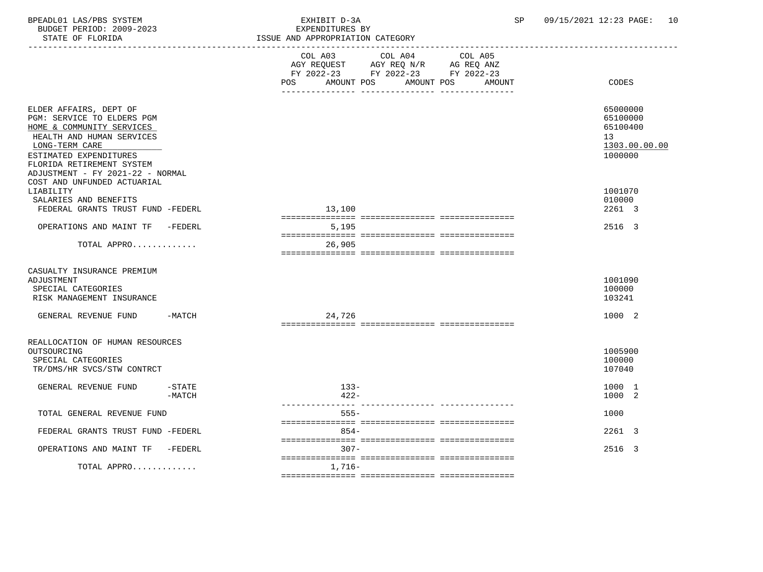BPEADL01 LAS/PBS SYSTEM | EXHIBIT D-3A | SP 09/15/2021 12:23

BUDGET PERIOD: 2009-2023 | EXPENDITURES BY

STATE OF FLORIDA | ISSUE AND APPROPRIATION CATEGORY

| | COL A03 AGY REQUEST FY 2022-23 POS AMOUNT | COL A04 AGY REQ N/R FY 2022-23 POS AMOUNT | COL A05 AG REQ ANZ FY 2022-23 POS AMOUNT | CODES |
|---|---|---|---|---|
| ELDER AFFAIRS, DEPT OF | | | | 65000000 |
| PGM: SERVICE TO ELDERS PGM | | | | 65100000 |
| HOME & COMMUNITY SERVICES | | | | 65100400 |
| HEALTH AND HUMAN SERVICES | | | | 13 |
| LONG-TERM CARE | | | | 1303.00.00.00 |
| ESTIMATED EXPENDITURES | | | | 1000000 |
| FLORIDA RETIREMENT SYSTEM ADJUSTMENT - FY 2021-22 - NORMAL COST AND UNFUNDED ACTUARIAL LIABILITY | | | | 1001070 |
| SALARIES AND BENEFITS | | | | 010000 |
| FEDERAL GRANTS TRUST FUND -FEDERL | 13,100 | | | 2261 3 |
| OPERATIONS AND MAINT TF -FEDERL | 5,195 | | | 2516 3 |
| TOTAL APPRO............. | 26,905 | | | |
| CASUALTY INSURANCE PREMIUM ADJUSTMENT | | | | 1001090 |
| SPECIAL CATEGORIES | | | | 100000 |
| RISK MANAGEMENT INSURANCE | | | | 103241 |
| GENERAL REVENUE FUND -MATCH | 24,726 | | | 1000 2 |
| REALLOCATION OF HUMAN RESOURCES OUTSOURCING | | | | 1005900 |
| SPECIAL CATEGORIES | | | | 100000 |
| TR/DMS/HR SVCS/STW CONTRCT | | | | 107040 |
| GENERAL REVENUE FUND -STATE | 133- | | | 1000 1 |
| -MATCH | 422- | | | 1000 2 |
| TOTAL GENERAL REVENUE FUND | 555- | | | 1000 |
| FEDERAL GRANTS TRUST FUND -FEDERL | 854- | | | 2261 3 |
| OPERATIONS AND MAINT TF -FEDERL | 307- | | | 2516 3 |
| TOTAL APPRO............. | 1,716- | | | |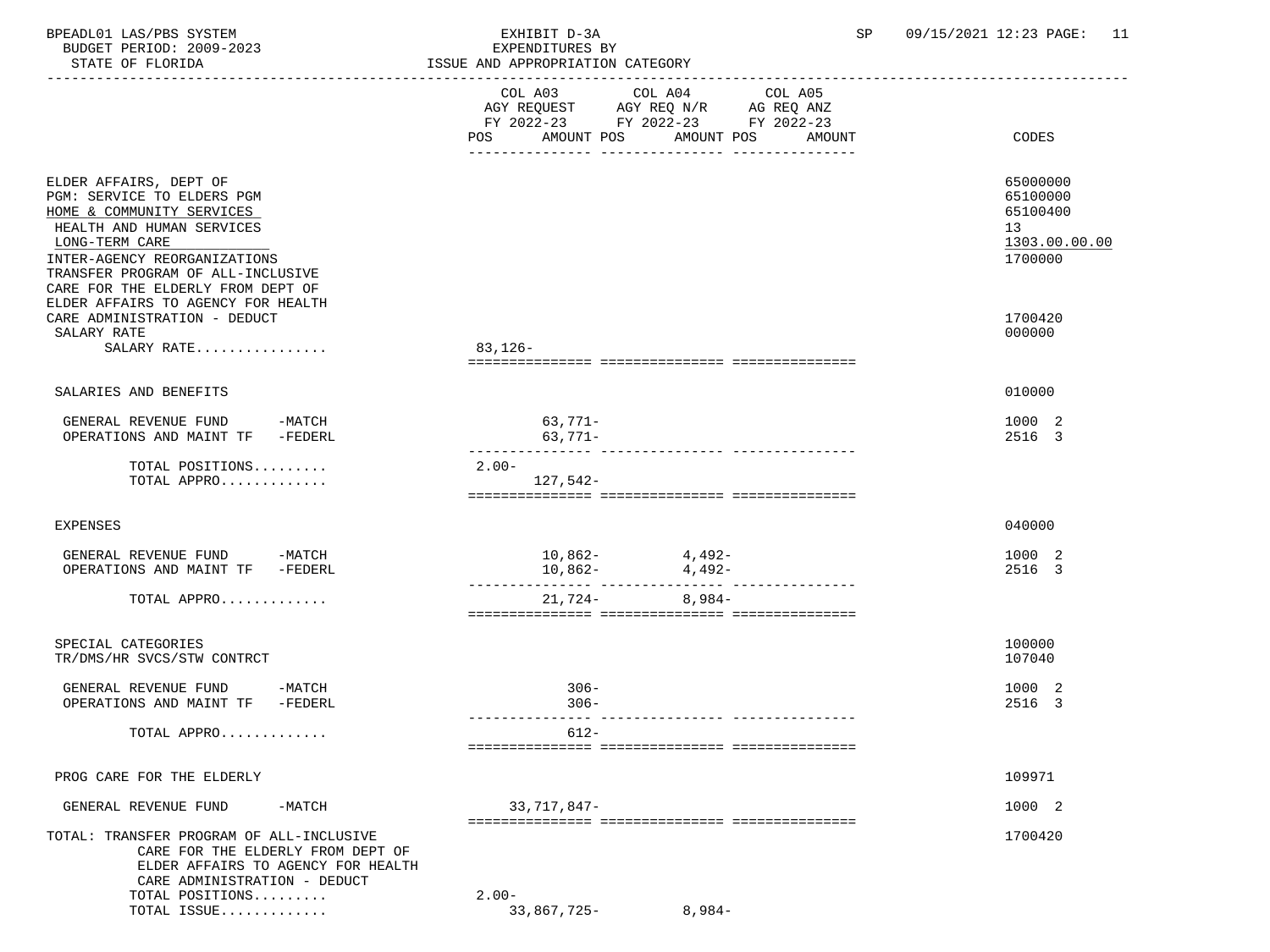BPEADL01 LAS/PBS SYSTEM — EXHIBIT D-3A — EXPENDITURES BY ISSUE AND APPROPRIATION CATEGORY

BUDGET PERIOD: 2009-2023

STATE OF FLORIDA

SP 09/15/2021 12:23

| | COL A03 AGY REQUEST FY 2022-23 POS AMOUNT | COL A04 AGY REQ N/R FY 2022-23 POS AMOUNT | COL A05 AG REQ ANZ FY 2022-23 POS AMOUNT | CODES |
|---|---|---|---|---|
| ELDER AFFAIRS, DEPT OF | | | | 65000000 |
| PGM: SERVICE TO ELDERS PGM | | | | 65100000 |
| HOME & COMMUNITY SERVICES | | | | 65100400 |
| HEALTH AND HUMAN SERVICES | | | | 13 |
| LONG-TERM CARE | | | | 1303.00.00.00 |
| INTER-AGENCY REORGANIZATIONS | | | | 1700000 |
| TRANSFER PROGRAM OF ALL-INCLUSIVE CARE FOR THE ELDERLY FROM DEPT OF ELDER AFFAIRS TO AGENCY FOR HEALTH CARE ADMINISTRATION - DEDUCT | | | | 1700420 |
| SALARY RATE | | | | 000000 |
| SALARY RATE................ | 83,126- | | | |
| SALARIES AND BENEFITS | | | | 010000 |
| GENERAL REVENUE FUND -MATCH | 63,771- | | | 1000 2 |
| OPERATIONS AND MAINT TF -FEDERL | 63,771- | | | 2516 3 |
| TOTAL POSITIONS......... | 2.00- | | | |
| TOTAL APPRO............. | 127,542- | | | |
| EXPENSES | | | | 040000 |
| GENERAL REVENUE FUND -MATCH | 10,862- | 4,492- | | 1000 2 |
| OPERATIONS AND MAINT TF -FEDERL | 10,862- | 4,492- | | 2516 3 |
| TOTAL APPRO............. | 21,724- | 8,984- | | |
| SPECIAL CATEGORIES | | | | 100000 |
| TR/DMS/HR SVCS/STW CONTRCT | | | | 107040 |
| GENERAL REVENUE FUND -MATCH | 306- | | | 1000 2 |
| OPERATIONS AND MAINT TF -FEDERL | 306- | | | 2516 3 |
| TOTAL APPRO............. | 612- | | | |
| PROG CARE FOR THE ELDERLY | | | | 109971 |
| GENERAL REVENUE FUND -MATCH | 33,717,847- | | | 1000 2 |
| TOTAL: TRANSFER PROGRAM OF ALL-INCLUSIVE CARE FOR THE ELDERLY FROM DEPT OF ELDER AFFAIRS TO AGENCY FOR HEALTH CARE ADMINISTRATION - DEDUCT | | | | 1700420 |
| TOTAL POSITIONS......... | 2.00- | | | |
| TOTAL ISSUE............. | 33,867,725- | 8,984- | | |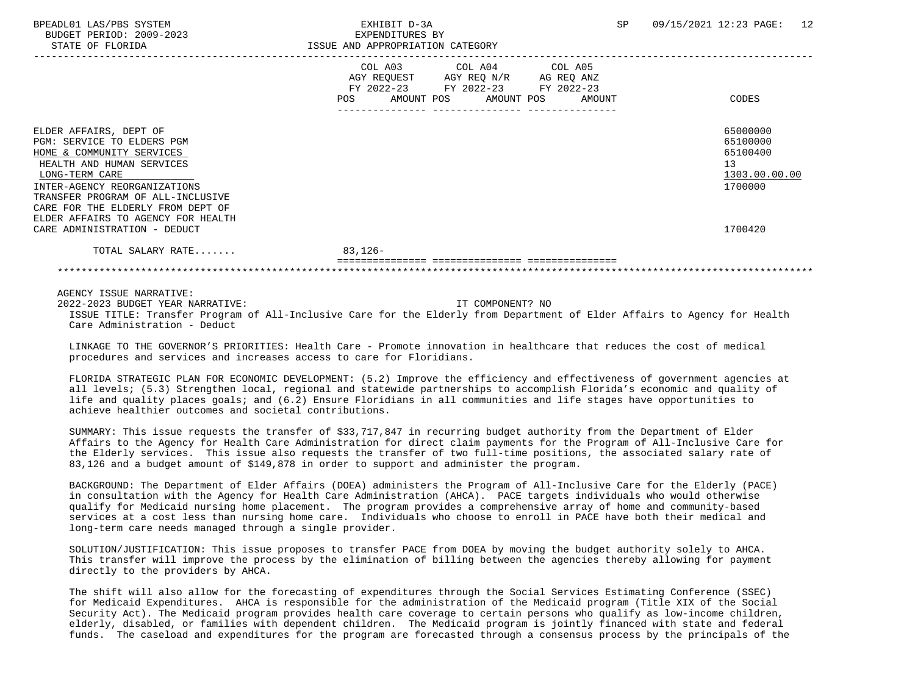BPEADL01 LAS/PBS SYSTEM — EXHIBIT D-3A — EXPENDITURES BY ISSUE AND APPROPRIATION CATEGORY
BUDGET PERIOD: 2009-2023
STATE OF FLORIDA

| | COL A03 AGY REQUEST FY 2022-23 POS AMOUNT | COL A04 AGY REQ N/R FY 2022-23 POS AMOUNT | COL A05 AG REQ ANZ FY 2022-23 POS AMOUNT | CODES |
|---|---|---|---|---|
| ELDER AFFAIRS, DEPT OF | | | | 65000000 |
| PGM: SERVICE TO ELDERS PGM | | | | 65100000 |
| HOME & COMMUNITY SERVICES | | | | 65100400 |
| HEALTH AND HUMAN SERVICES | | | | 13 |
| LONG-TERM CARE | | | | 1303.00.00.00 |
| INTER-AGENCY REORGANIZATIONS | | | | 1700000 |
| TRANSFER PROGRAM OF ALL-INCLUSIVE CARE FOR THE ELDERLY FROM DEPT OF ELDER AFFAIRS TO AGENCY FOR HEALTH CARE ADMINISTRATION - DEDUCT | | | | 1700420 |
| TOTAL SALARY RATE....... | 83,126- | | | |

AGENCY ISSUE NARRATIVE:

2022-2023 BUDGET YEAR NARRATIVE: IT COMPONENT? NO

ISSUE TITLE: Transfer Program of All-Inclusive Care for the Elderly from Department of Elder Affairs to Agency for Health Care Administration - Deduct

LINKAGE TO THE GOVERNOR'S PRIORITIES: Health Care - Promote innovation in healthcare that reduces the cost of medical procedures and services and increases access to care for Floridians.

FLORIDA STRATEGIC PLAN FOR ECONOMIC DEVELOPMENT: (5.2) Improve the efficiency and effectiveness of government agencies at all levels; (5.3) Strengthen local, regional and statewide partnerships to accomplish Florida's economic and quality of life and quality places goals; and (6.2) Ensure Floridians in all communities and life stages have opportunities to achieve healthier outcomes and societal contributions.

SUMMARY: This issue requests the transfer of $33,717,847 in recurring budget authority from the Department of Elder Affairs to the Agency for Health Care Administration for direct claim payments for the Program of All-Inclusive Care for the Elderly services. This issue also requests the transfer of two full-time positions, the associated salary rate of 83,126 and a budget amount of $149,878 in order to support and administer the program.

BACKGROUND: The Department of Elder Affairs (DOEA) administers the Program of All-Inclusive Care for the Elderly (PACE) in consultation with the Agency for Health Care Administration (AHCA). PACE targets individuals who would otherwise qualify for Medicaid nursing home placement. The program provides a comprehensive array of home and community-based services at a cost less than nursing home care. Individuals who choose to enroll in PACE have both their medical and long-term care needs managed through a single provider.

SOLUTION/JUSTIFICATION: This issue proposes to transfer PACE from DOEA by moving the budget authority solely to AHCA. This transfer will improve the process by the elimination of billing between the agencies thereby allowing for payment directly to the providers by AHCA.

The shift will also allow for the forecasting of expenditures through the Social Services Estimating Conference (SSEC) for Medicaid Expenditures. AHCA is responsible for the administration of the Medicaid program (Title XIX of the Social Security Act). The Medicaid program provides health care coverage to certain persons who qualify as low-income children, elderly, disabled, or families with dependent children. The Medicaid program is jointly financed with state and federal funds. The caseload and expenditures for the program are forecasted through a consensus process by the principals of the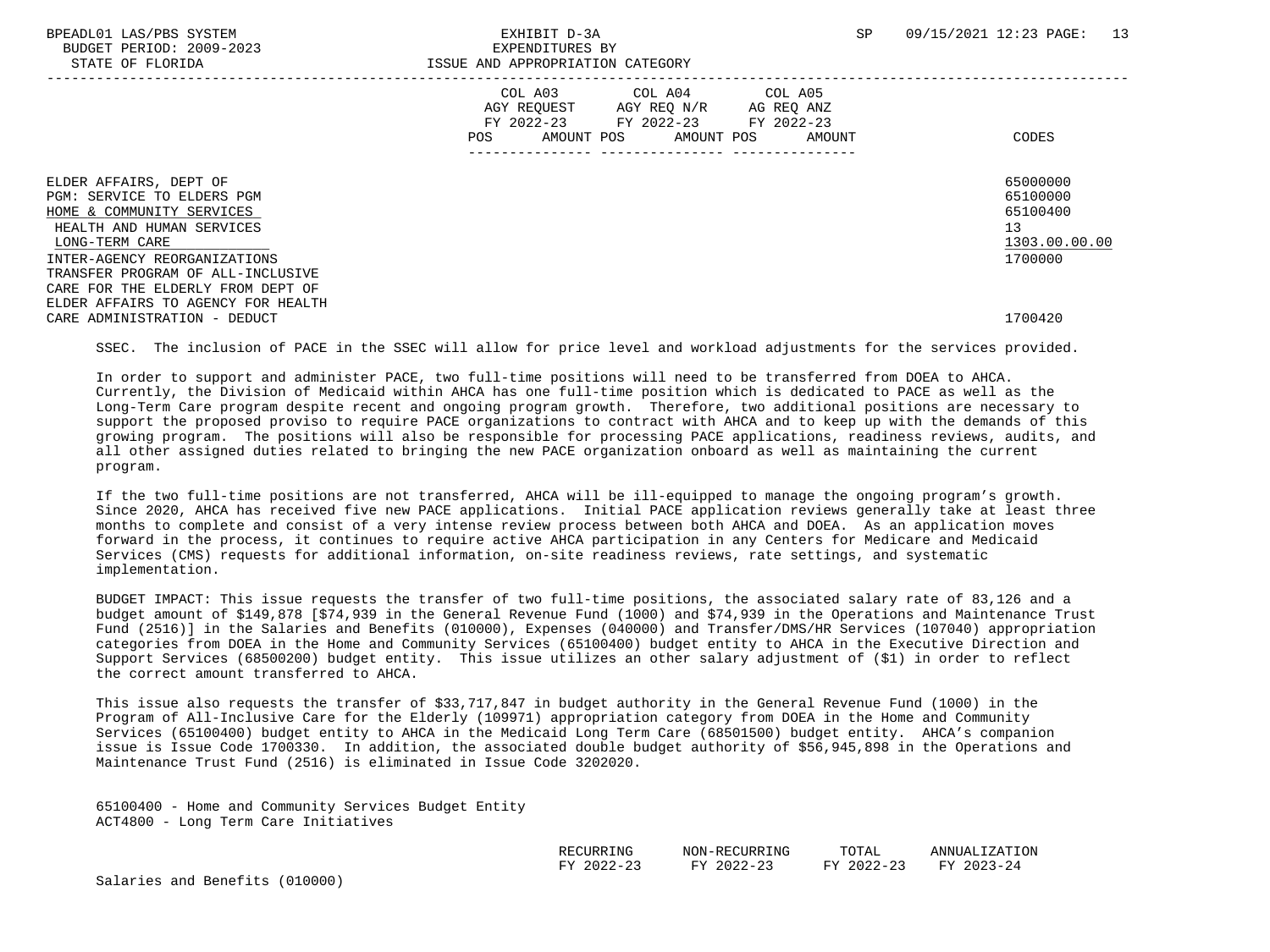| | COL A03 AGY REQUEST FY 2022-23 POS AMOUNT | COL A04 AGY REQ N/R FY 2022-23 POS AMOUNT | COL A05 AG REQ ANZ FY 2022-23 POS AMOUNT | CODES |
|---|---|---|---|---|
| ELDER AFFAIRS, DEPT OF | | | | 65000000 |
| PGM: SERVICE TO ELDERS PGM | | | | 65100000 |
| HOME & COMMUNITY SERVICES | | | | 65100400 |
| HEALTH AND HUMAN SERVICES | | | | 13 |
| LONG-TERM CARE | | | | 1303.00.00.00 |
| INTER-AGENCY REORGANIZATIONS | | | | 1700000 |
| TRANSFER PROGRAM OF ALL-INCLUSIVE CARE FOR THE ELDERLY FROM DEPT OF ELDER AFFAIRS TO AGENCY FOR HEALTH CARE ADMINISTRATION - DEDUCT | | | | 1700420 |

SSEC. The inclusion of PACE in the SSEC will allow for price level and workload adjustments for the services provided.

In order to support and administer PACE, two full-time positions will need to be transferred from DOEA to AHCA. Currently, the Division of Medicaid within AHCA has one full-time position which is dedicated to PACE as well as the Long-Term Care program despite recent and ongoing program growth. Therefore, two additional positions are necessary to support the proposed proviso to require PACE organizations to contract with AHCA and to keep up with the demands of this growing program. The positions will also be responsible for processing PACE applications, readiness reviews, audits, and all other assigned duties related to bringing the new PACE organization onboard as well as maintaining the current program.

If the two full-time positions are not transferred, AHCA will be ill-equipped to manage the ongoing program's growth. Since 2020, AHCA has received five new PACE applications. Initial PACE application reviews generally take at least three months to complete and consist of a very intense review process between both AHCA and DOEA. As an application moves forward in the process, it continues to require active AHCA participation in any Centers for Medicare and Medicaid Services (CMS) requests for additional information, on-site readiness reviews, rate settings, and systematic implementation.

BUDGET IMPACT: This issue requests the transfer of two full-time positions, the associated salary rate of 83,126 and a budget amount of $149,878 [$74,939 in the General Revenue Fund (1000) and $74,939 in the Operations and Maintenance Trust Fund (2516)] in the Salaries and Benefits (010000), Expenses (040000) and Transfer/DMS/HR Services (107040) appropriation categories from DOEA in the Home and Community Services (65100400) budget entity to AHCA in the Executive Direction and Support Services (68500200) budget entity. This issue utilizes an other salary adjustment of ($1) in order to reflect the correct amount transferred to AHCA.

This issue also requests the transfer of $33,717,847 in budget authority in the General Revenue Fund (1000) in the Program of All-Inclusive Care for the Elderly (109971) appropriation category from DOEA in the Home and Community Services (65100400) budget entity to AHCA in the Medicaid Long Term Care (68501500) budget entity. AHCA's companion issue is Issue Code 1700330. In addition, the associated double budget authority of $56,945,898 in the Operations and Maintenance Trust Fund (2516) is eliminated in Issue Code 3202020.

65100400 - Home and Community Services Budget Entity
ACT4800 - Long Term Care Initiatives

| | RECURRING FY 2022-23 | NON-RECURRING FY 2022-23 | TOTAL FY 2022-23 | ANNUALIZATION FY 2023-24 |
|---|---|---|---|---|
| Salaries and Benefits (010000) | | | | |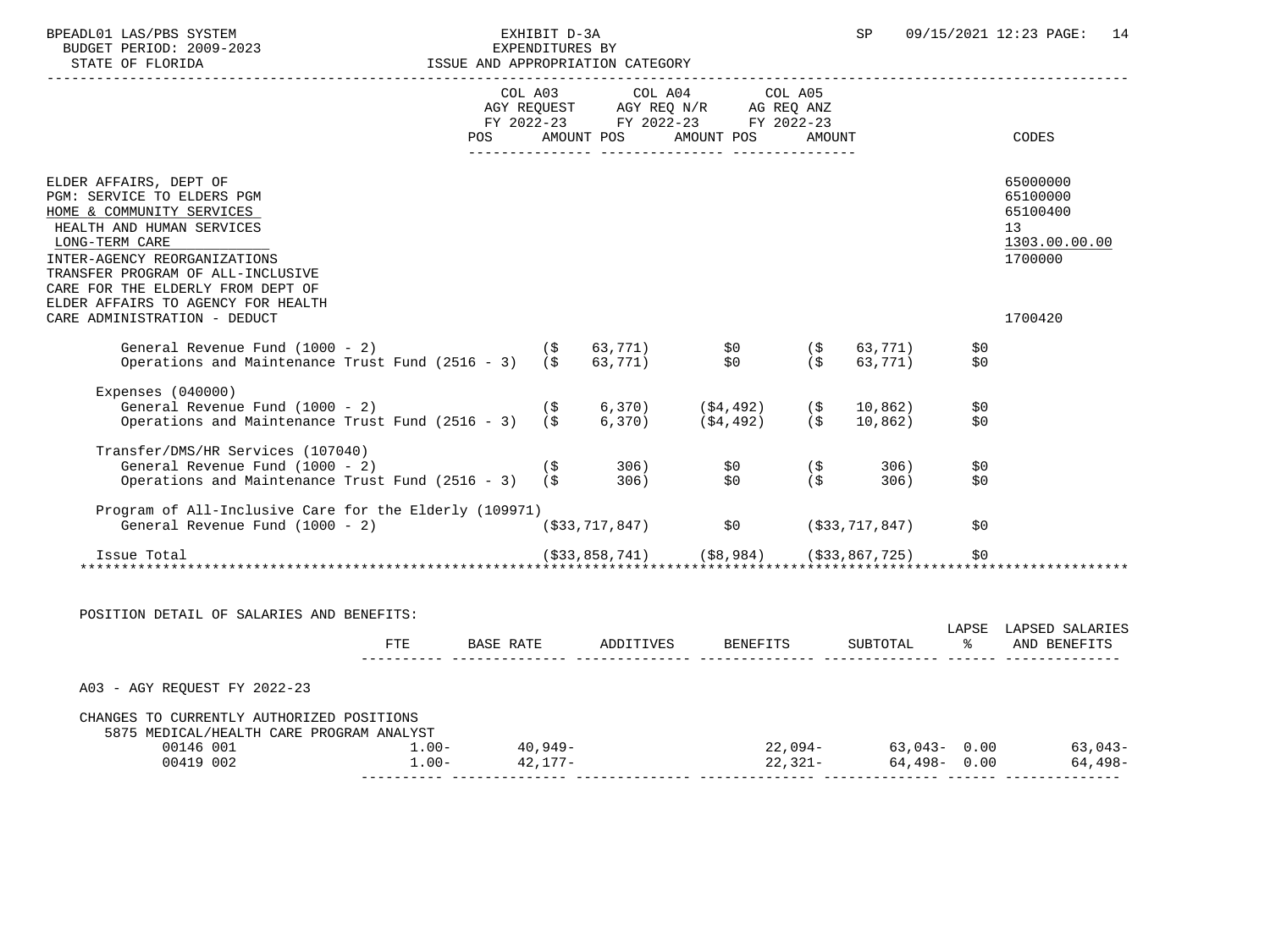BPEADL01 LAS/PBS SYSTEM — EXHIBIT D-3A — EXPENDITURES BY ISSUE AND APPROPRIATION CATEGORY

BUDGET PERIOD: 2009-2023 — STATE OF FLORIDA — SP 09/15/2021 12:23

| | COL A03 AGY REQUEST FY 2022-23 POS AMOUNT | COL A04 AGY REQ N/R FY 2022-23 POS AMOUNT | COL A05 AG REQ ANZ FY 2022-23 POS AMOUNT | | CODES |
|---|---|---|---|---|---|
| ELDER AFFAIRS, DEPT OF | | | | | 65000000 |
| PGM: SERVICE TO ELDERS PGM | | | | | 65100000 |
| HOME & COMMUNITY SERVICES | | | | | 65100400 |
| HEALTH AND HUMAN SERVICES | | | | | 13 |
| LONG-TERM CARE | | | | | 1303.00.00.00 |
| INTER-AGENCY REORGANIZATIONS | | | | | 1700000 |
| TRANSFER PROGRAM OF ALL-INCLUSIVE CARE FOR THE ELDERLY FROM DEPT OF ELDER AFFAIRS TO AGENCY FOR HEALTH CARE ADMINISTRATION - DEDUCT | | | | | 1700420 |
| General Revenue Fund (1000 - 2) | ($ 63,771) | $0 | ($ 63,771) | $0 | |
| Operations and Maintenance Trust Fund (2516 - 3) | ($ 63,771) | $0 | ($ 63,771) | $0 | |
| Expenses (040000) | | | | | |
| General Revenue Fund (1000 - 2) | ($ 6,370) | ($4,492) | ($ 10,862) | $0 | |
| Operations and Maintenance Trust Fund (2516 - 3) | ($ 6,370) | ($4,492) | ($ 10,862) | $0 | |
| Transfer/DMS/HR Services (107040) | | | | | |
| General Revenue Fund (1000 - 2) | ($ 306) | $0 | ($ 306) | $0 | |
| Operations and Maintenance Trust Fund (2516 - 3) | ($ 306) | $0 | ($ 306) | $0 | |
| Program of All-Inclusive Care for the Elderly (109971) | | | | | |
| General Revenue Fund (1000 - 2) | ($33,717,847) | $0 | ($33,717,847) | $0 | |
| Issue Total | ($33,858,741) | ($8,984) | ($33,867,725) | $0 | |

POSITION DETAIL OF SALARIES AND BENEFITS:

| | FTE | BASE RATE | ADDITIVES | BENEFITS | SUBTOTAL | LAPSE % | LAPSED SALARIES AND BENEFITS |
|---|---|---|---|---|---|---|---|
| A03 - AGY REQUEST FY 2022-23 | | | | | | | |
| CHANGES TO CURRENTLY AUTHORIZED POSITIONS | | | | | | | |
| 5875 MEDICAL/HEALTH CARE PROGRAM ANALYST | | | | | | | |
| 00146 001 | 1.00- | 40,949- | | 22,094- | 63,043- | 0.00 | 63,043- |
| 00419 002 | 1.00- | 42,177- | | 22,321- | 64,498- | 0.00 | 64,498- |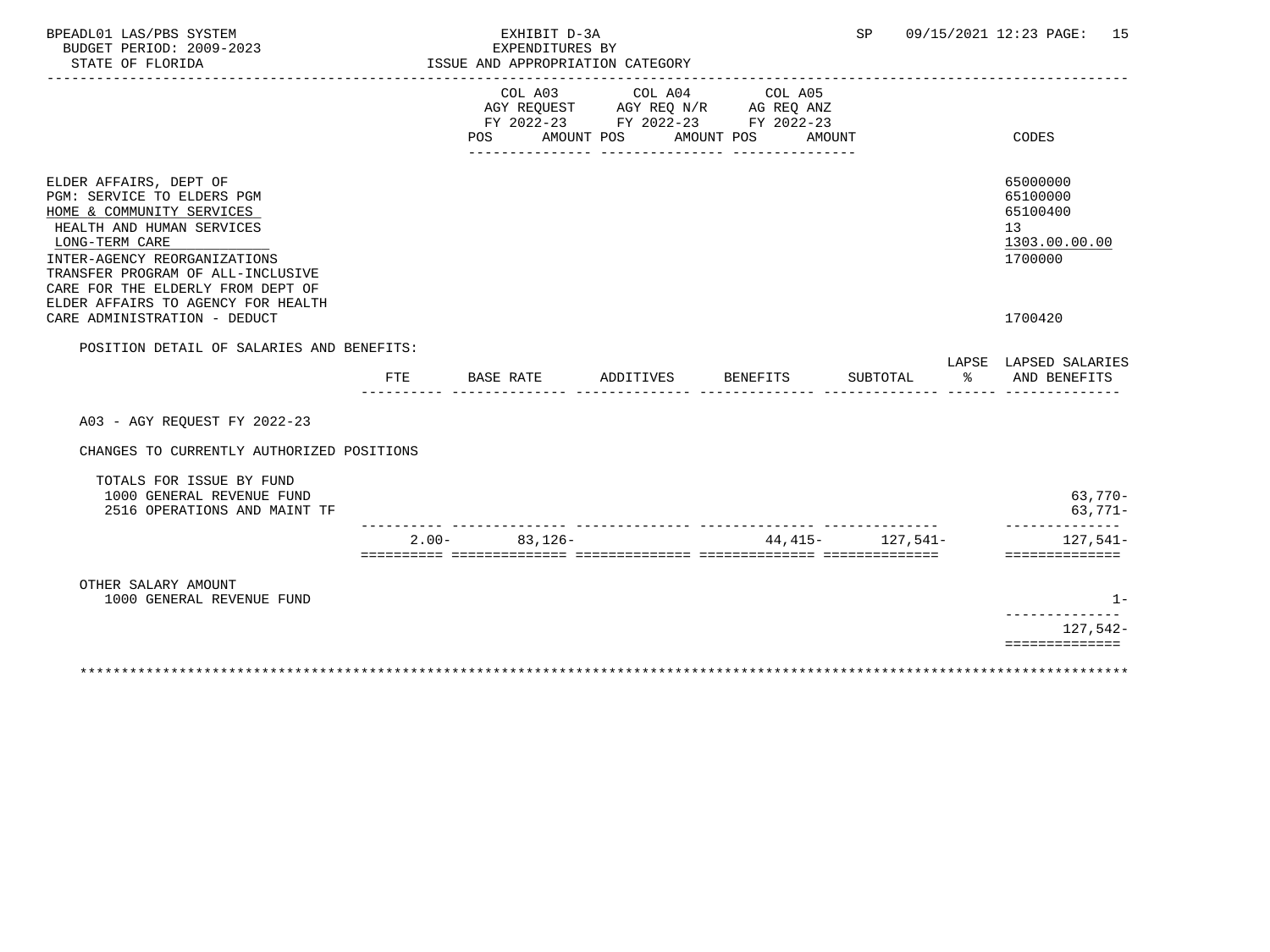BPEADL01 LAS/PBS SYSTEM — EXHIBIT D-3A — SP 09/15/2021 12:23

BUDGET PERIOD: 2009-2023 — EXPENDITURES BY

STATE OF FLORIDA — ISSUE AND APPROPRIATION CATEGORY

| | COL A03 AGY REQUEST FY 2022-23 POS AMOUNT | COL A04 AGY REQ N/R FY 2022-23 POS AMOUNT | COL A05 AG REQ ANZ FY 2022-23 POS AMOUNT | CODES |
|---|---|---|---|---|
| ELDER AFFAIRS, DEPT OF | | | | 65000000 |
| PGM: SERVICE TO ELDERS PGM | | | | 65100000 |
| HOME & COMMUNITY SERVICES | | | | 65100400 |
| HEALTH AND HUMAN SERVICES | | | | 13 |
| LONG-TERM CARE | | | | 1303.00.00.00 |
| INTER-AGENCY REORGANIZATIONS | | | | 1700000 |
| TRANSFER PROGRAM OF ALL-INCLUSIVE CARE FOR THE ELDERLY FROM DEPT OF ELDER AFFAIRS TO AGENCY FOR HEALTH CARE ADMINISTRATION - DEDUCT | | | | 1700420 |

POSITION DETAIL OF SALARIES AND BENEFITS:

| | FTE | BASE RATE | ADDITIVES | BENEFITS | SUBTOTAL | LAPSE % | LAPSED SALARIES AND BENEFITS |
|---|---|---|---|---|---|---|---|
| A03 - AGY REQUEST FY 2022-23 | | | | | | | |
| CHANGES TO CURRENTLY AUTHORIZED POSITIONS | | | | | | | |
| TOTALS FOR ISSUE BY FUND | | | | | | | |
| 1000 GENERAL REVENUE FUND | | | | | | | 63,770- |
| 2516 OPERATIONS AND MAINT TF | | | | | | | 63,771- |
| | 2.00- | 83,126- | | 44,415- | 127,541- | | 127,541- |
| OTHER SALARY AMOUNT | | | | | | | |
| 1000 GENERAL REVENUE FUND | | | | | | | 1- |
| | | | | | | | 127,542- |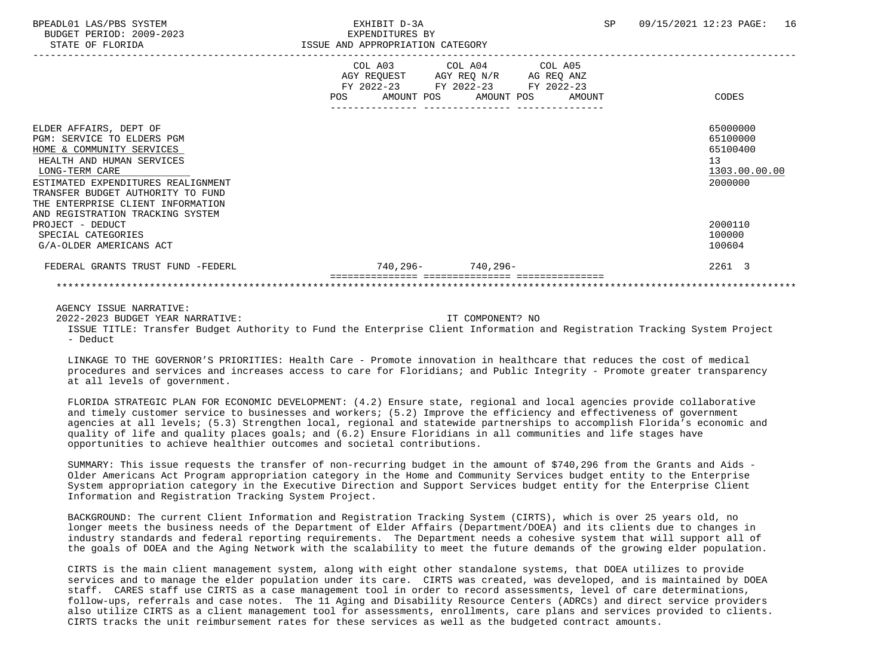BPEADL01 LAS/PBS SYSTEM — EXHIBIT D-3A — EXPENDITURES BY ISSUE AND APPROPRIATION CATEGORY
BUDGET PERIOD: 2009-2023
STATE OF FLORIDA
SP 09/15/2021 12:23

| | COL A03 AGY REQUEST FY 2022-23 POS AMOUNT | COL A04 AGY REQ N/R FY 2022-23 POS AMOUNT | COL A05 AG REQ ANZ FY 2022-23 POS AMOUNT | CODES |
|---|---|---|---|---|
| ELDER AFFAIRS, DEPT OF | | | | 65000000 |
| PGM: SERVICE TO ELDERS PGM | | | | 65100000 |
| HOME & COMMUNITY SERVICES | | | | 65100400 |
| HEALTH AND HUMAN SERVICES | | | | 13 |
| LONG-TERM CARE | | | | 1303.00.00.00 |
| ESTIMATED EXPENDITURES REALIGNMENT | | | | 2000000 |
| TRANSFER BUDGET AUTHORITY TO FUND THE ENTERPRISE CLIENT INFORMATION AND REGISTRATION TRACKING SYSTEM PROJECT - DEDUCT | | | | 2000110 |
| SPECIAL CATEGORIES | | | | 100000 |
| G/A-OLDER AMERICANS ACT | | | | 100604 |
| FEDERAL GRANTS TRUST FUND -FEDERL | 740,296- | 740,296- | | 2261 3 |

AGENCY ISSUE NARRATIVE:

2022-2023 BUDGET YEAR NARRATIVE: IT COMPONENT? NO

ISSUE TITLE: Transfer Budget Authority to Fund the Enterprise Client Information and Registration Tracking System Project - Deduct

LINKAGE TO THE GOVERNOR'S PRIORITIES: Health Care - Promote innovation in healthcare that reduces the cost of medical procedures and services and increases access to care for Floridians; and Public Integrity - Promote greater transparency at all levels of government.

FLORIDA STRATEGIC PLAN FOR ECONOMIC DEVELOPMENT: (4.2) Ensure state, regional and local agencies provide collaborative and timely customer service to businesses and workers; (5.2) Improve the efficiency and effectiveness of government agencies at all levels; (5.3) Strengthen local, regional and statewide partnerships to accomplish Florida's economic and quality of life and quality places goals; and (6.2) Ensure Floridians in all communities and life stages have opportunities to achieve healthier outcomes and societal contributions.

SUMMARY: This issue requests the transfer of non-recurring budget in the amount of $740,296 from the Grants and Aids - Older Americans Act Program appropriation category in the Home and Community Services budget entity to the Enterprise System appropriation category in the Executive Direction and Support Services budget entity for the Enterprise Client Information and Registration Tracking System Project.

BACKGROUND: The current Client Information and Registration Tracking System (CIRTS), which is over 25 years old, no longer meets the business needs of the Department of Elder Affairs (Department/DOEA) and its clients due to changes in industry standards and federal reporting requirements. The Department needs a cohesive system that will support all of the goals of DOEA and the Aging Network with the scalability to meet the future demands of the growing elder population.

CIRTS is the main client management system, along with eight other standalone systems, that DOEA utilizes to provide services and to manage the elder population under its care. CIRTS was created, was developed, and is maintained by DOEA staff. CARES staff use CIRTS as a case management tool in order to record assessments, level of care determinations, follow-ups, referrals and case notes. The 11 Aging and Disability Resource Centers (ADRCs) and direct service providers also utilize CIRTS as a client management tool for assessments, enrollments, care plans and services provided to clients. CIRTS tracks the unit reimbursement rates for these services as well as the budgeted contract amounts.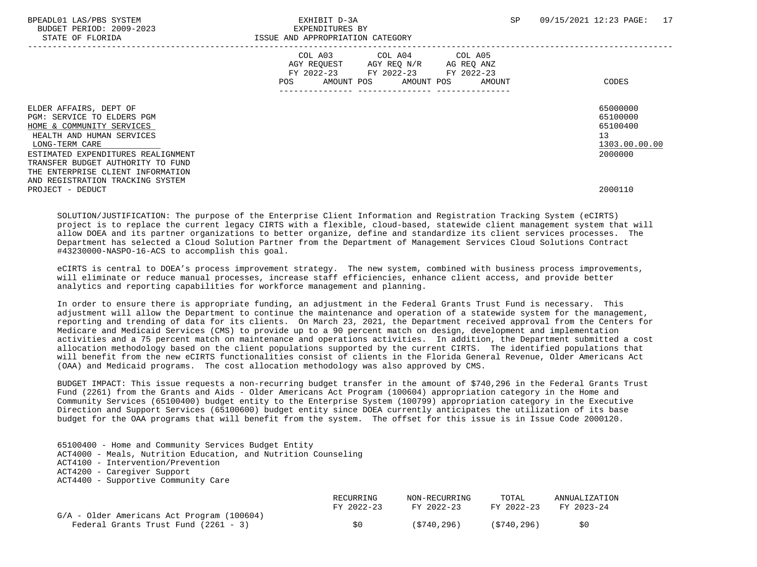BPEADL01 LAS/PBS SYSTEM | EXHIBIT D-3A | SP 09/15/2021 12:23

BUDGET PERIOD: 2009-2023 | EXPENDITURES BY

STATE OF FLORIDA | ISSUE AND APPROPRIATION CATEGORY

| | COL A03 AGY REQUEST FY 2022-23 POS AMOUNT | COL A04 AGY REQ N/R FY 2022-23 POS AMOUNT | COL A05 AG REQ ANZ FY 2022-23 POS AMOUNT | CODES |
|---|---|---|---|---|
| ELDER AFFAIRS, DEPT OF | | | | 65000000 |
| PGM: SERVICE TO ELDERS PGM | | | | 65100000 |
| HOME & COMMUNITY SERVICES | | | | 65100400 |
| HEALTH AND HUMAN SERVICES | | | | 13 |
| LONG-TERM CARE | | | | 1303.00.00.00 |
| ESTIMATED EXPENDITURES REALIGNMENT | | | | 2000000 |
| TRANSFER BUDGET AUTHORITY TO FUND THE ENTERPRISE CLIENT INFORMATION AND REGISTRATION TRACKING SYSTEM PROJECT - DEDUCT | | | | 2000110 |

SOLUTION/JUSTIFICATION: The purpose of the Enterprise Client Information and Registration Tracking System (eCIRTS) project is to replace the current legacy CIRTS with a flexible, cloud-based, statewide client management system that will allow DOEA and its partner organizations to better organize, define and standardize its client services processes. The Department has selected a Cloud Solution Partner from the Department of Management Services Cloud Solutions Contract #43230000-NASPO-16-ACS to accomplish this goal.

eCIRTS is central to DOEA's process improvement strategy. The new system, combined with business process improvements, will eliminate or reduce manual processes, increase staff efficiencies, enhance client access, and provide better analytics and reporting capabilities for workforce management and planning.

In order to ensure there is appropriate funding, an adjustment in the Federal Grants Trust Fund is necessary. This adjustment will allow the Department to continue the maintenance and operation of a statewide system for the management, reporting and trending of data for its clients. On March 23, 2021, the Department received approval from the Centers for Medicare and Medicaid Services (CMS) to provide up to a 90 percent match on design, development and implementation activities and a 75 percent match on maintenance and operations activities. In addition, the Department submitted a cost allocation methodology based on the client populations supported by the current CIRTS. The identified populations that will benefit from the new eCIRTS functionalities consist of clients in the Florida General Revenue, Older Americans Act (OAA) and Medicaid programs. The cost allocation methodology was also approved by CMS.

BUDGET IMPACT: This issue requests a non-recurring budget transfer in the amount of $740,296 in the Federal Grants Trust Fund (2261) from the Grants and Aids - Older Americans Act Program (100604) appropriation category in the Home and Community Services (65100400) budget entity to the Enterprise System (100799) appropriation category in the Executive Direction and Support Services (65100600) budget entity since DOEA currently anticipates the utilization of its base budget for the OAA programs that will benefit from the system. The offset for this issue is in Issue Code 2000120.

65100400 - Home and Community Services Budget Entity
ACT4000 - Meals, Nutrition Education, and Nutrition Counseling
ACT4100 - Intervention/Prevention
ACT4200 - Caregiver Support
ACT4400 - Supportive Community Care

| | RECURRING FY 2022-23 | NON-RECURRING FY 2022-23 | TOTAL FY 2022-23 | ANNUALIZATION FY 2023-24 |
|---|---|---|---|---|
| G/A - Older Americans Act Program (100604) | | | | |
| Federal Grants Trust Fund (2261 - 3) | $0 | ($740,296) | ($740,296) | $0 |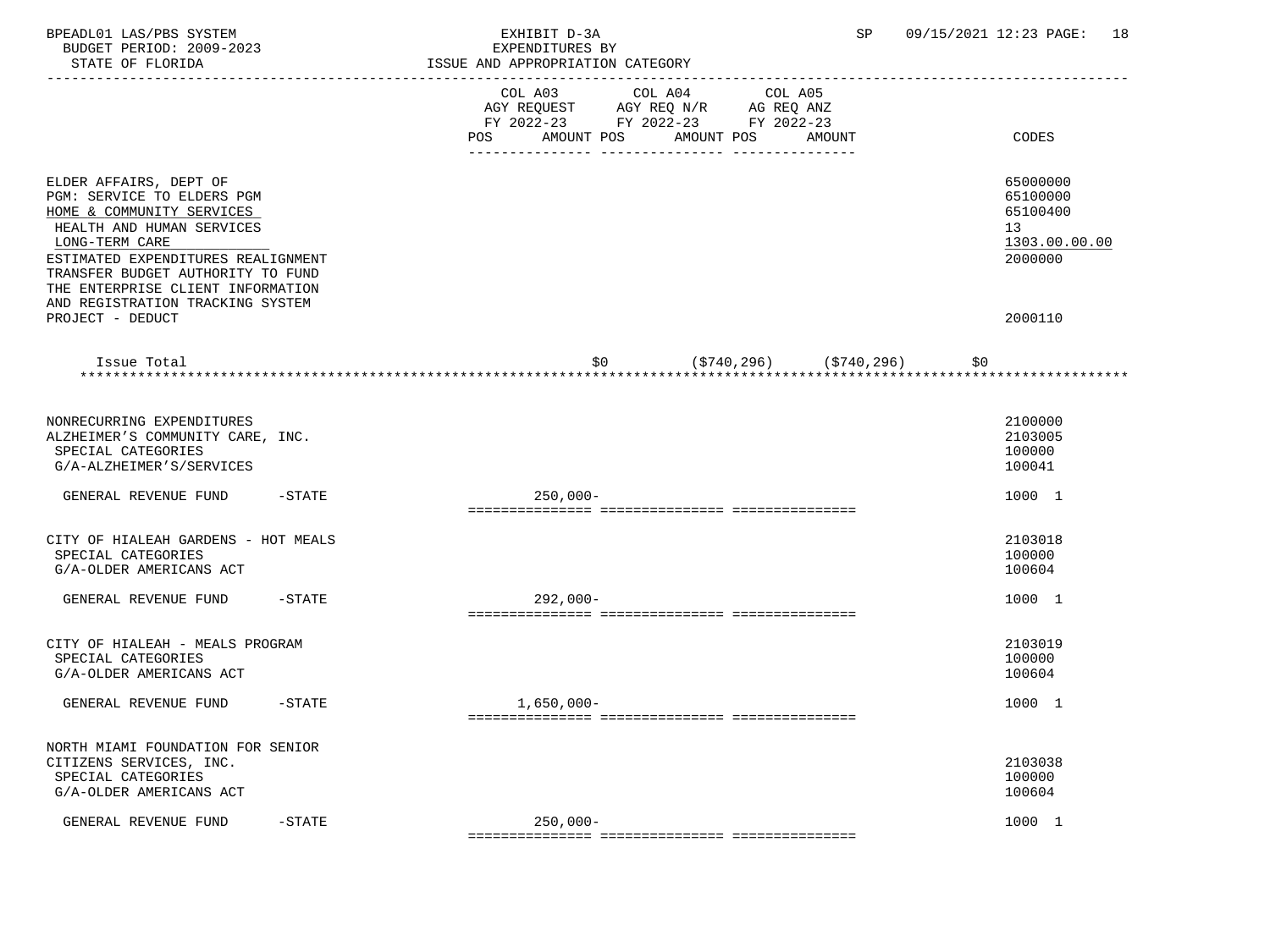BPEADL01 LAS/PBS SYSTEM — EXHIBIT D-3A — SP 09/15/2021 12:23 PAGE: 18
BUDGET PERIOD: 2009-2023 — EXPENDITURES BY
STATE OF FLORIDA — ISSUE AND APPROPRIATION CATEGORY

| | COL A03 AGY REQUEST FY 2022-23 POS AMOUNT | COL A04 AGY REQ N/R FY 2022-23 POS AMOUNT | COL A05 AG REQ ANZ FY 2022-23 POS AMOUNT | CODES |
|---|---|---|---|---|
| ELDER AFFAIRS, DEPT OF | | | | 65000000 |
| PGM: SERVICE TO ELDERS PGM | | | | 65100000 |
| HOME & COMMUNITY SERVICES | | | | 65100400 |
| HEALTH AND HUMAN SERVICES | | | | 13 |
| LONG-TERM CARE | | | | 1303.00.00.00 |
| ESTIMATED EXPENDITURES REALIGNMENT | | | | 2000000 |
| TRANSFER BUDGET AUTHORITY TO FUND THE ENTERPRISE CLIENT INFORMATION AND REGISTRATION TRACKING SYSTEM PROJECT - DEDUCT | | | | 2000110 |
| Issue Total | $0 | ($740,296) | ($740,296) | $0 |
| NONRECURRING EXPENDITURES | | | | 2100000 |
| ALZHEIMER'S COMMUNITY CARE, INC. | | | | 2103005 |
| SPECIAL CATEGORIES | | | | 100000 |
| G/A-ALZHEIMER'S/SERVICES | | | | 100041 |
| GENERAL REVENUE FUND -STATE | 250,000- | | | 1000 1 |
| CITY OF HIALEAH GARDENS - HOT MEALS | | | | 2103018 |
| SPECIAL CATEGORIES | | | | 100000 |
| G/A-OLDER AMERICANS ACT | | | | 100604 |
| GENERAL REVENUE FUND -STATE | 292,000- | | | 1000 1 |
| CITY OF HIALEAH - MEALS PROGRAM | | | | 2103019 |
| SPECIAL CATEGORIES | | | | 100000 |
| G/A-OLDER AMERICANS ACT | | | | 100604 |
| GENERAL REVENUE FUND -STATE | 1,650,000- | | | 1000 1 |
| NORTH MIAMI FOUNDATION FOR SENIOR CITIZENS SERVICES, INC. | | | | 2103038 |
| SPECIAL CATEGORIES | | | | 100000 |
| G/A-OLDER AMERICANS ACT | | | | 100604 |
| GENERAL REVENUE FUND -STATE | 250,000- | | | 1000 1 |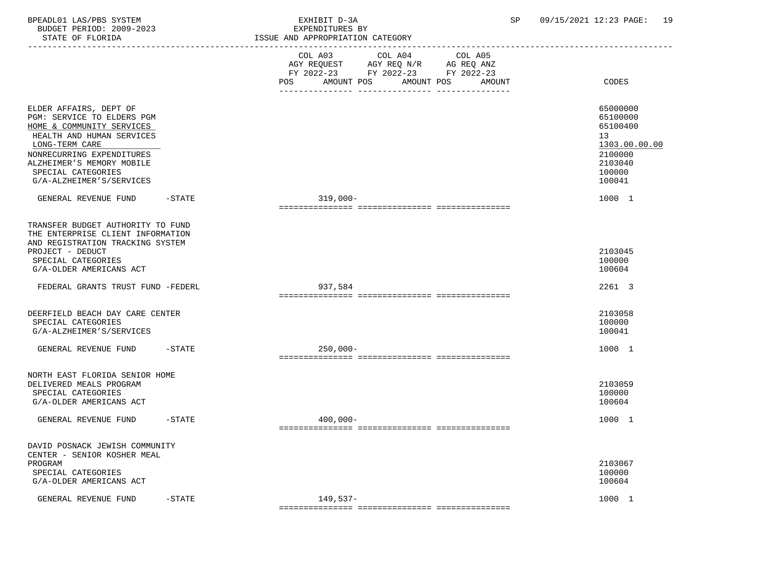BPEADL01 LAS/PBS SYSTEM — EXHIBIT D-3A — EXPENDITURES BY ISSUE AND APPROPRIATION CATEGORY

BUDGET PERIOD: 2009-2023 — STATE OF FLORIDA — SP 09/15/2021 12:23

| | COL A03 AGY REQUEST FY 2022-23 POS AMOUNT | COL A04 AGY REQ N/R FY 2022-23 POS AMOUNT | COL A05 AG REQ ANZ FY 2022-23 POS AMOUNT | CODES |
|---|---|---|---|---|
| ELDER AFFAIRS, DEPT OF | | | | 65000000 |
| PGM: SERVICE TO ELDERS PGM | | | | 65100000 |
| HOME & COMMUNITY SERVICES | | | | 65100400 |
| HEALTH AND HUMAN SERVICES | | | | 13 |
| LONG-TERM CARE | | | | 1303.00.00.00 |
| NONRECURRING EXPENDITURES | | | | 2100000 |
| ALZHEIMER'S MEMORY MOBILE | | | | 2103040 |
| SPECIAL CATEGORIES | | | | 100000 |
| G/A-ALZHEIMER'S/SERVICES | | | | 100041 |
| GENERAL REVENUE FUND -STATE | 319,000- | | | 1000 1 |
| TRANSFER BUDGET AUTHORITY TO FUND THE ENTERPRISE CLIENT INFORMATION AND REGISTRATION TRACKING SYSTEM PROJECT - DEDUCT | | | | 2103045 |
| SPECIAL CATEGORIES | | | | 100000 |
| G/A-OLDER AMERICANS ACT | | | | 100604 |
| FEDERAL GRANTS TRUST FUND -FEDERL | 937,584 | | | 2261 3 |
| DEERFIELD BEACH DAY CARE CENTER | | | | 2103058 |
| SPECIAL CATEGORIES | | | | 100000 |
| G/A-ALZHEIMER'S/SERVICES | | | | 100041 |
| GENERAL REVENUE FUND -STATE | 250,000- | | | 1000 1 |
| NORTH EAST FLORIDA SENIOR HOME DELIVERED MEALS PROGRAM | | | | 2103059 |
| SPECIAL CATEGORIES | | | | 100000 |
| G/A-OLDER AMERICANS ACT | | | | 100604 |
| GENERAL REVENUE FUND -STATE | 400,000- | | | 1000 1 |
| DAVID POSNACK JEWISH COMMUNITY CENTER - SENIOR KOSHER MEAL PROGRAM | | | | 2103067 |
| SPECIAL CATEGORIES | | | | 100000 |
| G/A-OLDER AMERICANS ACT | | | | 100604 |
| GENERAL REVENUE FUND -STATE | 149,537- | | | 1000 1 |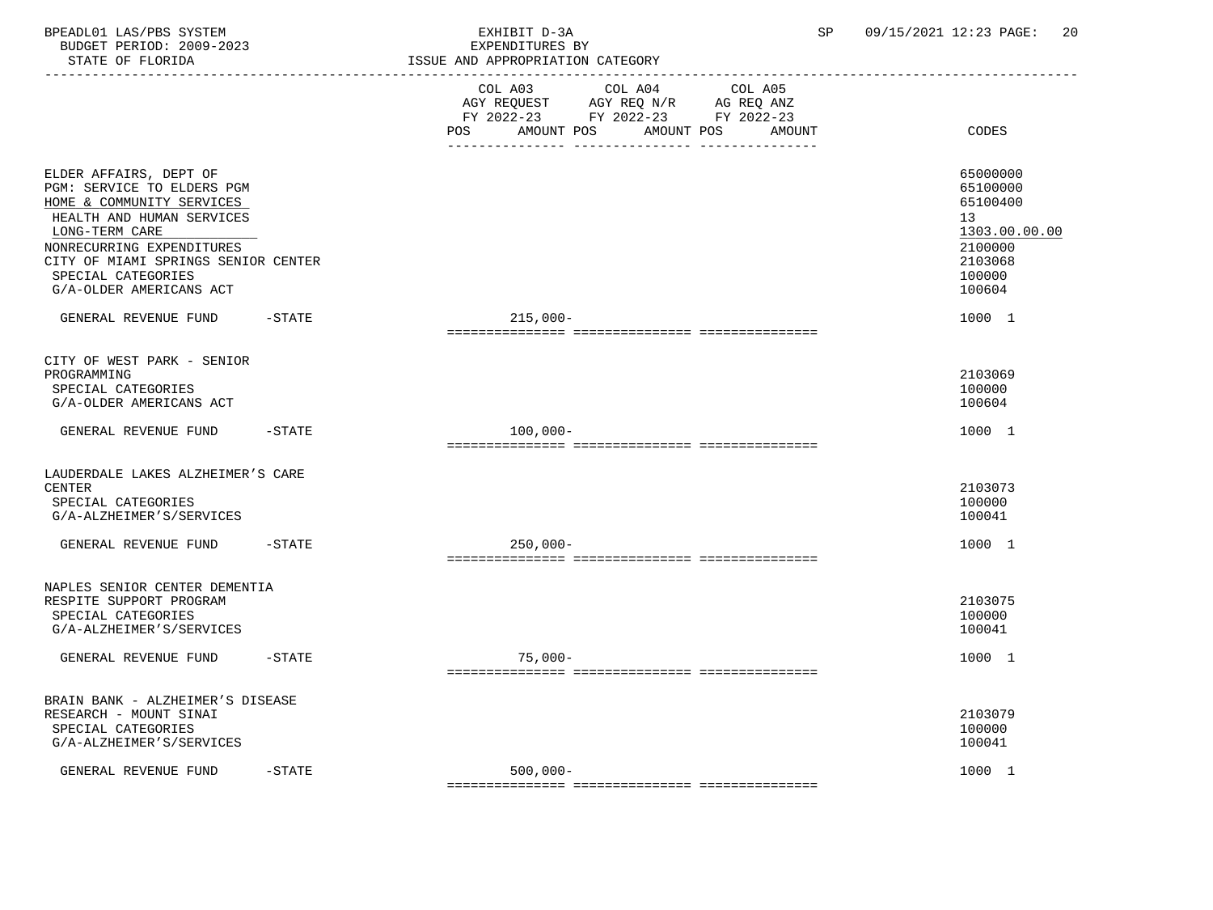BPEADL01 LAS/PBS SYSTEM — EXHIBIT D-3A — EXPENDITURES BY ISSUE AND APPROPRIATION CATEGORY
BUDGET PERIOD: 2009-2023 — STATE OF FLORIDA — SP 09/15/2021 12:23

| | COL A03 AGY REQUEST FY 2022-23 POS AMOUNT | COL A04 AGY REQ N/R FY 2022-23 POS AMOUNT | COL A05 AG REQ ANZ FY 2022-23 POS AMOUNT | CODES |
|---|---|---|---|---|
| ELDER AFFAIRS, DEPT OF | | | | 65000000 |
| PGM: SERVICE TO ELDERS PGM | | | | 65100000 |
| HOME & COMMUNITY SERVICES | | | | 65100400 |
| HEALTH AND HUMAN SERVICES | | | | 13 |
| LONG-TERM CARE | | | | 1303.00.00.00 |
| NONRECURRING EXPENDITURES | | | | 2100000 |
| CITY OF MIAMI SPRINGS SENIOR CENTER | | | | 2103068 |
| SPECIAL CATEGORIES | | | | 100000 |
| G/A-OLDER AMERICANS ACT | | | | 100604 |
| GENERAL REVENUE FUND -STATE | 215,000- | | | 1000 1 |
| CITY OF WEST PARK - SENIOR PROGRAMMING | | | | 2103069 |
| SPECIAL CATEGORIES | | | | 100000 |
| G/A-OLDER AMERICANS ACT | | | | 100604 |
| GENERAL REVENUE FUND -STATE | 100,000- | | | 1000 1 |
| LAUDERDALE LAKES ALZHEIMER'S CARE CENTER | | | | 2103073 |
| SPECIAL CATEGORIES | | | | 100000 |
| G/A-ALZHEIMER'S/SERVICES | | | | 100041 |
| GENERAL REVENUE FUND -STATE | 250,000- | | | 1000 1 |
| NAPLES SENIOR CENTER DEMENTIA RESPITE SUPPORT PROGRAM | | | | 2103075 |
| SPECIAL CATEGORIES | | | | 100000 |
| G/A-ALZHEIMER'S/SERVICES | | | | 100041 |
| GENERAL REVENUE FUND -STATE | 75,000- | | | 1000 1 |
| BRAIN BANK - ALZHEIMER'S DISEASE RESEARCH - MOUNT SINAI | | | | 2103079 |
| SPECIAL CATEGORIES | | | | 100000 |
| G/A-ALZHEIMER'S/SERVICES | | | | 100041 |
| GENERAL REVENUE FUND -STATE | 500,000- | | | 1000 1 |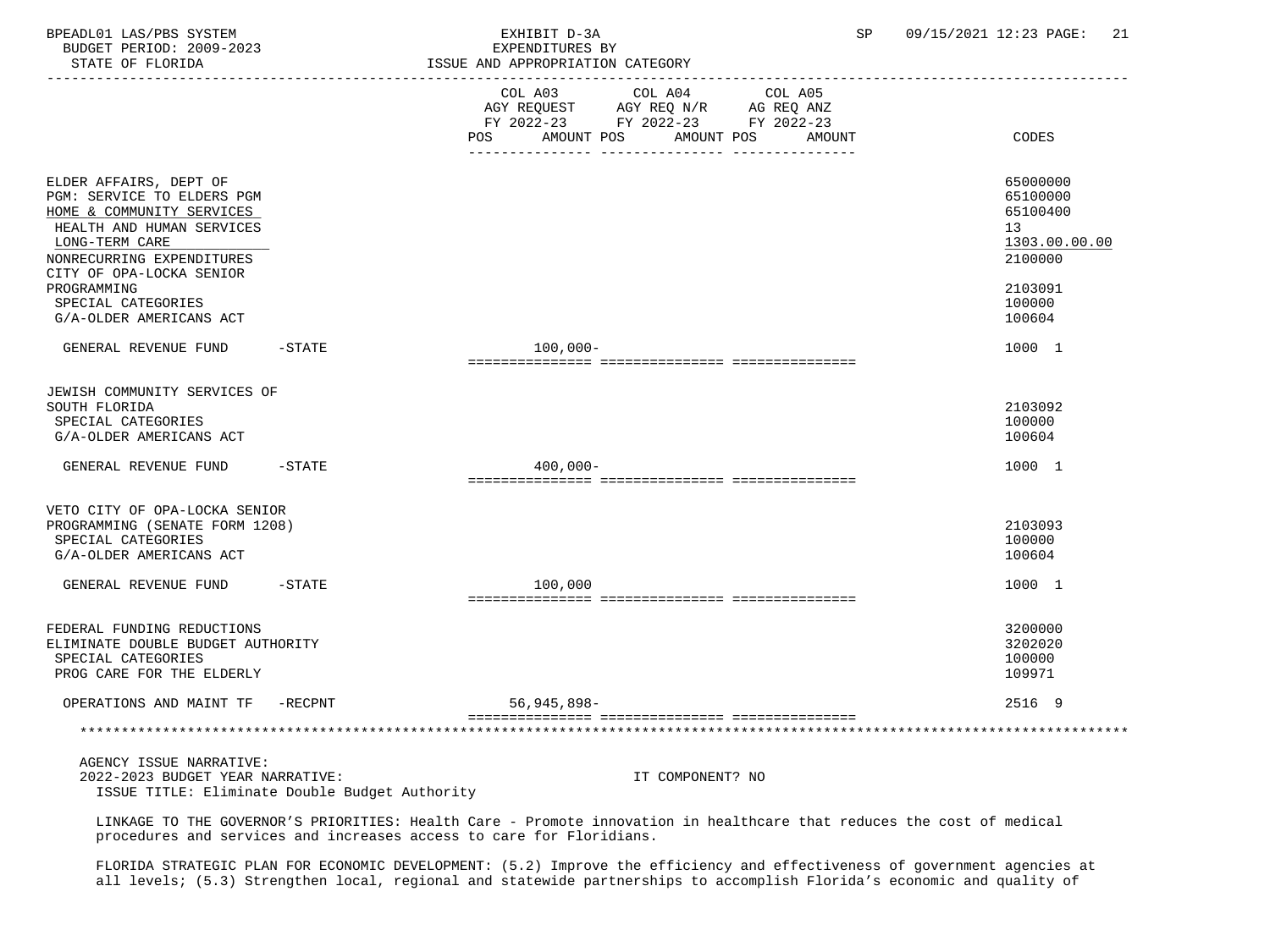BPEADL01 LAS/PBS SYSTEM — EXHIBIT D-3A — EXPENDITURES BY ISSUE AND APPROPRIATION CATEGORY
BUDGET PERIOD: 2009-2023 — STATE OF FLORIDA — SP 09/15/2021 12:23

| | COL A03 AGY REQUEST FY 2022-23 POS AMOUNT | COL A04 AGY REQ N/R FY 2022-23 POS AMOUNT | COL A05 AG REQ ANZ FY 2022-23 POS AMOUNT | CODES |
|---|---|---|---|---|
| ELDER AFFAIRS, DEPT OF | | | | 65000000 |
| PGM: SERVICE TO ELDERS PGM | | | | 65100000 |
| HOME & COMMUNITY SERVICES | | | | 65100400 |
| HEALTH AND HUMAN SERVICES | | | | 13 |
| LONG-TERM CARE | | | | 1303.00.00.00 |
| NONRECURRING EXPENDITURES | | | | 2100000 |
| CITY OF OPA-LOCKA SENIOR PROGRAMMING | | | | 2103091 |
| SPECIAL CATEGORIES | | | | 100000 |
| G/A-OLDER AMERICANS ACT | | | | 100604 |
| GENERAL REVENUE FUND -STATE | 100,000- | | | 1000 1 |
| JEWISH COMMUNITY SERVICES OF SOUTH FLORIDA | | | | 2103092 |
| SPECIAL CATEGORIES | | | | 100000 |
| G/A-OLDER AMERICANS ACT | | | | 100604 |
| GENERAL REVENUE FUND -STATE | 400,000- | | | 1000 1 |
| VETO CITY OF OPA-LOCKA SENIOR PROGRAMMING (SENATE FORM 1208) | | | | 2103093 |
| SPECIAL CATEGORIES | | | | 100000 |
| G/A-OLDER AMERICANS ACT | | | | 100604 |
| GENERAL REVENUE FUND -STATE | 100,000 | | | 1000 1 |
| FEDERAL FUNDING REDUCTIONS | | | | 3200000 |
| ELIMINATE DOUBLE BUDGET AUTHORITY | | | | 3202020 |
| SPECIAL CATEGORIES | | | | 100000 |
| PROG CARE FOR THE ELDERLY | | | | 109971 |
| OPERATIONS AND MAINT TF -RECPNT | 56,945,898- | | | 2516 9 |

AGENCY ISSUE NARRATIVE:
2022-2023 BUDGET YEAR NARRATIVE: IT COMPONENT? NO
ISSUE TITLE: Eliminate Double Budget Authority

LINKAGE TO THE GOVERNOR'S PRIORITIES: Health Care - Promote innovation in healthcare that reduces the cost of medical procedures and services and increases access to care for Floridians.

FLORIDA STRATEGIC PLAN FOR ECONOMIC DEVELOPMENT: (5.2) Improve the efficiency and effectiveness of government agencies at all levels; (5.3) Strengthen local, regional and statewide partnerships to accomplish Florida's economic and quality of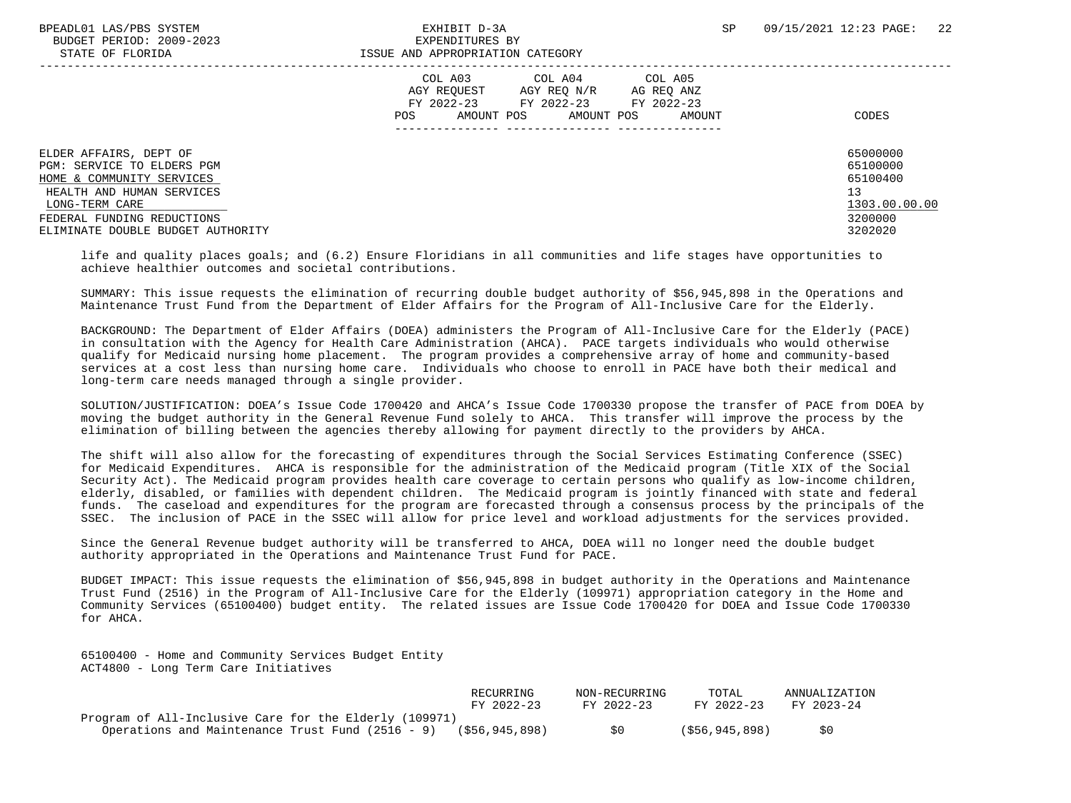| | COL A03 AGY REQUEST FY 2022-23 POS AMOUNT | COL A04 AGY REQ N/R FY 2022-23 POS AMOUNT | COL A05 AG REQ ANZ FY 2022-23 POS AMOUNT | CODES |
|---|---|---|---|---|
| ELDER AFFAIRS, DEPT OF | | | | 65000000 |
| PGM: SERVICE TO ELDERS PGM | | | | 65100000 |
| HOME & COMMUNITY SERVICES | | | | 65100400 |
| HEALTH AND HUMAN SERVICES | | | | 13 |
| LONG-TERM CARE | | | | 1303.00.00.00 |
| FEDERAL FUNDING REDUCTIONS | | | | 3200000 |
| ELIMINATE DOUBLE BUDGET AUTHORITY | | | | 3202020 |

life and quality places goals; and (6.2) Ensure Floridians in all communities and life stages have opportunities to achieve healthier outcomes and societal contributions.

SUMMARY: This issue requests the elimination of recurring double budget authority of $56,945,898 in the Operations and Maintenance Trust Fund from the Department of Elder Affairs for the Program of All-Inclusive Care for the Elderly.

BACKGROUND: The Department of Elder Affairs (DOEA) administers the Program of All-Inclusive Care for the Elderly (PACE) in consultation with the Agency for Health Care Administration (AHCA). PACE targets individuals who would otherwise qualify for Medicaid nursing home placement. The program provides a comprehensive array of home and community-based services at a cost less than nursing home care. Individuals who choose to enroll in PACE have both their medical and long-term care needs managed through a single provider.

SOLUTION/JUSTIFICATION: DOEA's Issue Code 1700420 and AHCA's Issue Code 1700330 propose the transfer of PACE from DOEA by moving the budget authority in the General Revenue Fund solely to AHCA. This transfer will improve the process by the elimination of billing between the agencies thereby allowing for payment directly to the providers by AHCA.

The shift will also allow for the forecasting of expenditures through the Social Services Estimating Conference (SSEC) for Medicaid Expenditures. AHCA is responsible for the administration of the Medicaid program (Title XIX of the Social Security Act). The Medicaid program provides health care coverage to certain persons who qualify as low-income children, elderly, disabled, or families with dependent children. The Medicaid program is jointly financed with state and federal funds. The caseload and expenditures for the program are forecasted through a consensus process by the principals of the SSEC. The inclusion of PACE in the SSEC will allow for price level and workload adjustments for the services provided.

Since the General Revenue budget authority will be transferred to AHCA, DOEA will no longer need the double budget authority appropriated in the Operations and Maintenance Trust Fund for PACE.

BUDGET IMPACT: This issue requests the elimination of $56,945,898 in budget authority in the Operations and Maintenance Trust Fund (2516) in the Program of All-Inclusive Care for the Elderly (109971) appropriation category in the Home and Community Services (65100400) budget entity. The related issues are Issue Code 1700420 for DOEA and Issue Code 1700330 for AHCA.

65100400 - Home and Community Services Budget Entity
ACT4800 - Long Term Care Initiatives

| | RECURRING FY 2022-23 | NON-RECURRING FY 2022-23 | TOTAL FY 2022-23 | ANNUALIZATION FY 2023-24 |
|---|---|---|---|---|
| Program of All-Inclusive Care for the Elderly (109971) | | | | |
| Operations and Maintenance Trust Fund (2516 - 9) | ($56,945,898) | $0 | ($56,945,898) | $0 |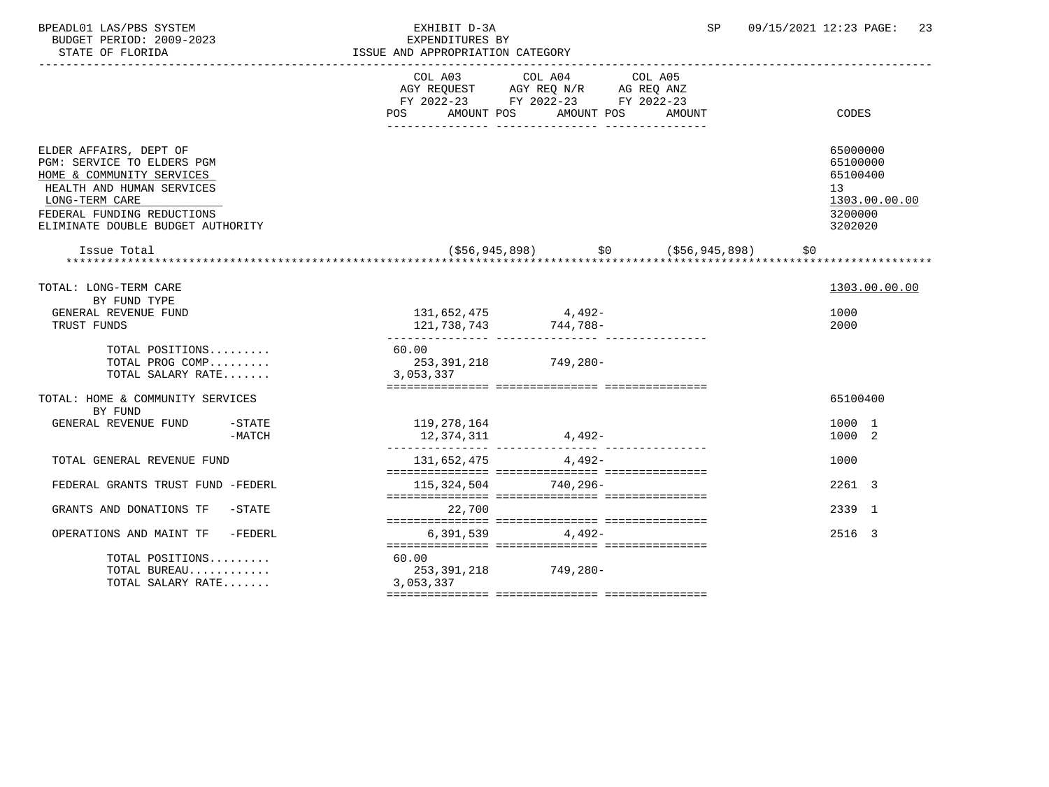BPEADL01 LAS/PBS SYSTEM
BUDGET PERIOD: 2009-2023
STATE OF FLORIDA

EXHIBIT D-3A
EXPENDITURES BY
ISSUE AND APPROPRIATION CATEGORY

SP 09/15/2021 12:23 PAGE: 23

| | COL A03 AGY REQUEST FY 2022-23 POS AMOUNT | COL A04 AGY REQ N/R FY 2022-23 POS AMOUNT | COL A05 AG REQ ANZ FY 2022-23 POS AMOUNT | CODES |
|---|---|---|---|---|
| ELDER AFFAIRS, DEPT OF | | | | 65000000 |
| PGM: SERVICE TO ELDERS PGM | | | | 65100000 |
| HOME & COMMUNITY SERVICES | | | | 65100400 |
| HEALTH AND HUMAN SERVICES | | | | 13 |
| LONG-TERM CARE | | | | 1303.00.00.00 |
| FEDERAL FUNDING REDUCTIONS | | | | 3200000 |
| ELIMINATE DOUBLE BUDGET AUTHORITY | | | | 3202020 |
| Issue Total | ($56,945,898) | $0 | ($56,945,898) | $0 |
| TOTAL: LONG-TERM CARE | | | | 1303.00.00.00 |
| BY FUND TYPE | | | | |
| GENERAL REVENUE FUND | 131,652,475 | 4,492- | | 1000 |
| TRUST FUNDS | 121,738,743 | 744,788- | | 2000 |
| TOTAL POSITIONS......... | 60.00 | | | |
| TOTAL PROG COMP......... | 253,391,218 | 749,280- | | |
| TOTAL SALARY RATE....... | 3,053,337 | | | |
| TOTAL: HOME & COMMUNITY SERVICES | | | | 65100400 |
| BY FUND | | | | |
| GENERAL REVENUE FUND -STATE | 119,278,164 | | | 1000 1 |
| GENERAL REVENUE FUND -MATCH | 12,374,311 | 4,492- | | 1000 2 |
| TOTAL GENERAL REVENUE FUND | 131,652,475 | 4,492- | | 1000 |
| FEDERAL GRANTS TRUST FUND -FEDERL | 115,324,504 | 740,296- | | 2261 3 |
| GRANTS AND DONATIONS TF -STATE | 22,700 | | | 2339 1 |
| OPERATIONS AND MAINT TF -FEDERL | 6,391,539 | 4,492- | | 2516 3 |
| TOTAL POSITIONS......... | 60.00 | | | |
| TOTAL BUREAU............ | 253,391,218 | 749,280- | | |
| TOTAL SALARY RATE....... | 3,053,337 | | | |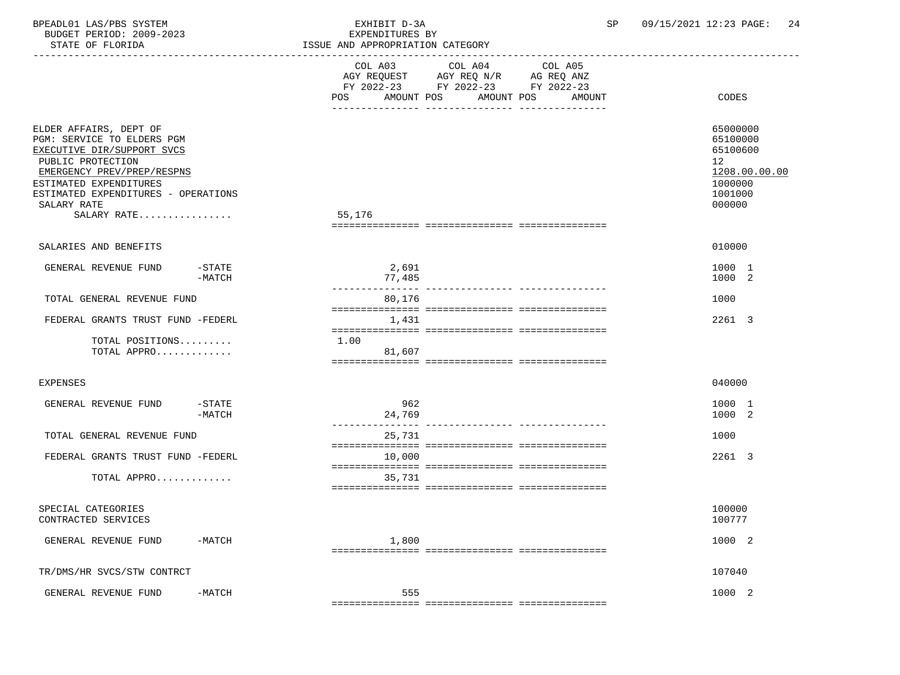BPEADL01 LAS/PBS SYSTEM — EXHIBIT D-3A — EXPENDITURES BY ISSUE AND APPROPRIATION CATEGORY — SP 09/15/2021 12:23

BUDGET PERIOD: 2009-2023
STATE OF FLORIDA

| | COL A03 AGY REQUEST FY 2022-23 POS AMOUNT | COL A04 AGY REQ N/R FY 2022-23 POS AMOUNT | COL A05 AG REQ ANZ FY 2022-23 POS AMOUNT | CODES |
|---|---|---|---|---|
| ELDER AFFAIRS, DEPT OF | | | | 65000000 |
| PGM: SERVICE TO ELDERS PGM | | | | 65100000 |
| EXECUTIVE DIR/SUPPORT SVCS | | | | 65100600 |
| PUBLIC PROTECTION | | | | 12 |
| EMERGENCY PREV/PREP/RESPNS | | | | 1208.00.00.00 |
| ESTIMATED EXPENDITURES | | | | 1000000 |
| ESTIMATED EXPENDITURES - OPERATIONS | | | | 1001000 |
| SALARY RATE | | | | 000000 |
| SALARY RATE................ | 55,176 | | | |
| SALARIES AND BENEFITS | | | | 010000 |
| GENERAL REVENUE FUND -STATE | 2,691 | | | 1000 1 |
| -MATCH | 77,485 | | | 1000 2 |
| TOTAL GENERAL REVENUE FUND | 80,176 | | | 1000 |
| FEDERAL GRANTS TRUST FUND -FEDERL | 1,431 | | | 2261 3 |
| TOTAL POSITIONS......... | 1.00 | | | |
| TOTAL APPRO............. | 81,607 | | | |
| EXPENSES | | | | 040000 |
| GENERAL REVENUE FUND -STATE | 962 | | | 1000 1 |
| -MATCH | 24,769 | | | 1000 2 |
| TOTAL GENERAL REVENUE FUND | 25,731 | | | 1000 |
| FEDERAL GRANTS TRUST FUND -FEDERL | 10,000 | | | 2261 3 |
| TOTAL APPRO............. | 35,731 | | | |
| SPECIAL CATEGORIES | | | | 100000 |
| CONTRACTED SERVICES | | | | 100777 |
| GENERAL REVENUE FUND -MATCH | 1,800 | | | 1000 2 |
| TR/DMS/HR SVCS/STW CONTRCT | | | | 107040 |
| GENERAL REVENUE FUND -MATCH | 555 | | | 1000 2 |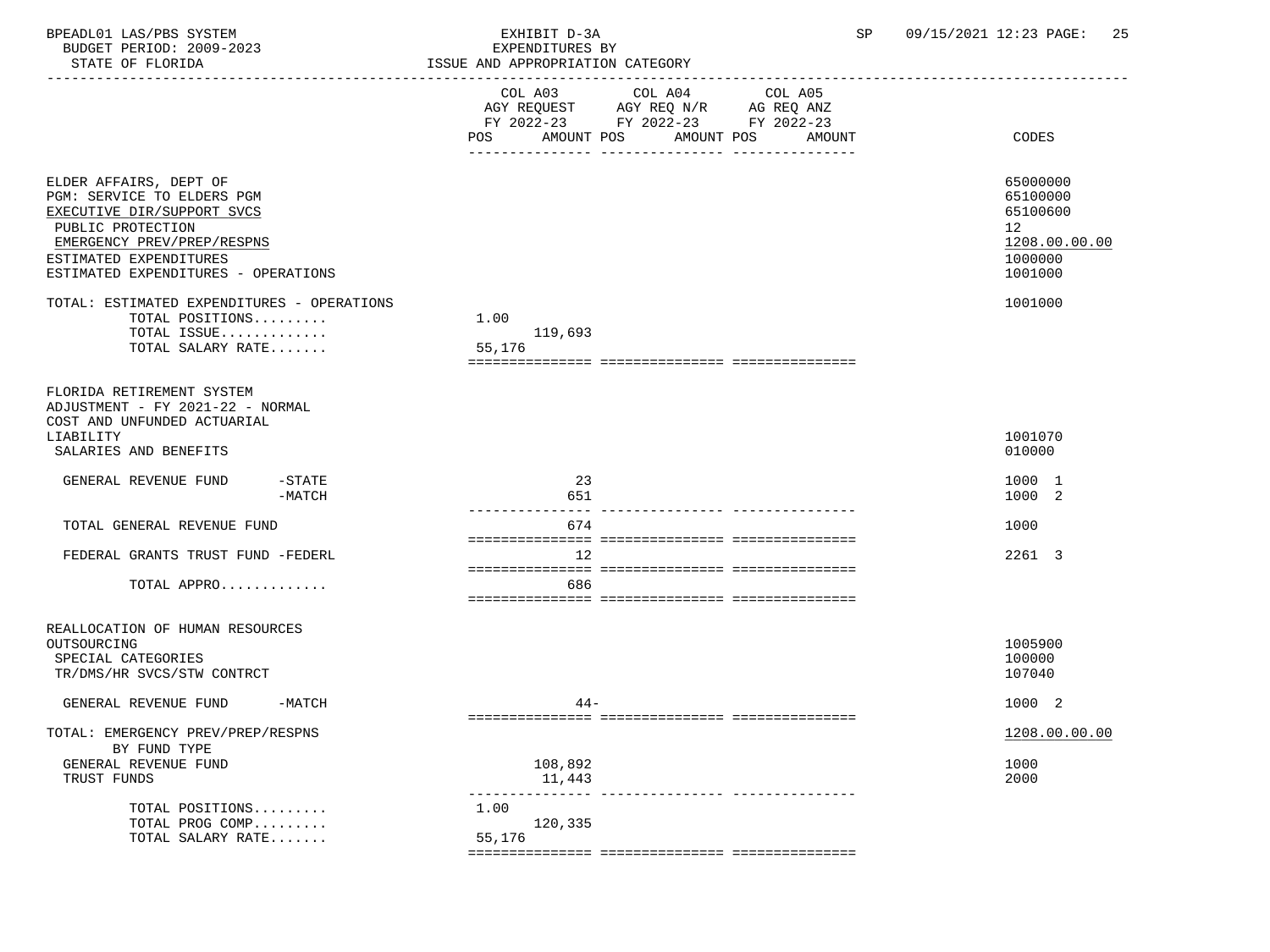BPEADL01 LAS/PBS SYSTEM | EXHIBIT D-3A | SP 09/15/2021 12:23

BUDGET PERIOD: 2009-2023 | EXPENDITURES BY

STATE OF FLORIDA | ISSUE AND APPROPRIATION CATEGORY

| | COL A03 AGY REQUEST FY 2022-23 POS AMOUNT | COL A04 AGY REQ N/R FY 2022-23 POS AMOUNT | COL A05 AG REQ ANZ FY 2022-23 POS AMOUNT | CODES |
|---|---|---|---|---|
| ELDER AFFAIRS, DEPT OF | | | | 65000000 |
| PGM: SERVICE TO ELDERS PGM | | | | 65100000 |
| EXECUTIVE DIR/SUPPORT SVCS | | | | 65100600 |
| PUBLIC PROTECTION | | | | 12 |
| EMERGENCY PREV/PREP/RESPNS | | | | 1208.00.00.00 |
| ESTIMATED EXPENDITURES | | | | 1000000 |
| ESTIMATED EXPENDITURES - OPERATIONS | | | | 1001000 |
| TOTAL: ESTIMATED EXPENDITURES - OPERATIONS | | | | 1001000 |
| TOTAL POSITIONS......... | 1.00 | | | |
| TOTAL ISSUE............. | 119,693 | | | |
| TOTAL SALARY RATE....... | 55,176 | | | |
| FLORIDA RETIREMENT SYSTEM ADJUSTMENT - FY 2021-22 - NORMAL COST AND UNFUNDED ACTUARIAL LIABILITY | | | | 1001070 |
| SALARIES AND BENEFITS | | | | 010000 |
| GENERAL REVENUE FUND -STATE | 23 | | | 1000 1 |
| GENERAL REVENUE FUND -MATCH | 651 | | | 1000 2 |
| TOTAL GENERAL REVENUE FUND | 674 | | | 1000 |
| FEDERAL GRANTS TRUST FUND -FEDERL | 12 | | | 2261 3 |
| TOTAL APPRO............. | 686 | | | |
| REALLOCATION OF HUMAN RESOURCES OUTSOURCING | | | | 1005900 |
| SPECIAL CATEGORIES | | | | 100000 |
| TR/DMS/HR SVCS/STW CONTRCT | | | | 107040 |
| GENERAL REVENUE FUND -MATCH | 44- | | | 1000 2 |
| TOTAL: EMERGENCY PREV/PREP/RESPNS | | | | 1208.00.00.00 |
| BY FUND TYPE | | | | |
| GENERAL REVENUE FUND | 108,892 | | | 1000 |
| TRUST FUNDS | 11,443 | | | 2000 |
| TOTAL POSITIONS......... | 1.00 | | | |
| TOTAL PROG COMP......... | 120,335 | | | |
| TOTAL SALARY RATE....... | 55,176 | | | |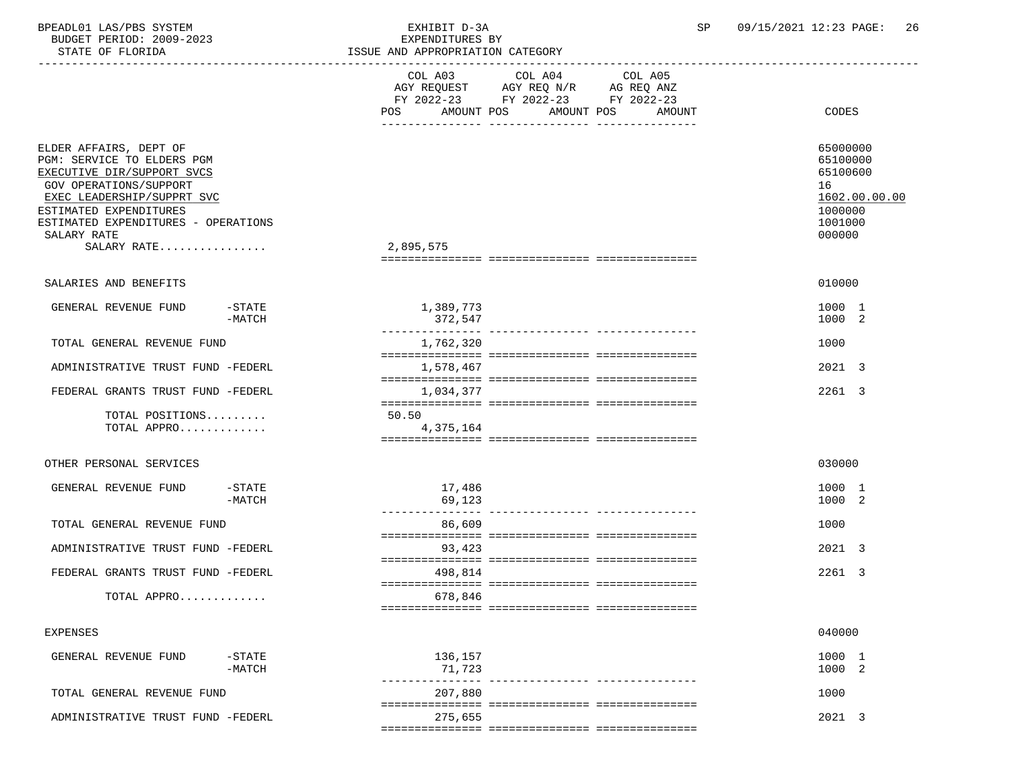BPEADL01 LAS/PBS SYSTEM
BUDGET PERIOD: 2009-2023
STATE OF FLORIDA

EXHIBIT D-3A
EXPENDITURES BY
ISSUE AND APPROPRIATION CATEGORY

SP 09/15/2021 12:23

| | COL A03 AGY REQUEST FY 2022-23 POS AMOUNT | COL A04 AGY REQ N/R FY 2022-23 POS AMOUNT | COL A05 AG REQ ANZ FY 2022-23 POS AMOUNT | CODES |
|---|---|---|---|---|
| ELDER AFFAIRS, DEPT OF | | | | 65000000 |
| PGM: SERVICE TO ELDERS PGM | | | | 65100000 |
| EXECUTIVE DIR/SUPPORT SVCS | | | | 65100600 |
| GOV OPERATIONS/SUPPORT | | | | 16 |
| EXEC LEADERSHIP/SUPPRT SVC | | | | 1602.00.00.00 |
| ESTIMATED EXPENDITURES | | | | 1000000 |
| ESTIMATED EXPENDITURES - OPERATIONS | | | | 1001000 |
| SALARY RATE | | | | 000000 |
| SALARY RATE................ | 2,895,575 | | | |
| SALARIES AND BENEFITS | | | | 010000 |
| GENERAL REVENUE FUND -STATE | 1,389,773 | | | 1000 1 |
| -MATCH | 372,547 | | | 1000 2 |
| TOTAL GENERAL REVENUE FUND | 1,762,320 | | | 1000 |
| ADMINISTRATIVE TRUST FUND -FEDERL | 1,578,467 | | | 2021 3 |
| FEDERAL GRANTS TRUST FUND -FEDERL | 1,034,377 | | | 2261 3 |
| TOTAL POSITIONS......... | 50.50 | | | |
| TOTAL APPRO............. | 4,375,164 | | | |
| OTHER PERSONAL SERVICES | | | | 030000 |
| GENERAL REVENUE FUND -STATE | 17,486 | | | 1000 1 |
| -MATCH | 69,123 | | | 1000 2 |
| TOTAL GENERAL REVENUE FUND | 86,609 | | | 1000 |
| ADMINISTRATIVE TRUST FUND -FEDERL | 93,423 | | | 2021 3 |
| FEDERAL GRANTS TRUST FUND -FEDERL | 498,814 | | | 2261 3 |
| TOTAL APPRO............. | 678,846 | | | |
| EXPENSES | | | | 040000 |
| GENERAL REVENUE FUND -STATE | 136,157 | | | 1000 1 |
| -MATCH | 71,723 | | | 1000 2 |
| TOTAL GENERAL REVENUE FUND | 207,880 | | | 1000 |
| ADMINISTRATIVE TRUST FUND -FEDERL | 275,655 | | | 2021 3 |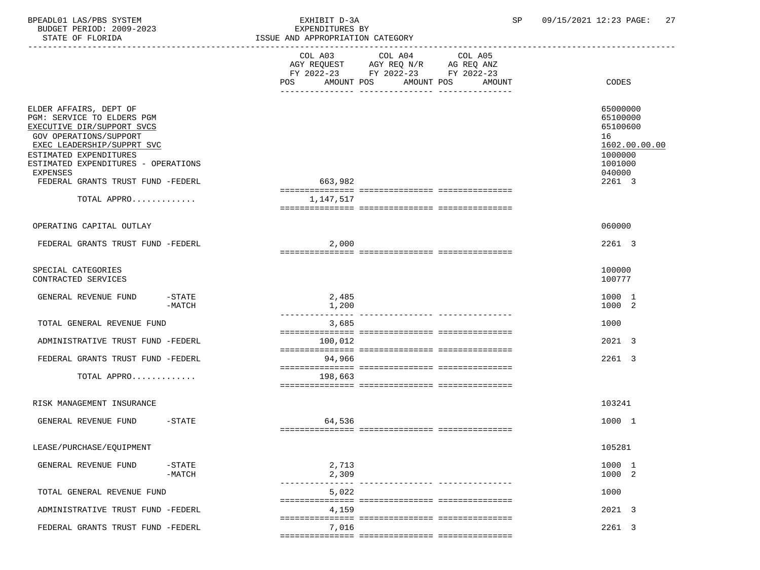BPEADL01 LAS/PBS SYSTEM | EXHIBIT D-3A | SP 09/15/2021 12:23
BUDGET PERIOD: 2009-2023 | EXPENDITURES BY
STATE OF FLORIDA | ISSUE AND APPROPRIATION CATEGORY

| | COL A03 AGY REQUEST FY 2022-23 POS AMOUNT | COL A04 AGY REQ N/R FY 2022-23 POS AMOUNT | COL A05 AG REQ ANZ FY 2022-23 POS AMOUNT | CODES |
|---|---|---|---|---|
| ELDER AFFAIRS, DEPT OF | | | | 65000000 |
| PGM: SERVICE TO ELDERS PGM | | | | 65100000 |
| EXECUTIVE DIR/SUPPORT SVCS | | | | 65100600 |
| GOV OPERATIONS/SUPPORT | | | | 16 |
| EXEC LEADERSHIP/SUPPRT SVC | | | | 1602.00.00.00 |
| ESTIMATED EXPENDITURES | | | | 1000000 |
| ESTIMATED EXPENDITURES - OPERATIONS | | | | 1001000 |
| EXPENSES | | | | 040000 |
| FEDERAL GRANTS TRUST FUND -FEDERL | 663,982 | | | 2261 3 |
| TOTAL APPRO............. | 1,147,517 | | | |
| OPERATING CAPITAL OUTLAY | | | | 060000 |
| FEDERAL GRANTS TRUST FUND -FEDERL | 2,000 | | | 2261 3 |
| SPECIAL CATEGORIES | | | | 100000 |
| CONTRACTED SERVICES | | | | 100777 |
| GENERAL REVENUE FUND -STATE | 2,485 | | | 1000 1 |
| -MATCH | 1,200 | | | 1000 2 |
| TOTAL GENERAL REVENUE FUND | 3,685 | | | 1000 |
| ADMINISTRATIVE TRUST FUND -FEDERL | 100,012 | | | 2021 3 |
| FEDERAL GRANTS TRUST FUND -FEDERL | 94,966 | | | 2261 3 |
| TOTAL APPRO............. | 198,663 | | | |
| RISK MANAGEMENT INSURANCE | | | | 103241 |
| GENERAL REVENUE FUND -STATE | 64,536 | | | 1000 1 |
| LEASE/PURCHASE/EQUIPMENT | | | | 105281 |
| GENERAL REVENUE FUND -STATE | 2,713 | | | 1000 1 |
| -MATCH | 2,309 | | | 1000 2 |
| TOTAL GENERAL REVENUE FUND | 5,022 | | | 1000 |
| ADMINISTRATIVE TRUST FUND -FEDERL | 4,159 | | | 2021 3 |
| FEDERAL GRANTS TRUST FUND -FEDERL | 7,016 | | | 2261 3 |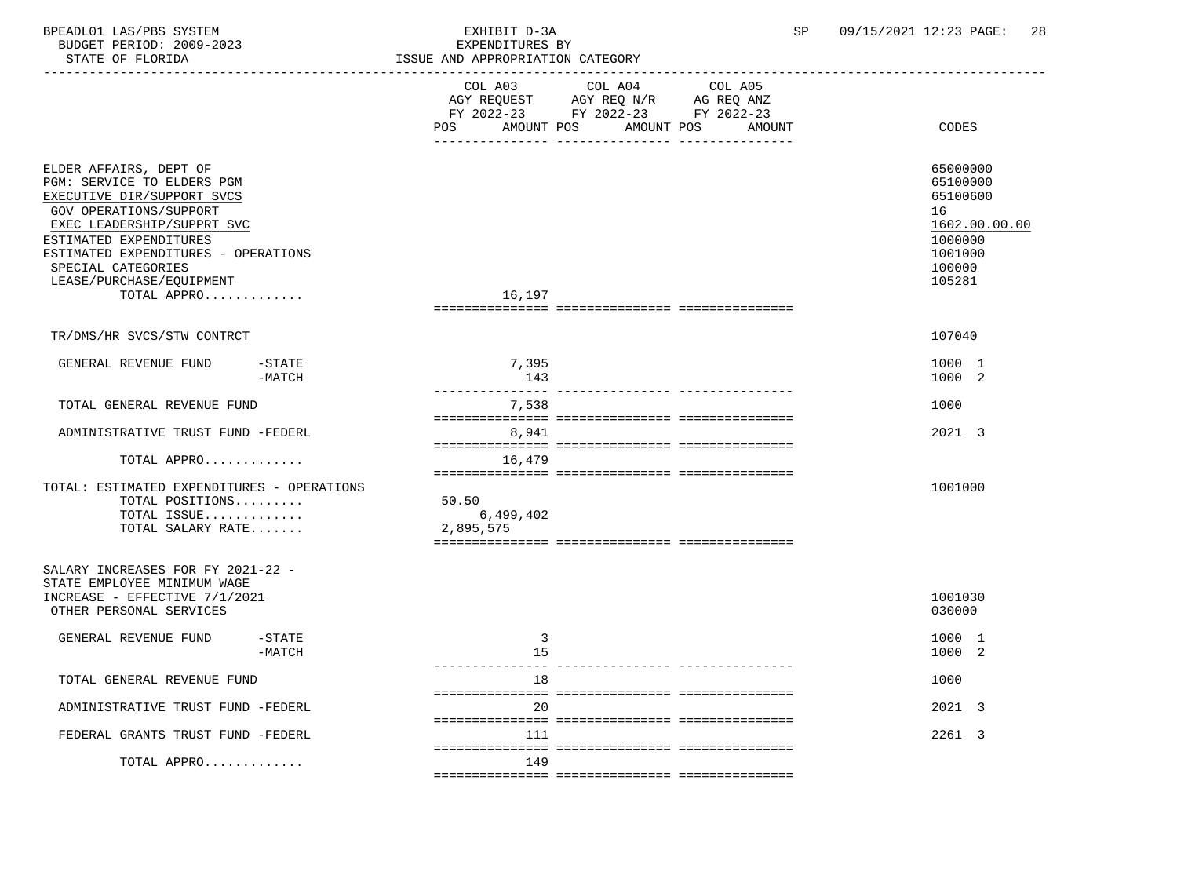BPEADL01 LAS/PBS SYSTEM | EXHIBIT D-3A | SP 09/15/2021 12:23
BUDGET PERIOD: 2009-2023 | EXPENDITURES BY
STATE OF FLORIDA | ISSUE AND APPROPRIATION CATEGORY

| | COL A03 AGY REQUEST FY 2022-23 POS AMOUNT | COL A04 AGY REQ N/R FY 2022-23 POS AMOUNT | COL A05 AG REQ ANZ FY 2022-23 POS AMOUNT | CODES |
|---|---|---|---|---|
| ELDER AFFAIRS, DEPT OF | | | | 65000000 |
| PGM: SERVICE TO ELDERS PGM | | | | 65100000 |
| EXECUTIVE DIR/SUPPORT SVCS | | | | 65100600 |
| GOV OPERATIONS/SUPPORT | | | | 16 |
| EXEC LEADERSHIP/SUPPRT SVC | | | | 1602.00.00.00 |
| ESTIMATED EXPENDITURES | | | | 1000000 |
| ESTIMATED EXPENDITURES - OPERATIONS | | | | 1001000 |
| SPECIAL CATEGORIES | | | | 100000 |
| LEASE/PURCHASE/EQUIPMENT | | | | 105281 |
| TOTAL APPRO............. | 16,197 | | | |
| TR/DMS/HR SVCS/STW CONTRCT | | | | 107040 |
| GENERAL REVENUE FUND -STATE | 7,395 | | | 1000 1 |
| -MATCH | 143 | | | 1000 2 |
| TOTAL GENERAL REVENUE FUND | 7,538 | | | 1000 |
| ADMINISTRATIVE TRUST FUND -FEDERL | 8,941 | | | 2021 3 |
| TOTAL APPRO............. | 16,479 | | | |
| TOTAL: ESTIMATED EXPENDITURES - OPERATIONS | | | | 1001000 |
| TOTAL POSITIONS......... | 50.50 | | | |
| TOTAL ISSUE............. | 6,499,402 | | | |
| TOTAL SALARY RATE....... | 2,895,575 | | | |
| SALARY INCREASES FOR FY 2021-22 - STATE EMPLOYEE MINIMUM WAGE INCREASE - EFFECTIVE 7/1/2021 | | | | 1001030 |
| OTHER PERSONAL SERVICES | | | | 030000 |
| GENERAL REVENUE FUND -STATE | 3 | | | 1000 1 |
| -MATCH | 15 | | | 1000 2 |
| TOTAL GENERAL REVENUE FUND | 18 | | | 1000 |
| ADMINISTRATIVE TRUST FUND -FEDERL | 20 | | | 2021 3 |
| FEDERAL GRANTS TRUST FUND -FEDERL | 111 | | | 2261 3 |
| TOTAL APPRO............. | 149 | | | |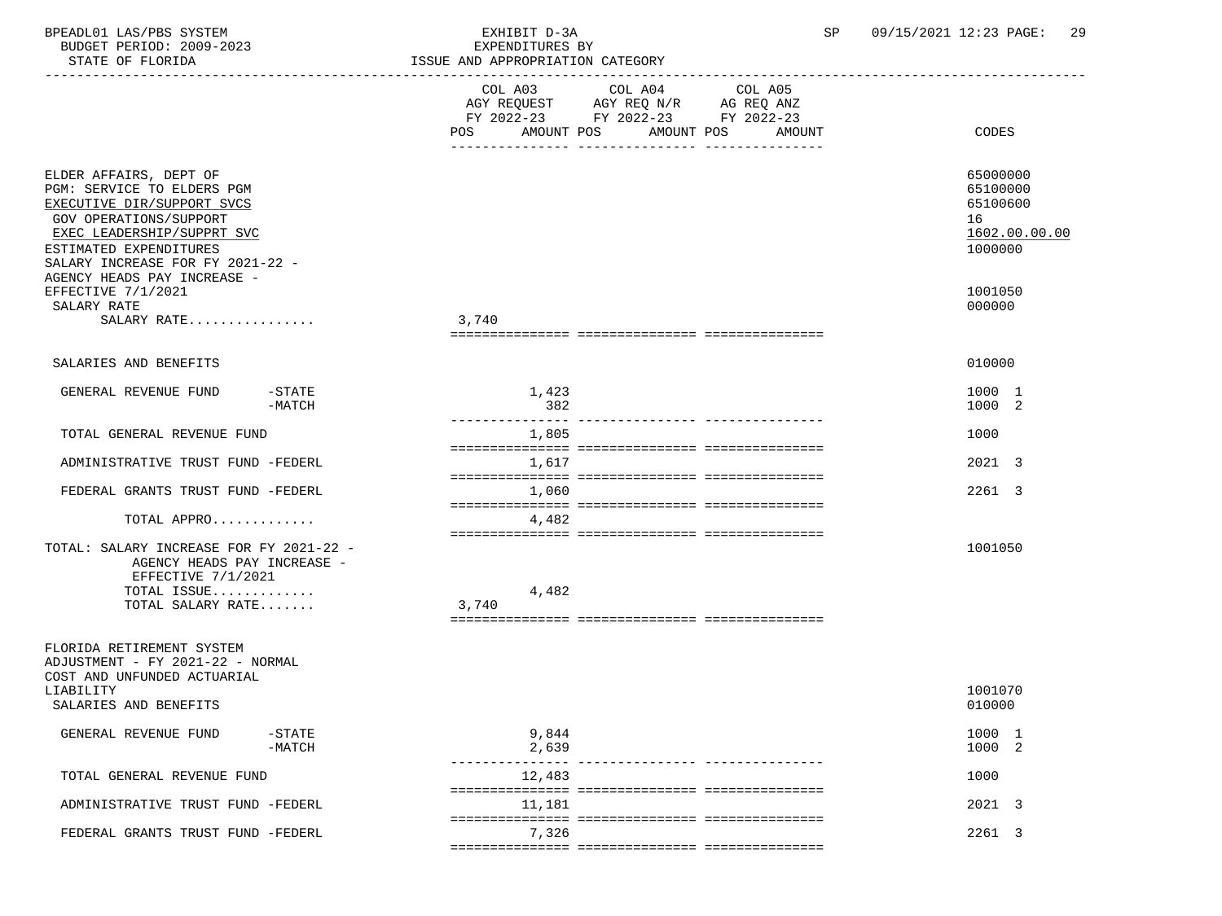BPEADL01 LAS/PBS SYSTEM | EXHIBIT D-3A | SP 09/15/2021 12:23 PAGE: 29
BUDGET PERIOD: 2009-2023 | EXPENDITURES BY
STATE OF FLORIDA | ISSUE AND APPROPRIATION CATEGORY

| | COL A03 AGY REQUEST FY 2022-23 POS | AMOUNT | COL A04 AGY REQ N/R FY 2022-23 POS | AMOUNT | COL A05 AG REQ ANZ FY 2022-23 POS | AMOUNT | CODES |
|---|---|---|---|---|---|---|---|
| ELDER AFFAIRS, DEPT OF | | | | | | | 65000000 |
| PGM: SERVICE TO ELDERS PGM | | | | | | | 65100000 |
| EXECUTIVE DIR/SUPPORT SVCS | | | | | | | 65100600 |
| GOV OPERATIONS/SUPPORT | | | | | | | 16 |
| EXEC LEADERSHIP/SUPPRT SVC | | | | | | | 1602.00.00.00 |
| ESTIMATED EXPENDITURES | | | | | | | 1000000 |
| SALARY INCREASE FOR FY 2021-22 - AGENCY HEADS PAY INCREASE - EFFECTIVE 7/1/2021 | | | | | | | 1001050 |
| SALARY RATE | | | | | | | 000000 |
| SALARY RATE................ | 3,740 | | | | | | |
| SALARIES AND BENEFITS | | | | | | | 010000 |
| GENERAL REVENUE FUND -STATE | | 1,423 | | | | | 1000 1 |
| -MATCH | | 382 | | | | | 1000 2 |
| TOTAL GENERAL REVENUE FUND | | 1,805 | | | | | 1000 |
| ADMINISTRATIVE TRUST FUND -FEDERL | | 1,617 | | | | | 2021 3 |
| FEDERAL GRANTS TRUST FUND -FEDERL | | 1,060 | | | | | 2261 3 |
| TOTAL APPRO............. | | 4,482 | | | | | |
| TOTAL: SALARY INCREASE FOR FY 2021-22 - AGENCY HEADS PAY INCREASE - EFFECTIVE 7/1/2021 | | | | | | | 1001050 |
| TOTAL ISSUE............. | | 4,482 | | | | | |
| TOTAL SALARY RATE....... | 3,740 | | | | | | |
| FLORIDA RETIREMENT SYSTEM ADJUSTMENT - FY 2021-22 - NORMAL COST AND UNFUNDED ACTUARIAL LIABILITY | | | | | | | 1001070 |
| SALARIES AND BENEFITS | | | | | | | 010000 |
| GENERAL REVENUE FUND -STATE | | 9,844 | | | | | 1000 1 |
| -MATCH | | 2,639 | | | | | 1000 2 |
| TOTAL GENERAL REVENUE FUND | | 12,483 | | | | | 1000 |
| ADMINISTRATIVE TRUST FUND -FEDERL | | 11,181 | | | | | 2021 3 |
| FEDERAL GRANTS TRUST FUND -FEDERL | | 7,326 | | | | | 2261 3 |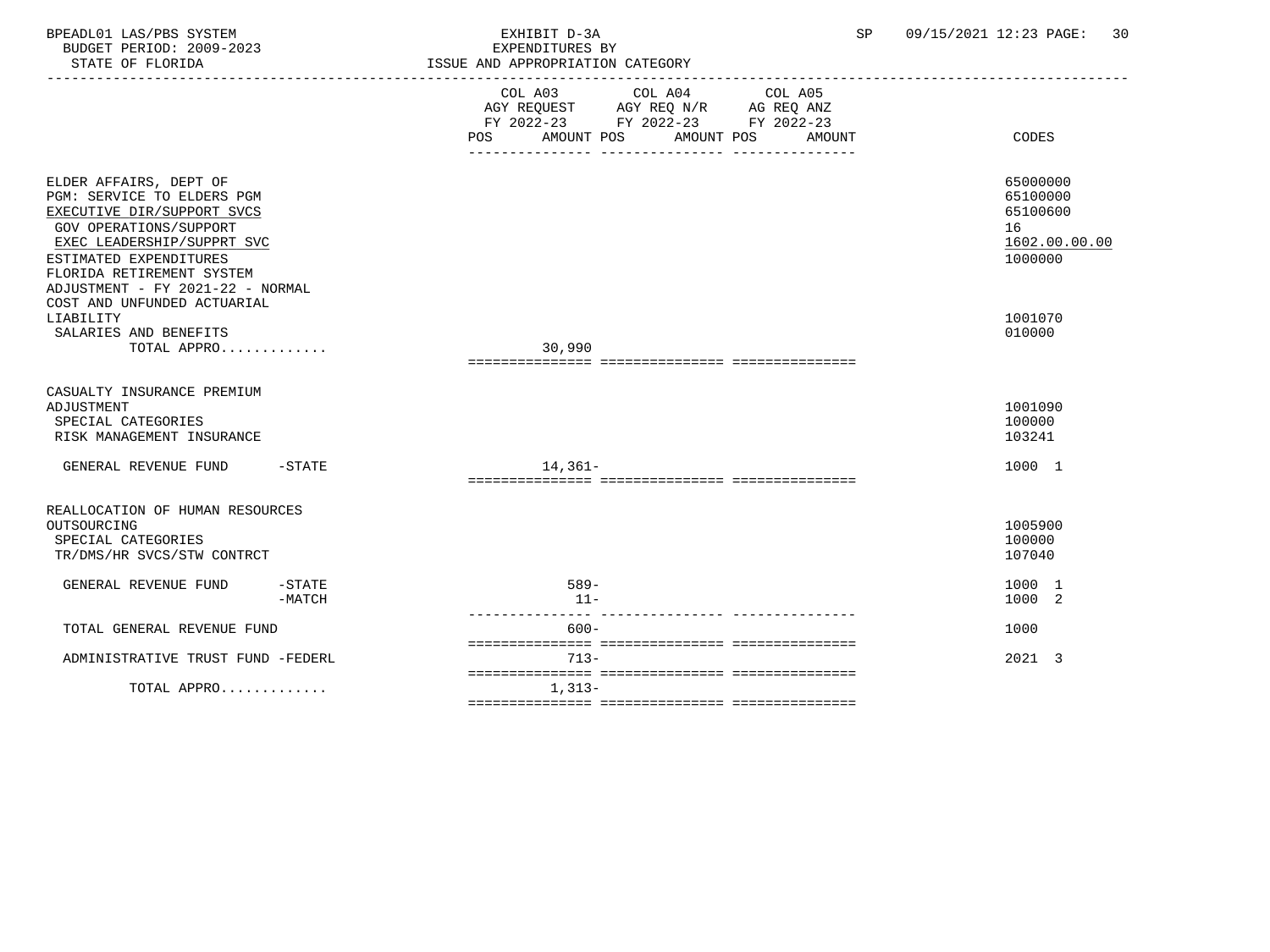BPEADL01 LAS/PBS SYSTEM | EXHIBIT D-3A | SP 09/15/2021 12:23

BUDGET PERIOD: 2009-2023 | EXPENDITURES BY

STATE OF FLORIDA | ISSUE AND APPROPRIATION CATEGORY

| | COL A03 AGY REQUEST FY 2022-23 POS AMOUNT | COL A04 AGY REQ N/R FY 2022-23 POS AMOUNT | COL A05 AG REQ ANZ FY 2022-23 POS AMOUNT | CODES |
|---|---|---|---|---|
| ELDER AFFAIRS, DEPT OF | | | | 65000000 |
| PGM: SERVICE TO ELDERS PGM | | | | 65100000 |
| EXECUTIVE DIR/SUPPORT SVCS | | | | 65100600 |
| GOV OPERATIONS/SUPPORT | | | | 16 |
| EXEC LEADERSHIP/SUPPRT SVC | | | | 1602.00.00.00 |
| ESTIMATED EXPENDITURES | | | | 1000000 |
| FLORIDA RETIREMENT SYSTEM ADJUSTMENT - FY 2021-22 - NORMAL COST AND UNFUNDED ACTUARIAL LIABILITY | | | | 1001070 |
| SALARIES AND BENEFITS | | | | 010000 |
| TOTAL APPRO............. | 30,990 | | | |
| CASUALTY INSURANCE PREMIUM ADJUSTMENT | | | | 1001090 |
| SPECIAL CATEGORIES | | | | 100000 |
| RISK MANAGEMENT INSURANCE | | | | 103241 |
| GENERAL REVENUE FUND -STATE | 14,361- | | | 1000 1 |
| REALLOCATION OF HUMAN RESOURCES OUTSOURCING | | | | 1005900 |
| SPECIAL CATEGORIES | | | | 100000 |
| TR/DMS/HR SVCS/STW CONTRCT | | | | 107040 |
| GENERAL REVENUE FUND -STATE | 589- | | | 1000 1 |
| -MATCH | 11- | | | 1000 2 |
| TOTAL GENERAL REVENUE FUND | 600- | | | 1000 |
| ADMINISTRATIVE TRUST FUND -FEDERL | 713- | | | 2021 3 |
| TOTAL APPRO............. | 1,313- | | | |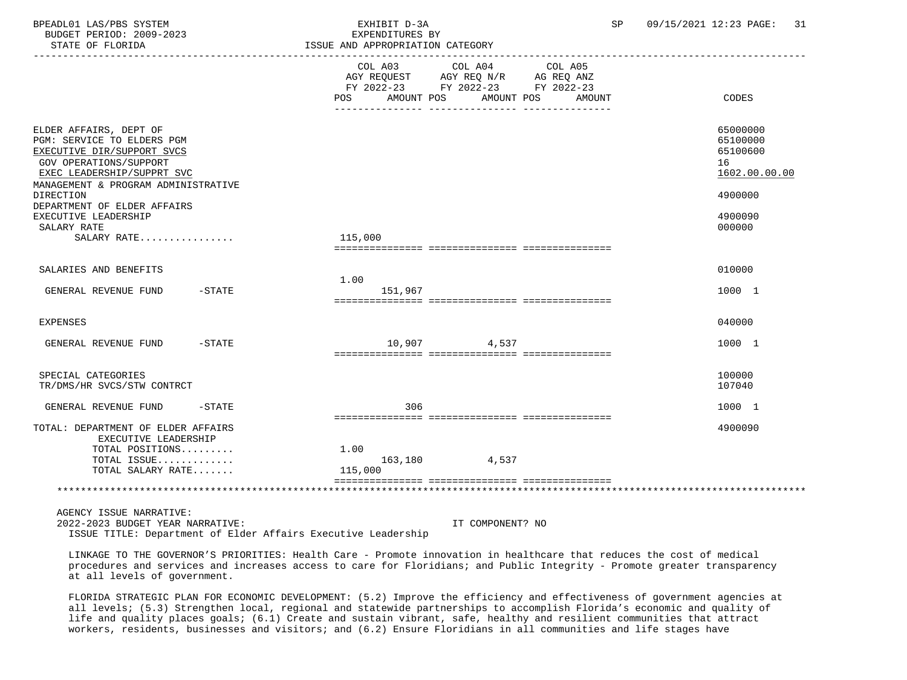BPEADL01 LAS/PBS SYSTEM
BUDGET PERIOD: 2009-2023
STATE OF FLORIDA

EXHIBIT D-3A
EXPENDITURES BY
ISSUE AND APPROPRIATION CATEGORY

SP 09/15/2021 12:23

| | COL A03 AGY REQUEST FY 2022-23 POS AMOUNT | COL A04 AGY REQ N/R FY 2022-23 POS AMOUNT | COL A05 AG REQ ANZ FY 2022-23 POS AMOUNT | CODES |
|---|---|---|---|---|
| ELDER AFFAIRS, DEPT OF | | | | 65000000 |
| PGM: SERVICE TO ELDERS PGM | | | | 65100000 |
| EXECUTIVE DIR/SUPPORT SVCS | | | | 65100600 |
| GOV OPERATIONS/SUPPORT | | | | 16 |
| EXEC LEADERSHIP/SUPPRT SVC | | | | 1602.00.00.00 |
| MANAGEMENT & PROGRAM ADMINISTRATIVE DIRECTION | | | | 4900000 |
| DEPARTMENT OF ELDER AFFAIRS EXECUTIVE LEADERSHIP | | | | 4900090 |
| SALARY RATE | | | | 000000 |
| SALARY RATE................ | 115,000 | | | |
| SALARIES AND BENEFITS | | | | 010000 |
| GENERAL REVENUE FUND -STATE | 1.00 151,967 | | | 1000 1 |
| EXPENSES | | | | 040000 |
| GENERAL REVENUE FUND -STATE | 10,907 | 4,537 | | 1000 1 |
| SPECIAL CATEGORIES | | | | 100000 |
| TR/DMS/HR SVCS/STW CONTRCT | | | | 107040 |
| GENERAL REVENUE FUND -STATE | 306 | | | 1000 1 |
| TOTAL: DEPARTMENT OF ELDER AFFAIRS EXECUTIVE LEADERSHIP | | | | 4900090 |
| TOTAL POSITIONS......... | 1.00 | | | |
| TOTAL ISSUE............. | 163,180 | 4,537 | | |
| TOTAL SALARY RATE....... | 115,000 | | | |

AGENCY ISSUE NARRATIVE:
2022-2023 BUDGET YEAR NARRATIVE: IT COMPONENT? NO
ISSUE TITLE: Department of Elder Affairs Executive Leadership

LINKAGE TO THE GOVERNOR'S PRIORITIES: Health Care - Promote innovation in healthcare that reduces the cost of medical procedures and services and increases access to care for Floridians; and Public Integrity - Promote greater transparency at all levels of government.

FLORIDA STRATEGIC PLAN FOR ECONOMIC DEVELOPMENT: (5.2) Improve the efficiency and effectiveness of government agencies at all levels; (5.3) Strengthen local, regional and statewide partnerships to accomplish Florida's economic and quality of life and quality places goals; (6.1) Create and sustain vibrant, safe, healthy and resilient communities that attract workers, residents, businesses and visitors; and (6.2) Ensure Floridians in all communities and life stages have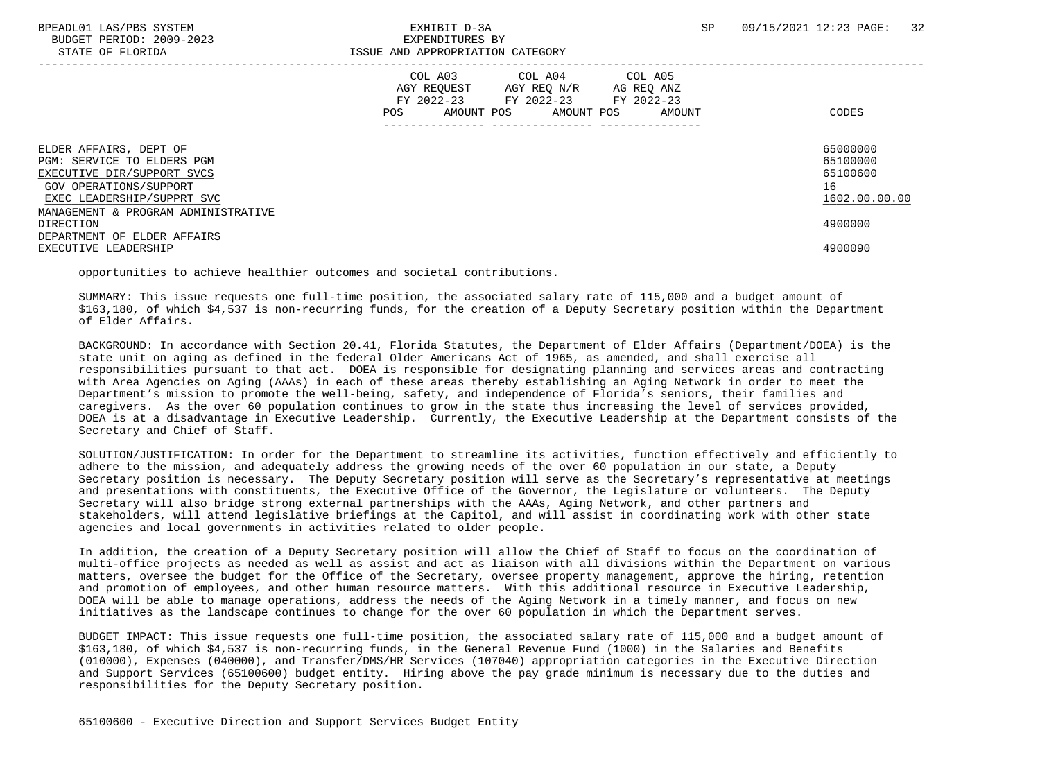| | COL A03 AGY REQUEST FY 2022-23 POS AMOUNT | COL A04 AGY REQ N/R FY 2022-23 POS AMOUNT | COL A05 AG REQ ANZ FY 2022-23 POS AMOUNT | CODES |
|---|---|---|---|---|
| ELDER AFFAIRS, DEPT OF | | | | 65000000 |
| PGM: SERVICE TO ELDERS PGM | | | | 65100000 |
| EXECUTIVE DIR/SUPPORT SVCS | | | | 65100600 |
| GOV OPERATIONS/SUPPORT | | | | 16 |
| EXEC LEADERSHIP/SUPPRT SVC | | | | 1602.00.00.00 |
| MANAGEMENT & PROGRAM ADMINISTRATIVE DIRECTION | | | | 4900000 |
| DEPARTMENT OF ELDER AFFAIRS EXECUTIVE LEADERSHIP | | | | 4900090 |

opportunities to achieve healthier outcomes and societal contributions.

SUMMARY: This issue requests one full-time position, the associated salary rate of 115,000 and a budget amount of $163,180, of which $4,537 is non-recurring funds, for the creation of a Deputy Secretary position within the Department of Elder Affairs.

BACKGROUND: In accordance with Section 20.41, Florida Statutes, the Department of Elder Affairs (Department/DOEA) is the state unit on aging as defined in the federal Older Americans Act of 1965, as amended, and shall exercise all responsibilities pursuant to that act. DOEA is responsible for designating planning and services areas and contracting with Area Agencies on Aging (AAAs) in each of these areas thereby establishing an Aging Network in order to meet the Department's mission to promote the well-being, safety, and independence of Florida's seniors, their families and caregivers. As the over 60 population continues to grow in the state thus increasing the level of services provided, DOEA is at a disadvantage in Executive Leadership. Currently, the Executive Leadership at the Department consists of the Secretary and Chief of Staff.

SOLUTION/JUSTIFICATION: In order for the Department to streamline its activities, function effectively and efficiently to adhere to the mission, and adequately address the growing needs of the over 60 population in our state, a Deputy Secretary position is necessary. The Deputy Secretary position will serve as the Secretary's representative at meetings and presentations with constituents, the Executive Office of the Governor, the Legislature or volunteers. The Deputy Secretary will also bridge strong external partnerships with the AAAs, Aging Network, and other partners and stakeholders, will attend legislative briefings at the Capitol, and will assist in coordinating work with other state agencies and local governments in activities related to older people.

In addition, the creation of a Deputy Secretary position will allow the Chief of Staff to focus on the coordination of multi-office projects as needed as well as assist and act as liaison with all divisions within the Department on various matters, oversee the budget for the Office of the Secretary, oversee property management, approve the hiring, retention and promotion of employees, and other human resource matters. With this additional resource in Executive Leadership, DOEA will be able to manage operations, address the needs of the Aging Network in a timely manner, and focus on new initiatives as the landscape continues to change for the over 60 population in which the Department serves.

BUDGET IMPACT: This issue requests one full-time position, the associated salary rate of 115,000 and a budget amount of $163,180, of which $4,537 is non-recurring funds, in the General Revenue Fund (1000) in the Salaries and Benefits (010000), Expenses (040000), and Transfer/DMS/HR Services (107040) appropriation categories in the Executive Direction and Support Services (65100600) budget entity. Hiring above the pay grade minimum is necessary due to the duties and responsibilities for the Deputy Secretary position.

65100600 - Executive Direction and Support Services Budget Entity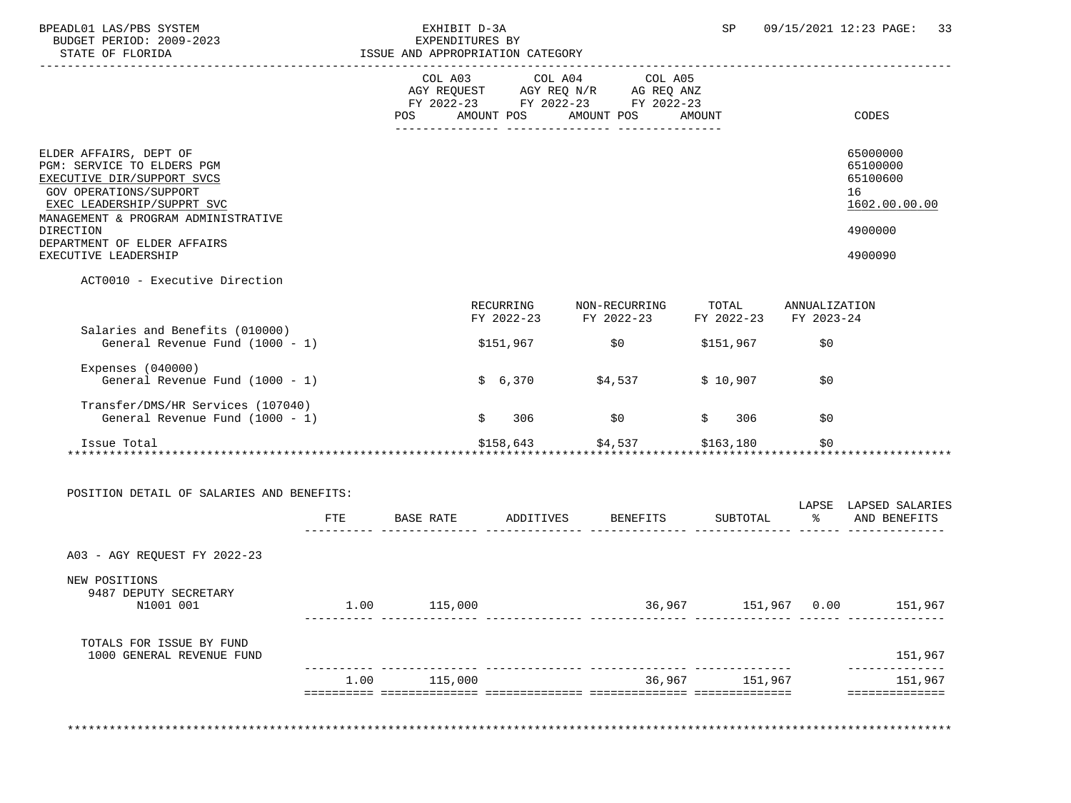BPEADL01 LAS/PBS SYSTEM — EXHIBIT D-3A — EXPENDITURES BY ISSUE AND APPROPRIATION CATEGORY — SP 09/15/2021 12:23

BUDGET PERIOD: 2009-2023

STATE OF FLORIDA

| | COL A03 AGY REQUEST FY 2022-23 POS AMOUNT | COL A04 AGY REQ N/R FY 2022-23 POS AMOUNT | COL A05 AG REQ ANZ FY 2022-23 POS AMOUNT | CODES |
|---|---|---|---|---|
| ELDER AFFAIRS, DEPT OF | | | | 65000000 |
| PGM: SERVICE TO ELDERS PGM | | | | 65100000 |
| EXECUTIVE DIR/SUPPORT SVCS | | | | 65100600 |
| GOV OPERATIONS/SUPPORT | | | | 16 |
| EXEC LEADERSHIP/SUPPRT SVC | | | | 1602.00.00.00 |
| MANAGEMENT & PROGRAM ADMINISTRATIVE DIRECTION | | | | 4900000 |
| DEPARTMENT OF ELDER AFFAIRS EXECUTIVE LEADERSHIP | | | | 4900090 |

ACT0010 - Executive Direction

| | RECURRING FY 2022-23 | NON-RECURRING FY 2022-23 | TOTAL FY 2022-23 | ANNUALIZATION FY 2023-24 |
|---|---|---|---|---|
| Salaries and Benefits (010000) | | | | |
| General Revenue Fund (1000 - 1) | $151,967 | $0 | $151,967 | $0 |
| Expenses (040000) | | | | |
| General Revenue Fund (1000 - 1) | $ 6,370 | $4,537 | $ 10,907 | $0 |
| Transfer/DMS/HR Services (107040) | | | | |
| General Revenue Fund (1000 - 1) | $ 306 | $0 | $ 306 | $0 |
| Issue Total | $158,643 | $4,537 | $163,180 | $0 |

POSITION DETAIL OF SALARIES AND BENEFITS:

| | FTE | BASE RATE | ADDITIVES | BENEFITS | SUBTOTAL | LAPSE % | LAPSED SALARIES AND BENEFITS |
|---|---|---|---|---|---|---|---|
| A03 - AGY REQUEST FY 2022-23 | | | | | | | |
| NEW POSITIONS | | | | | | | |
| 9487 DEPUTY SECRETARY N1001 001 | 1.00 | 115,000 | | 36,967 | 151,967 | 0.00 | 151,967 |
| TOTALS FOR ISSUE BY FUND | | | | | | | |
| 1000 GENERAL REVENUE FUND | | | | | | | 151,967 |
| | 1.00 | 115,000 | | 36,967 | 151,967 | | 151,967 |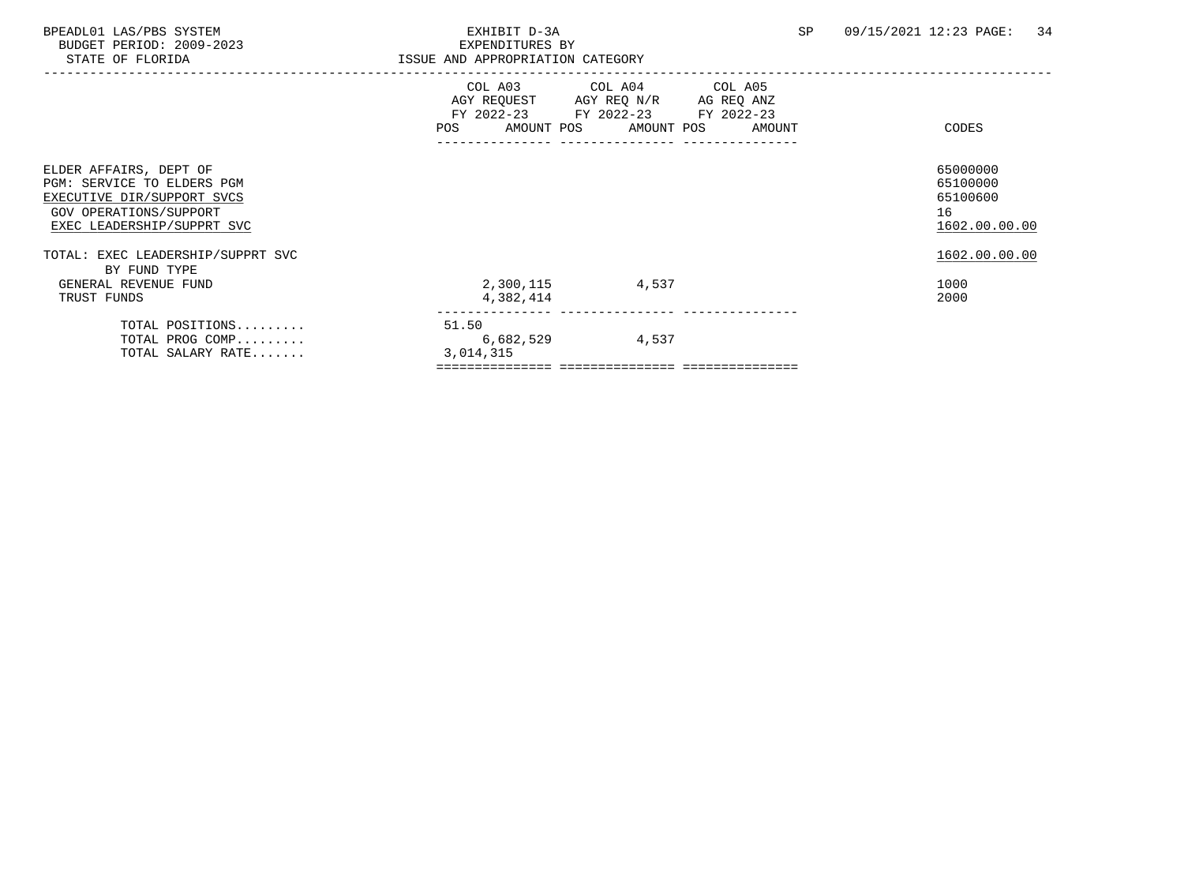BPEADL01 LAS/PBS SYSTEM
BUDGET PERIOD: 2009-2023
STATE OF FLORIDA

EXHIBIT D-3A
EXPENDITURES BY
ISSUE AND APPROPRIATION CATEGORY

SP 09/15/2021 12:23

| | COL A03 AGY REQUEST FY 2022-23 POS | AMOUNT | COL A04 AGY REQ N/R FY 2022-23 POS | AMOUNT | COL A05 AG REQ ANZ FY 2022-23 POS | AMOUNT | CODES |
|---|---|---|---|---|---|---|---|
| ELDER AFFAIRS, DEPT OF | | | | | | | 65000000 |
| PGM: SERVICE TO ELDERS PGM | | | | | | | 65100000 |
| EXECUTIVE DIR/SUPPORT SVCS | | | | | | | 65100600 |
| GOV OPERATIONS/SUPPORT | | | | | | | 16 |
| EXEC LEADERSHIP/SUPPRT SVC | | | | | | | 1602.00.00.00 |
| TOTAL: EXEC LEADERSHIP/SUPPRT SVC | | | | | | | 1602.00.00.00 |
| BY FUND TYPE | | | | | | | |
| GENERAL REVENUE FUND | | 2,300,115 | | 4,537 | | | 1000 |
| TRUST FUNDS | | 4,382,414 | | | | | 2000 |
| TOTAL POSITIONS......... | 51.50 | | | | | | |
| TOTAL PROG COMP......... | | 6,682,529 | | 4,537 | | | |
| TOTAL SALARY RATE....... | | 3,014,315 | | | | | |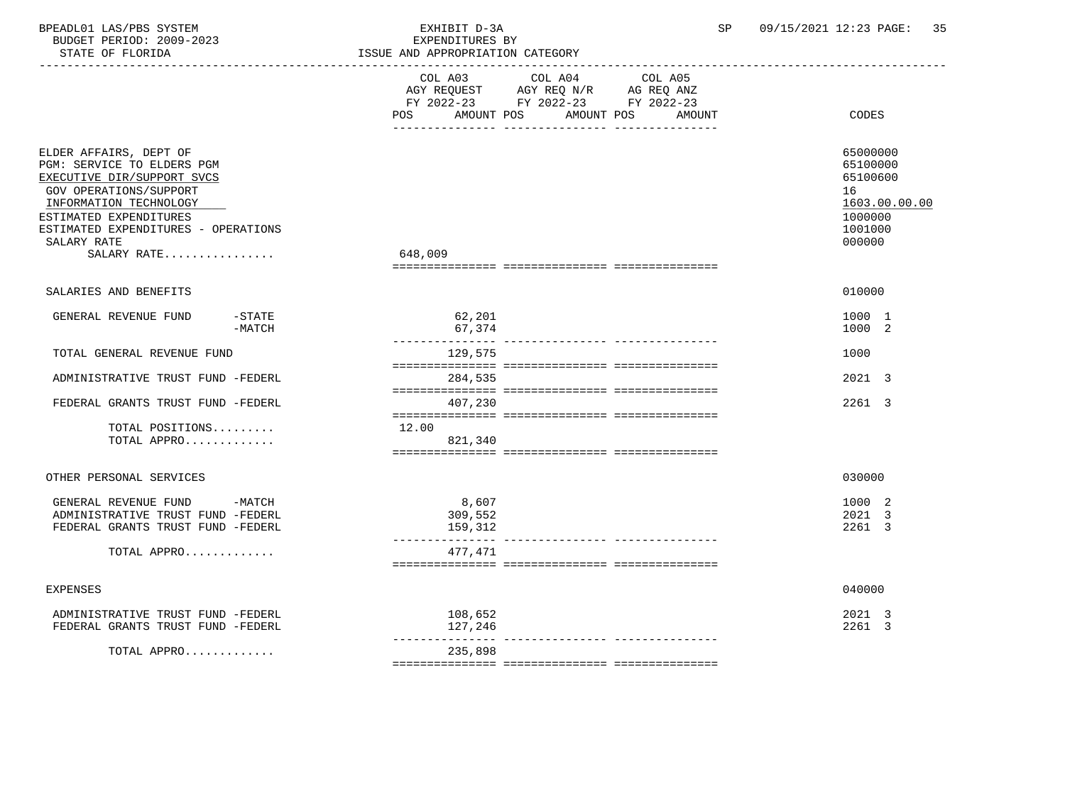BPEADL01 LAS/PBS SYSTEM — EXHIBIT D-3A — EXPENDITURES BY ISSUE AND APPROPRIATION CATEGORY

BUDGET PERIOD: 2009-2023

STATE OF FLORIDA

SP 09/15/2021 12:23

| | COL A03 AGY REQUEST FY 2022-23 POS AMOUNT | COL A04 AGY REQ N/R FY 2022-23 POS AMOUNT | COL A05 AG REQ ANZ FY 2022-23 POS AMOUNT | CODES |
|---|---|---|---|---|
| ELDER AFFAIRS, DEPT OF | | | | 65000000 |
| PGM: SERVICE TO ELDERS PGM | | | | 65100000 |
| EXECUTIVE DIR/SUPPORT SVCS | | | | 65100600 |
| GOV OPERATIONS/SUPPORT | | | | 16 |
| INFORMATION TECHNOLOGY | | | | 1603.00.00.00 |
| ESTIMATED EXPENDITURES | | | | 1000000 |
| ESTIMATED EXPENDITURES - OPERATIONS | | | | 1001000 |
| SALARY RATE | | | | 000000 |
| SALARY RATE................ | 648,009 | | | |
| SALARIES AND BENEFITS | | | | 010000 |
| GENERAL REVENUE FUND -STATE | 62,201 | | | 1000 1 |
| GENERAL REVENUE FUND -MATCH | 67,374 | | | 1000 2 |
| TOTAL GENERAL REVENUE FUND | 129,575 | | | 1000 |
| ADMINISTRATIVE TRUST FUND -FEDERL | 284,535 | | | 2021 3 |
| FEDERAL GRANTS TRUST FUND -FEDERL | 407,230 | | | 2261 3 |
| TOTAL POSITIONS......... | 12.00 | | | |
| TOTAL APPRO............. | 821,340 | | | |
| OTHER PERSONAL SERVICES | | | | 030000 |
| GENERAL REVENUE FUND -MATCH | 8,607 | | | 1000 2 |
| ADMINISTRATIVE TRUST FUND -FEDERL | 309,552 | | | 2021 3 |
| FEDERAL GRANTS TRUST FUND -FEDERL | 159,312 | | | 2261 3 |
| TOTAL APPRO............. | 477,471 | | | |
| EXPENSES | | | | 040000 |
| ADMINISTRATIVE TRUST FUND -FEDERL | 108,652 | | | 2021 3 |
| FEDERAL GRANTS TRUST FUND -FEDERL | 127,246 | | | 2261 3 |
| TOTAL APPRO............. | 235,898 | | | |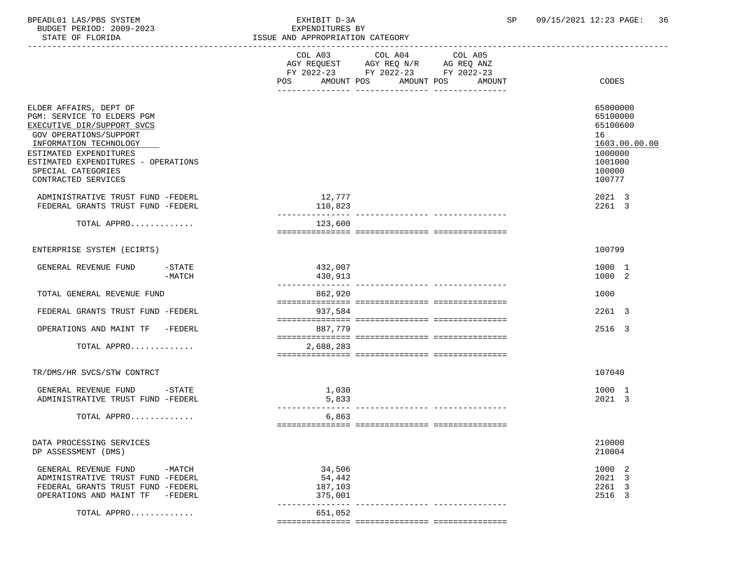BPEADL01 LAS/PBS SYSTEM — EXHIBIT D-3A — EXPENDITURES BY ISSUE AND APPROPRIATION CATEGORY
BUDGET PERIOD: 2009-2023
STATE OF FLORIDA

| | COL A03 AGY REQUEST FY 2022-23 POS AMOUNT | COL A04 AGY REQ N/R FY 2022-23 POS AMOUNT | COL A05 AG REQ ANZ FY 2022-23 POS AMOUNT | CODES |
|---|---|---|---|---|
| ELDER AFFAIRS, DEPT OF | | | | 65000000 |
| PGM: SERVICE TO ELDERS PGM | | | | 65100000 |
| EXECUTIVE DIR/SUPPORT SVCS | | | | 65100600 |
| GOV OPERATIONS/SUPPORT | | | | 16 |
| INFORMATION TECHNOLOGY | | | | 1603.00.00.00 |
| ESTIMATED EXPENDITURES | | | | 1000000 |
| ESTIMATED EXPENDITURES - OPERATIONS | | | | 1001000 |
| SPECIAL CATEGORIES | | | | 100000 |
| CONTRACTED SERVICES | | | | 100777 |
| ADMINISTRATIVE TRUST FUND -FEDERL | 12,777 | | | 2021 3 |
| FEDERAL GRANTS TRUST FUND -FEDERL | 110,823 | | | 2261 3 |
| TOTAL APPRO............. | 123,600 | | | |
| ENTERPRISE SYSTEM (ECIRTS) | | | | 100799 |
| GENERAL REVENUE FUND -STATE | 432,007 | | | 1000 1 |
| -MATCH | 430,913 | | | 1000 2 |
| TOTAL GENERAL REVENUE FUND | 862,920 | | | 1000 |
| FEDERAL GRANTS TRUST FUND -FEDERL | 937,584 | | | 2261 3 |
| OPERATIONS AND MAINT TF -FEDERL | 887,779 | | | 2516 3 |
| TOTAL APPRO............. | 2,688,283 | | | |
| TR/DMS/HR SVCS/STW CONTRCT | | | | 107040 |
| GENERAL REVENUE FUND -STATE | 1,030 | | | 1000 1 |
| ADMINISTRATIVE TRUST FUND -FEDERL | 5,833 | | | 2021 3 |
| TOTAL APPRO............. | 6,863 | | | |
| DATA PROCESSING SERVICES | | | | 210000 |
| DP ASSESSMENT (DMS) | | | | 210004 |
| GENERAL REVENUE FUND -MATCH | 34,506 | | | 1000 2 |
| ADMINISTRATIVE TRUST FUND -FEDERL | 54,442 | | | 2021 3 |
| FEDERAL GRANTS TRUST FUND -FEDERL | 187,103 | | | 2261 3 |
| OPERATIONS AND MAINT TF -FEDERL | 375,001 | | | 2516 3 |
| TOTAL APPRO............. | 651,052 | | | |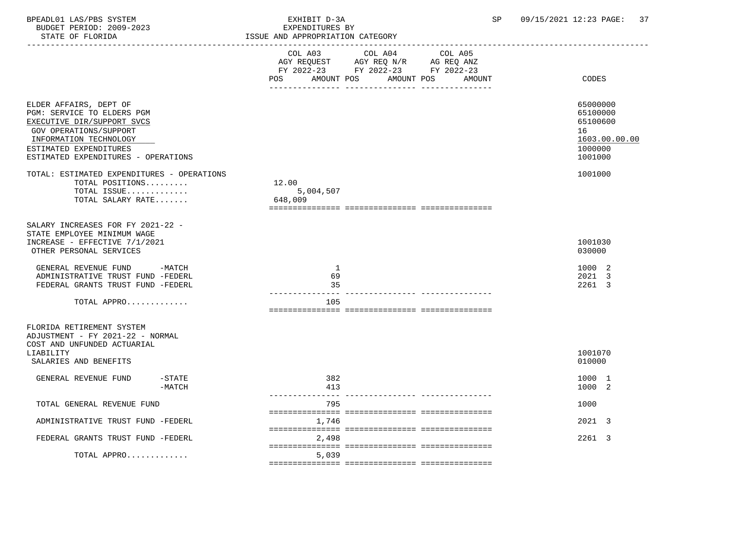BPEADL01 LAS/PBS SYSTEM — EXHIBIT D-3A — EXPENDITURES BY ISSUE AND APPROPRIATION CATEGORY
BUDGET PERIOD: 2009-2023
STATE OF FLORIDA
SP 09/15/2021 12:23

| | COL A03 AGY REQUEST FY 2022-23 POS AMOUNT | COL A04 AGY REQ N/R FY 2022-23 POS AMOUNT | COL A05 AG REQ ANZ FY 2022-23 POS AMOUNT | CODES |
|---|---|---|---|---|
| ELDER AFFAIRS, DEPT OF | | | | 65000000 |
| PGM: SERVICE TO ELDERS PGM | | | | 65100000 |
| EXECUTIVE DIR/SUPPORT SVCS | | | | 65100600 |
| GOV OPERATIONS/SUPPORT | | | | 16 |
| INFORMATION TECHNOLOGY | | | | 1603.00.00.00 |
| ESTIMATED EXPENDITURES | | | | 1000000 |
| ESTIMATED EXPENDITURES - OPERATIONS | | | | 1001000 |
| TOTAL: ESTIMATED EXPENDITURES - OPERATIONS | | | | 1001000 |
| TOTAL POSITIONS......... | 12.00 | | | |
| TOTAL ISSUE............. | 5,004,507 | | | |
| TOTAL SALARY RATE....... | 648,009 | | | |
| SALARY INCREASES FOR FY 2021-22 - STATE EMPLOYEE MINIMUM WAGE INCREASE - EFFECTIVE 7/1/2021 | | | | 1001030 |
| OTHER PERSONAL SERVICES | | | | 030000 |
| GENERAL REVENUE FUND -MATCH | 1 | | | 1000 2 |
| ADMINISTRATIVE TRUST FUND -FEDERL | 69 | | | 2021 3 |
| FEDERAL GRANTS TRUST FUND -FEDERL | 35 | | | 2261 3 |
| TOTAL APPRO............. | 105 | | | |
| FLORIDA RETIREMENT SYSTEM ADJUSTMENT - FY 2021-22 - NORMAL COST AND UNFUNDED ACTUARIAL LIABILITY | | | | 1001070 |
| SALARIES AND BENEFITS | | | | 010000 |
| GENERAL REVENUE FUND -STATE | 382 | | | 1000 1 |
| -MATCH | 413 | | | 1000 2 |
| TOTAL GENERAL REVENUE FUND | 795 | | | 1000 |
| ADMINISTRATIVE TRUST FUND -FEDERL | 1,746 | | | 2021 3 |
| FEDERAL GRANTS TRUST FUND -FEDERL | 2,498 | | | 2261 3 |
| TOTAL APPRO............. | 5,039 | | | |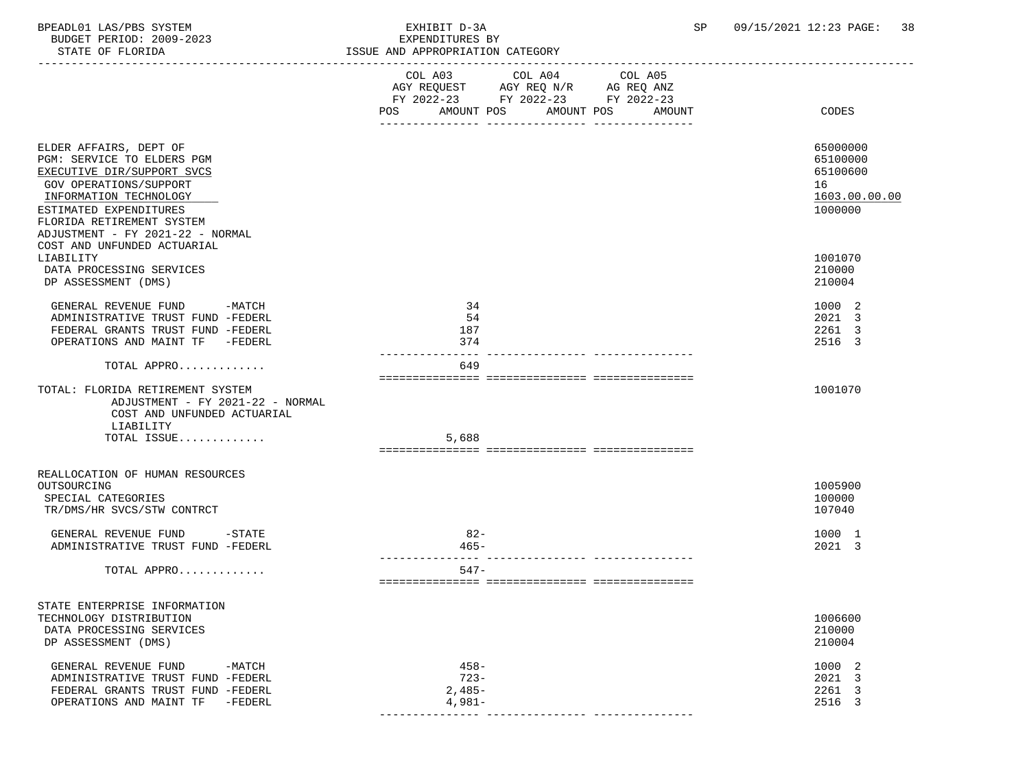BPEADL01 LAS/PBS SYSTEM — EXHIBIT D-3A — SP 09/15/2021 12:23

BUDGET PERIOD: 2009-2023 — EXPENDITURES BY

STATE OF FLORIDA — ISSUE AND APPROPRIATION CATEGORY

| | COL A03 AGY REQUEST FY 2022-23 POS AMOUNT | COL A04 AGY REQ N/R FY 2022-23 POS AMOUNT | COL A05 AG REQ ANZ FY 2022-23 POS AMOUNT | CODES |
|---|---|---|---|---|
| ELDER AFFAIRS, DEPT OF | | | | 65000000 |
| PGM: SERVICE TO ELDERS PGM | | | | 65100000 |
| EXECUTIVE DIR/SUPPORT SVCS | | | | 65100600 |
| GOV OPERATIONS/SUPPORT | | | | 16 |
| INFORMATION TECHNOLOGY | | | | 1603.00.00.00 |
| ESTIMATED EXPENDITURES | | | | 1000000 |
| FLORIDA RETIREMENT SYSTEM ADJUSTMENT - FY 2021-22 - NORMAL COST AND UNFUNDED ACTUARIAL LIABILITY | | | | 1001070 |
| DATA PROCESSING SERVICES | | | | 210000 |
| DP ASSESSMENT (DMS) | | | | 210004 |
| GENERAL REVENUE FUND -MATCH | 34 | | | 1000 2 |
| ADMINISTRATIVE TRUST FUND -FEDERL | 54 | | | 2021 3 |
| FEDERAL GRANTS TRUST FUND -FEDERL | 187 | | | 2261 3 |
| OPERATIONS AND MAINT TF -FEDERL | 374 | | | 2516 3 |
| TOTAL APPRO............ | 649 | | | |
| TOTAL: FLORIDA RETIREMENT SYSTEM ADJUSTMENT - FY 2021-22 - NORMAL COST AND UNFUNDED ACTUARIAL LIABILITY | | | | 1001070 |
| TOTAL ISSUE............ | 5,688 | | | |
| REALLOCATION OF HUMAN RESOURCES OUTSOURCING | | | | 1005900 |
| SPECIAL CATEGORIES | | | | 100000 |
| TR/DMS/HR SVCS/STW CONTRCT | | | | 107040 |
| GENERAL REVENUE FUND -STATE | 82- | | | 1000 1 |
| ADMINISTRATIVE TRUST FUND -FEDERL | 465- | | | 2021 3 |
| TOTAL APPRO............ | 547- | | | |
| STATE ENTERPRISE INFORMATION TECHNOLOGY DISTRIBUTION | | | | 1006600 |
| DATA PROCESSING SERVICES | | | | 210000 |
| DP ASSESSMENT (DMS) | | | | 210004 |
| GENERAL REVENUE FUND -MATCH | 458- | | | 1000 2 |
| ADMINISTRATIVE TRUST FUND -FEDERL | 723- | | | 2021 3 |
| FEDERAL GRANTS TRUST FUND -FEDERL | 2,485- | | | 2261 3 |
| OPERATIONS AND MAINT TF -FEDERL | 4,981- | | | 2516 3 |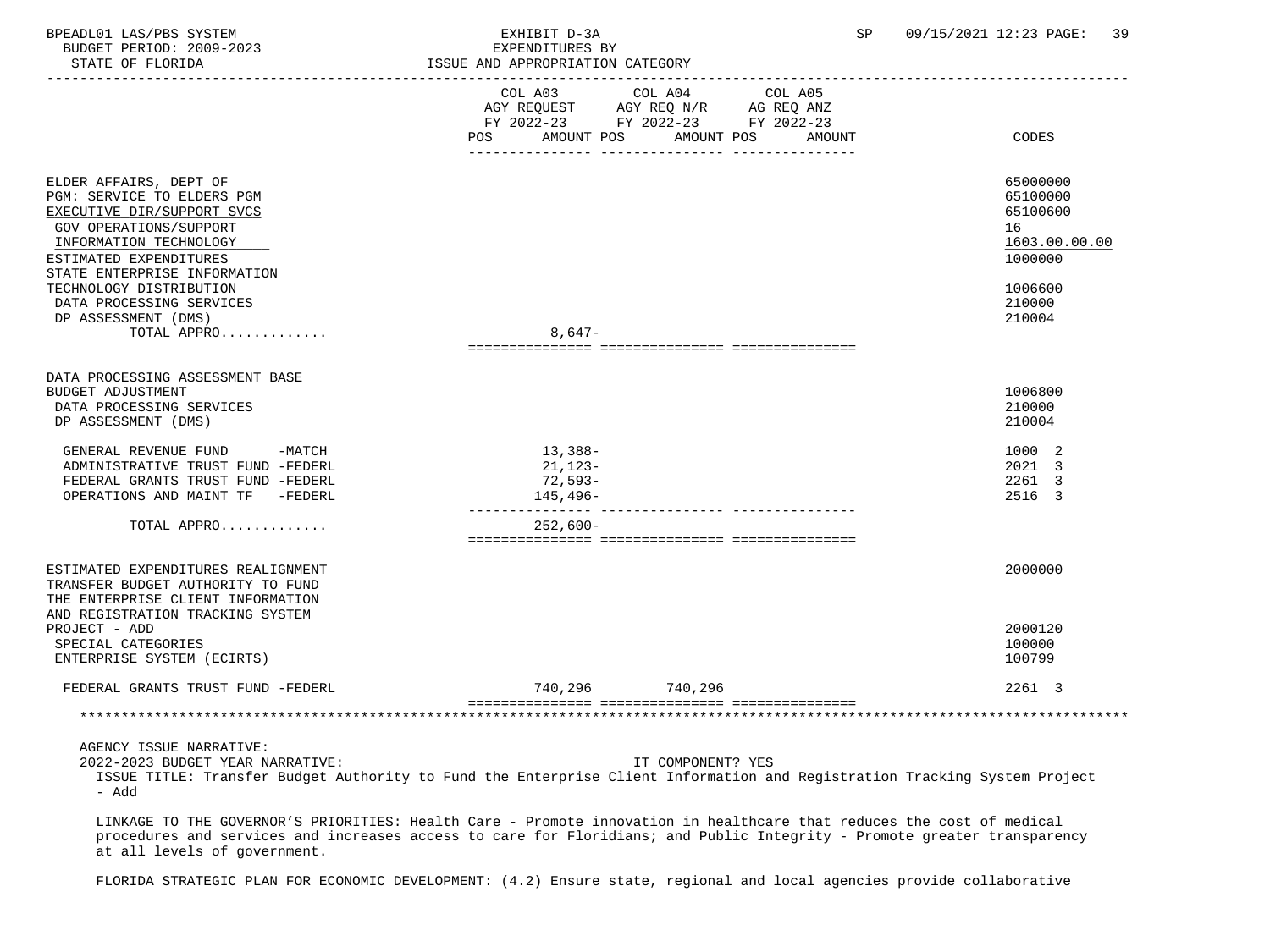BPEADL01 LAS/PBS SYSTEM
BUDGET PERIOD: 2009-2023
STATE OF FLORIDA

EXHIBIT D-3A
EXPENDITURES BY
ISSUE AND APPROPRIATION CATEGORY

SP 09/15/2021 12:23

| | COL A03 AGY REQUEST FY 2022-23 POS AMOUNT | COL A04 AGY REQ N/R FY 2022-23 POS AMOUNT | COL A05 AG REQ ANZ FY 2022-23 POS AMOUNT | CODES |
|---|---|---|---|---|
| ELDER AFFAIRS, DEPT OF | | | | 65000000 |
| PGM: SERVICE TO ELDERS PGM | | | | 65100000 |
| EXECUTIVE DIR/SUPPORT SVCS | | | | 65100600 |
| GOV OPERATIONS/SUPPORT | | | | 16 |
| INFORMATION TECHNOLOGY | | | | 1603.00.00.00 |
| ESTIMATED EXPENDITURES | | | | 1000000 |
| STATE ENTERPRISE INFORMATION TECHNOLOGY DISTRIBUTION | | | | 1006600 |
| DATA PROCESSING SERVICES | | | | 210000 |
| DP ASSESSMENT (DMS) | | | | 210004 |
| TOTAL APPRO............. | 8,647- | | | |
| DATA PROCESSING ASSESSMENT BASE BUDGET ADJUSTMENT | | | | 1006800 |
| DATA PROCESSING SERVICES | | | | 210000 |
| DP ASSESSMENT (DMS) | | | | 210004 |
| GENERAL REVENUE FUND -MATCH | 13,388- | | | 1000 2 |
| ADMINISTRATIVE TRUST FUND -FEDERL | 21,123- | | | 2021 3 |
| FEDERAL GRANTS TRUST FUND -FEDERL | 72,593- | | | 2261 3 |
| OPERATIONS AND MAINT TF -FEDERL | 145,496- | | | 2516 3 |
| TOTAL APPRO............. | 252,600- | | | |
| ESTIMATED EXPENDITURES REALIGNMENT | | | | 2000000 |
| TRANSFER BUDGET AUTHORITY TO FUND THE ENTERPRISE CLIENT INFORMATION AND REGISTRATION TRACKING SYSTEM PROJECT - ADD | | | | 2000120 |
| SPECIAL CATEGORIES | | | | 100000 |
| ENTERPRISE SYSTEM (ECIRTS) | | | | 100799 |
| FEDERAL GRANTS TRUST FUND -FEDERL | 740,296 | 740,296 | | 2261 3 |

AGENCY ISSUE NARRATIVE:
2022-2023 BUDGET YEAR NARRATIVE: IT COMPONENT? YES

ISSUE TITLE: Transfer Budget Authority to Fund the Enterprise Client Information and Registration Tracking System Project - Add

LINKAGE TO THE GOVERNOR'S PRIORITIES: Health Care - Promote innovation in healthcare that reduces the cost of medical procedures and services and increases access to care for Floridians; and Public Integrity - Promote greater transparency at all levels of government.

FLORIDA STRATEGIC PLAN FOR ECONOMIC DEVELOPMENT: (4.2) Ensure state, regional and local agencies provide collaborative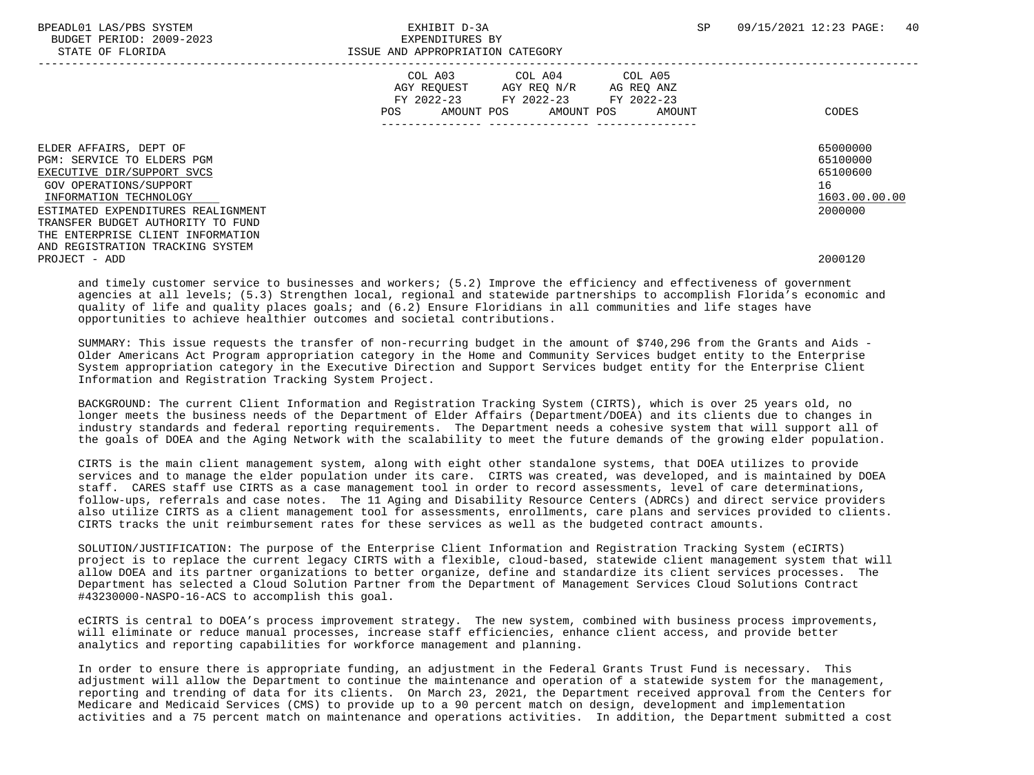| | COL A03 AGY REQUEST FY 2022-23 POS AMOUNT | COL A04 AGY REQ N/R FY 2022-23 POS AMOUNT | COL A05 AG REQ ANZ FY 2022-23 POS AMOUNT | CODES |
|---|---|---|---|---|
| ELDER AFFAIRS, DEPT OF | | | | 65000000 |
| PGM: SERVICE TO ELDERS PGM | | | | 65100000 |
| EXECUTIVE DIR/SUPPORT SVCS | | | | 65100600 |
| GOV OPERATIONS/SUPPORT | | | | 16 |
| INFORMATION TECHNOLOGY | | | | 1603.00.00.00 |
| ESTIMATED EXPENDITURES REALIGNMENT | | | | 2000000 |
| TRANSFER BUDGET AUTHORITY TO FUND THE ENTERPRISE CLIENT INFORMATION AND REGISTRATION TRACKING SYSTEM PROJECT - ADD | | | | 2000120 |

and timely customer service to businesses and workers; (5.2) Improve the efficiency and effectiveness of government agencies at all levels; (5.3) Strengthen local, regional and statewide partnerships to accomplish Florida's economic and quality of life and quality places goals; and (6.2) Ensure Floridians in all communities and life stages have opportunities to achieve healthier outcomes and societal contributions.

SUMMARY: This issue requests the transfer of non-recurring budget in the amount of $740,296 from the Grants and Aids - Older Americans Act Program appropriation category in the Home and Community Services budget entity to the Enterprise System appropriation category in the Executive Direction and Support Services budget entity for the Enterprise Client Information and Registration Tracking System Project.

BACKGROUND: The current Client Information and Registration Tracking System (CIRTS), which is over 25 years old, no longer meets the business needs of the Department of Elder Affairs (Department/DOEA) and its clients due to changes in industry standards and federal reporting requirements. The Department needs a cohesive system that will support all of the goals of DOEA and the Aging Network with the scalability to meet the future demands of the growing elder population.

CIRTS is the main client management system, along with eight other standalone systems, that DOEA utilizes to provide services and to manage the elder population under its care. CIRTS was created, was developed, and is maintained by DOEA staff. CARES staff use CIRTS as a case management tool in order to record assessments, level of care determinations, follow-ups, referrals and case notes. The 11 Aging and Disability Resource Centers (ADRCs) and direct service providers also utilize CIRTS as a client management tool for assessments, enrollments, care plans and services provided to clients. CIRTS tracks the unit reimbursement rates for these services as well as the budgeted contract amounts.

SOLUTION/JUSTIFICATION: The purpose of the Enterprise Client Information and Registration Tracking System (eCIRTS) project is to replace the current legacy CIRTS with a flexible, cloud-based, statewide client management system that will allow DOEA and its partner organizations to better organize, define and standardize its client services processes. The Department has selected a Cloud Solution Partner from the Department of Management Services Cloud Solutions Contract #43230000-NASPO-16-ACS to accomplish this goal.

eCIRTS is central to DOEA's process improvement strategy. The new system, combined with business process improvements, will eliminate or reduce manual processes, increase staff efficiencies, enhance client access, and provide better analytics and reporting capabilities for workforce management and planning.

In order to ensure there is appropriate funding, an adjustment in the Federal Grants Trust Fund is necessary. This adjustment will allow the Department to continue the maintenance and operation of a statewide system for the management, reporting and trending of data for its clients. On March 23, 2021, the Department received approval from the Centers for Medicare and Medicaid Services (CMS) to provide up to a 90 percent match on design, development and implementation activities and a 75 percent match on maintenance and operations activities. In addition, the Department submitted a cost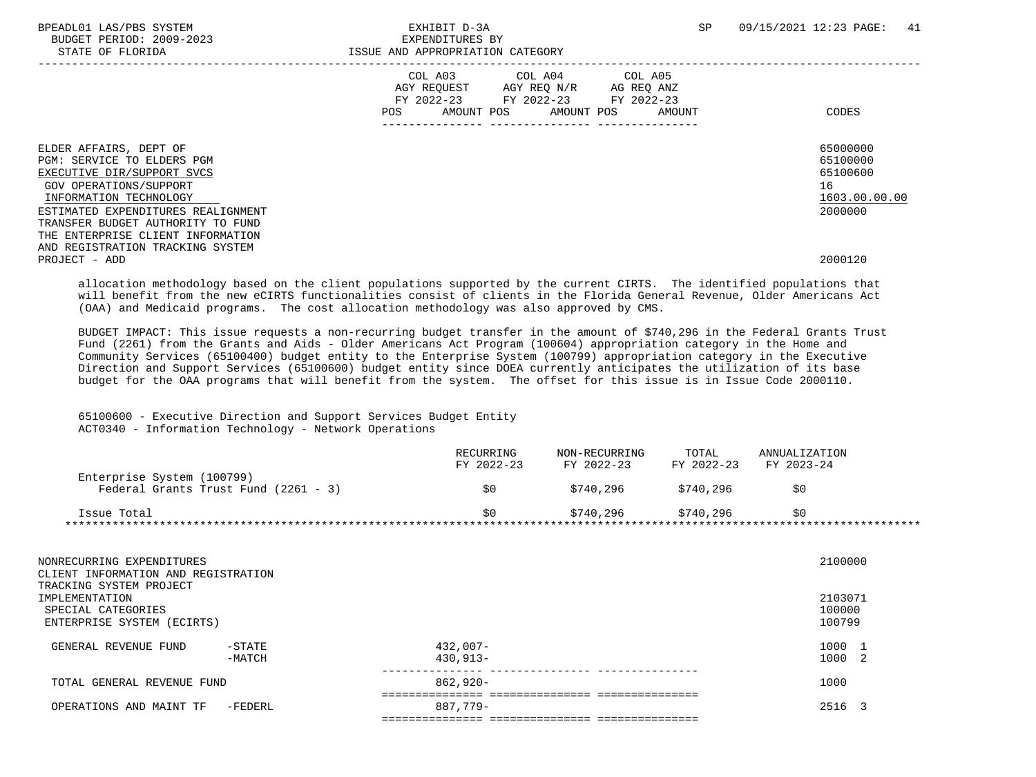ELDER AFFAIRS, DEPT OF — 65000000
PGM: SERVICE TO ELDERS PGM — 65100000
EXECUTIVE DIR/SUPPORT SVCS — 65100600
GOV OPERATIONS/SUPPORT — 16
INFORMATION TECHNOLOGY — 1603.00.00.00
ESTIMATED EXPENDITURES REALIGNMENT — 2000000
TRANSFER BUDGET AUTHORITY TO FUND THE ENTERPRISE CLIENT INFORMATION AND REGISTRATION TRACKING SYSTEM PROJECT - ADD — 2000120

allocation methodology based on the client populations supported by the current CIRTS. The identified populations that will benefit from the new eCIRTS functionalities consist of clients in the Florida General Revenue, Older Americans Act (OAA) and Medicaid programs. The cost allocation methodology was also approved by CMS.

BUDGET IMPACT: This issue requests a non-recurring budget transfer in the amount of $740,296 in the Federal Grants Trust Fund (2261) from the Grants and Aids - Older Americans Act Program (100604) appropriation category in the Home and Community Services (65100400) budget entity to the Enterprise System (100799) appropriation category in the Executive Direction and Support Services (65100600) budget entity since DOEA currently anticipates the utilization of its base budget for the OAA programs that will benefit from the system. The offset for this issue is in Issue Code 2000110.

65100600 - Executive Direction and Support Services Budget Entity
ACT0340 - Information Technology - Network Operations

| | RECURRING FY 2022-23 | NON-RECURRING FY 2022-23 | TOTAL FY 2022-23 | ANNUALIZATION FY 2023-24 |
|---|---|---|---|---|
| Enterprise System (100799) | | | | |
| Federal Grants Trust Fund (2261 - 3) | $0 | $740,296 | $740,296 | $0 |
| Issue Total | $0 | $740,296 | $740,296 | $0 |

NONRECURRING EXPENDITURES — 2100000
CLIENT INFORMATION AND REGISTRATION TRACKING SYSTEM PROJECT IMPLEMENTATION — 2103071
SPECIAL CATEGORIES — 100000
ENTERPRISE SYSTEM (ECIRTS) — 100799

| | COL A03 AGY REQUEST FY 2022-23 POS | AMOUNT | COL A04 AGY REQ N/R FY 2022-23 POS | AMOUNT | COL A05 AG REQ ANZ FY 2022-23 POS | AMOUNT | CODES |
|---|---|---|---|---|---|---|---|
| GENERAL REVENUE FUND -STATE | | 432,007- | | | | | 1000 1 |
| GENERAL REVENUE FUND -MATCH | | 430,913- | | | | | 1000 2 |
| TOTAL GENERAL REVENUE FUND | | 862,920- | | | | | 1000 |
| OPERATIONS AND MAINT TF -FEDERL | | 887,779- | | | | | 2516 3 |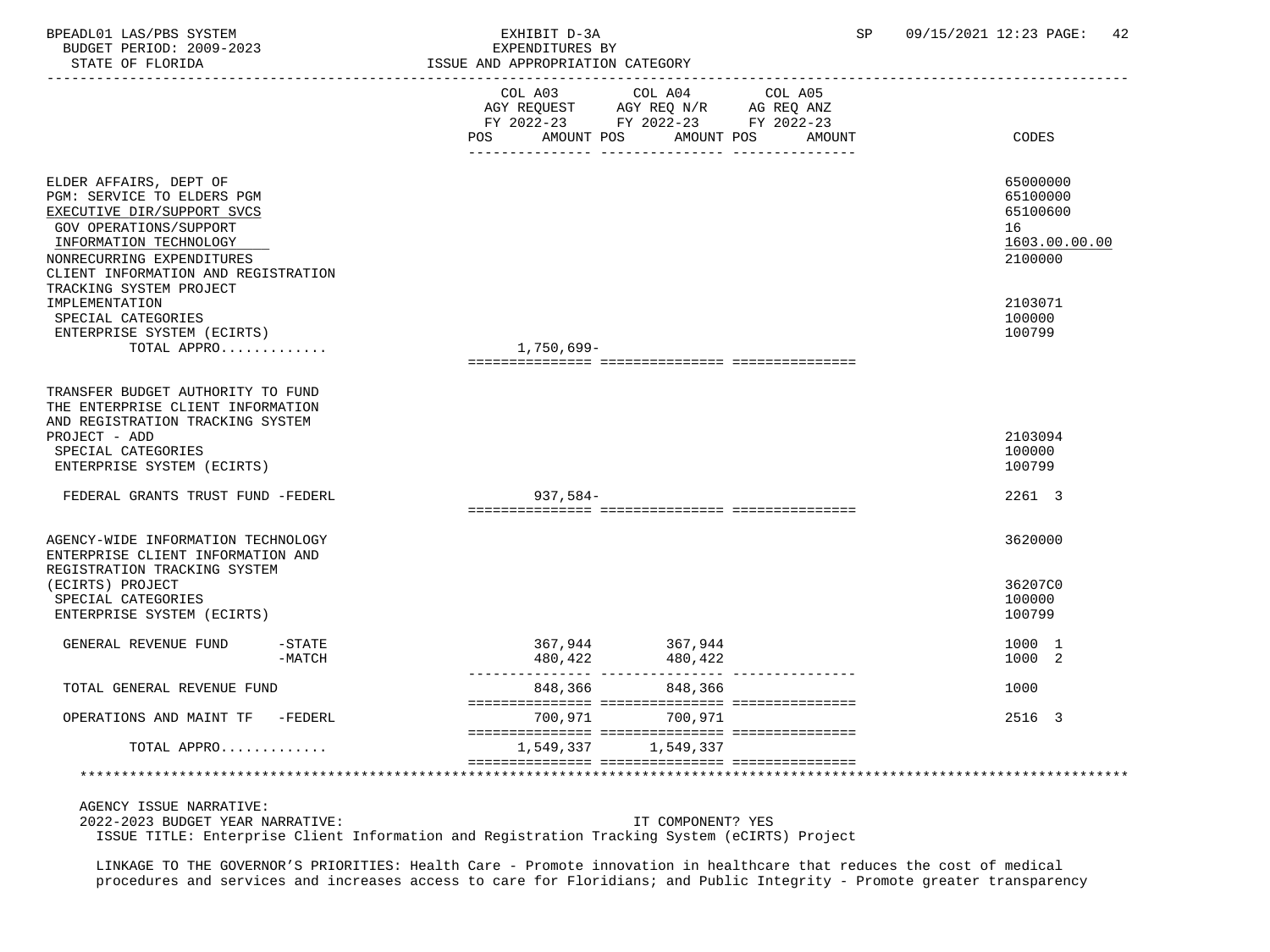BPEADL01 LAS/PBS SYSTEM — EXHIBIT D-3A — EXPENDITURES BY ISSUE AND APPROPRIATION CATEGORY
BUDGET PERIOD: 2009-2023
STATE OF FLORIDA

| | COL A03 AGY REQUEST FY 2022-23 POS AMOUNT | COL A04 AGY REQ N/R FY 2022-23 POS AMOUNT | COL A05 AG REQ ANZ FY 2022-23 POS AMOUNT | CODES |
|---|---|---|---|---|
| ELDER AFFAIRS, DEPT OF | | | | 65000000 |
| PGM: SERVICE TO ELDERS PGM | | | | 65100000 |
| EXECUTIVE DIR/SUPPORT SVCS | | | | 65100600 |
| GOV OPERATIONS/SUPPORT | | | | 16 |
| INFORMATION TECHNOLOGY | | | | 1603.00.00.00 |
| NONRECURRING EXPENDITURES | | | | 2100000 |
| CLIENT INFORMATION AND REGISTRATION TRACKING SYSTEM PROJECT IMPLEMENTATION | | | | 2103071 |
| SPECIAL CATEGORIES | | | | 100000 |
| ENTERPRISE SYSTEM (ECIRTS) | | | | 100799 |
| TOTAL APPRO............. | 1,750,699- | | | |
| TRANSFER BUDGET AUTHORITY TO FUND THE ENTERPRISE CLIENT INFORMATION AND REGISTRATION TRACKING SYSTEM PROJECT - ADD | | | | 2103094 |
| SPECIAL CATEGORIES | | | | 100000 |
| ENTERPRISE SYSTEM (ECIRTS) | | | | 100799 |
| FEDERAL GRANTS TRUST FUND -FEDERL | 937,584- | | | 2261 3 |
| AGENCY-WIDE INFORMATION TECHNOLOGY | | | | 3620000 |
| ENTERPRISE CLIENT INFORMATION AND REGISTRATION TRACKING SYSTEM (ECIRTS) PROJECT | | | | 36207C0 |
| SPECIAL CATEGORIES | | | | 100000 |
| ENTERPRISE SYSTEM (ECIRTS) | | | | 100799 |
| GENERAL REVENUE FUND -STATE | 367,944 | 367,944 | | 1000 1 |
| GENERAL REVENUE FUND -MATCH | 480,422 | 480,422 | | 1000 2 |
| TOTAL GENERAL REVENUE FUND | 848,366 | 848,366 | | 1000 |
| OPERATIONS AND MAINT TF -FEDERL | 700,971 | 700,971 | | 2516 3 |
| TOTAL APPRO............. | 1,549,337 | 1,549,337 | | |

AGENCY ISSUE NARRATIVE:

2022-2023 BUDGET YEAR NARRATIVE: IT COMPONENT? YES

ISSUE TITLE: Enterprise Client Information and Registration Tracking System (eCIRTS) Project

LINKAGE TO THE GOVERNOR'S PRIORITIES: Health Care - Promote innovation in healthcare that reduces the cost of medical procedures and services and increases access to care for Floridians; and Public Integrity - Promote greater transparency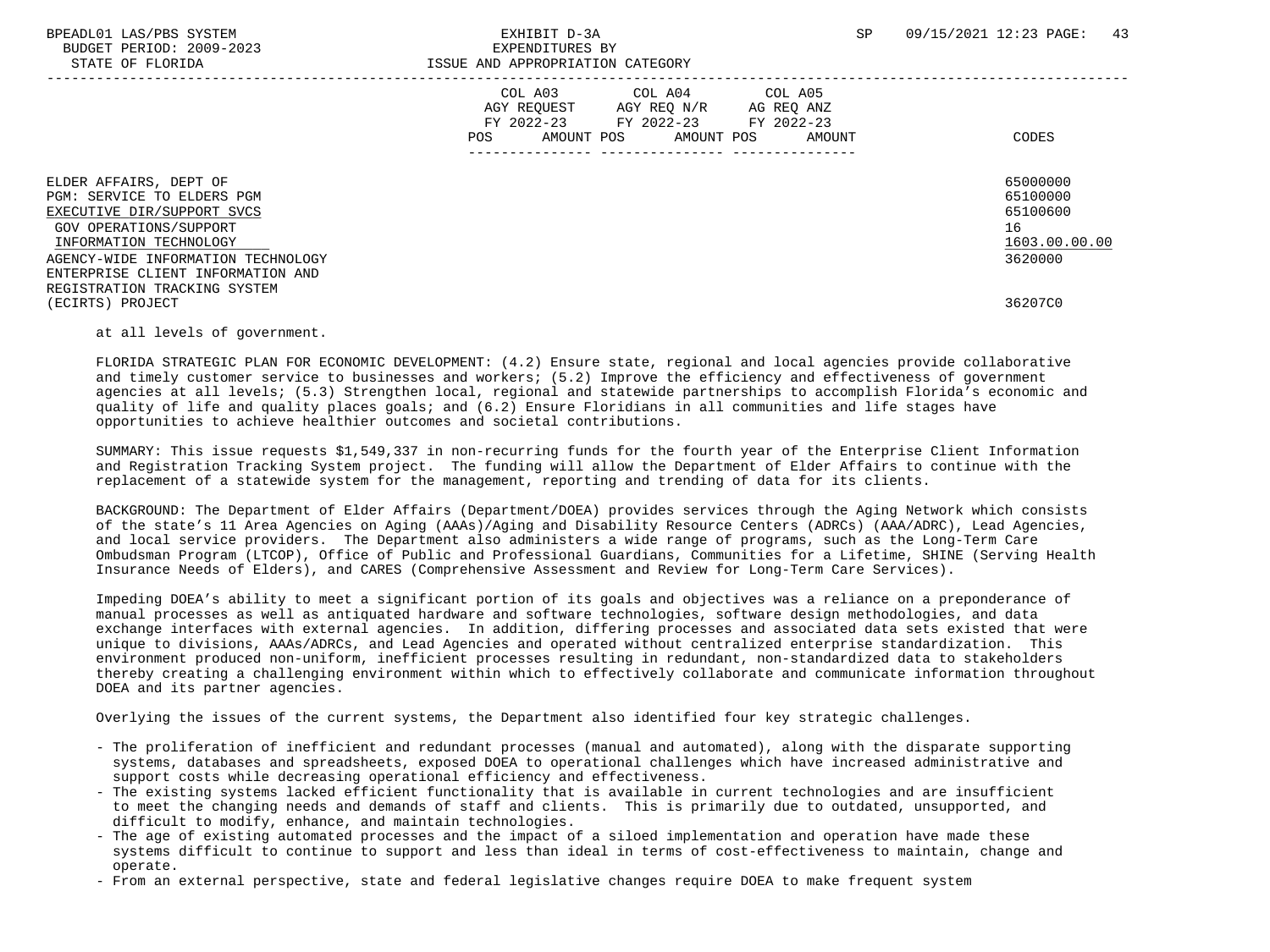| | COL A03 AGY REQUEST FY 2022-23 POS AMOUNT | COL A04 AGY REQ N/R FY 2022-23 POS AMOUNT | COL A05 AG REQ ANZ FY 2022-23 POS AMOUNT | CODES |
|---|---|---|---|---|
| ELDER AFFAIRS, DEPT OF | | | | 65000000 |
| PGM: SERVICE TO ELDERS PGM | | | | 65100000 |
| EXECUTIVE DIR/SUPPORT SVCS | | | | 65100600 |
| GOV OPERATIONS/SUPPORT | | | | 16 |
| INFORMATION TECHNOLOGY | | | | 1603.00.00.00 |
| AGENCY-WIDE INFORMATION TECHNOLOGY | | | | 3620000 |
| ENTERPRISE CLIENT INFORMATION AND REGISTRATION TRACKING SYSTEM (ECIRTS) PROJECT | | | | 36207C0 |

at all levels of government.

FLORIDA STRATEGIC PLAN FOR ECONOMIC DEVELOPMENT: (4.2) Ensure state, regional and local agencies provide collaborative and timely customer service to businesses and workers; (5.2) Improve the efficiency and effectiveness of government agencies at all levels; (5.3) Strengthen local, regional and statewide partnerships to accomplish Florida's economic and quality of life and quality places goals; and (6.2) Ensure Floridians in all communities and life stages have opportunities to achieve healthier outcomes and societal contributions.

SUMMARY: This issue requests $1,549,337 in non-recurring funds for the fourth year of the Enterprise Client Information and Registration Tracking System project. The funding will allow the Department of Elder Affairs to continue with the replacement of a statewide system for the management, reporting and trending of data for its clients.

BACKGROUND: The Department of Elder Affairs (Department/DOEA) provides services through the Aging Network which consists of the state's 11 Area Agencies on Aging (AAAs)/Aging and Disability Resource Centers (ADRCs) (AAA/ADRC), Lead Agencies, and local service providers. The Department also administers a wide range of programs, such as the Long-Term Care Ombudsman Program (LTCOP), Office of Public and Professional Guardians, Communities for a Lifetime, SHINE (Serving Health Insurance Needs of Elders), and CARES (Comprehensive Assessment and Review for Long-Term Care Services).

Impeding DOEA's ability to meet a significant portion of its goals and objectives was a reliance on a preponderance of manual processes as well as antiquated hardware and software technologies, software design methodologies, and data exchange interfaces with external agencies. In addition, differing processes and associated data sets existed that were unique to divisions, AAAs/ADRCs, and Lead Agencies and operated without centralized enterprise standardization. This environment produced non-uniform, inefficient processes resulting in redundant, non-standardized data to stakeholders thereby creating a challenging environment within which to effectively collaborate and communicate information throughout DOEA and its partner agencies.

Overlying the issues of the current systems, the Department also identified four key strategic challenges.

- The proliferation of inefficient and redundant processes (manual and automated), along with the disparate supporting systems, databases and spreadsheets, exposed DOEA to operational challenges which have increased administrative and support costs while decreasing operational efficiency and effectiveness.
- The existing systems lacked efficient functionality that is available in current technologies and are insufficient to meet the changing needs and demands of staff and clients. This is primarily due to outdated, unsupported, and difficult to modify, enhance, and maintain technologies.
- The age of existing automated processes and the impact of a siloed implementation and operation have made these systems difficult to continue to support and less than ideal in terms of cost-effectiveness to maintain, change and operate.
- From an external perspective, state and federal legislative changes require DOEA to make frequent system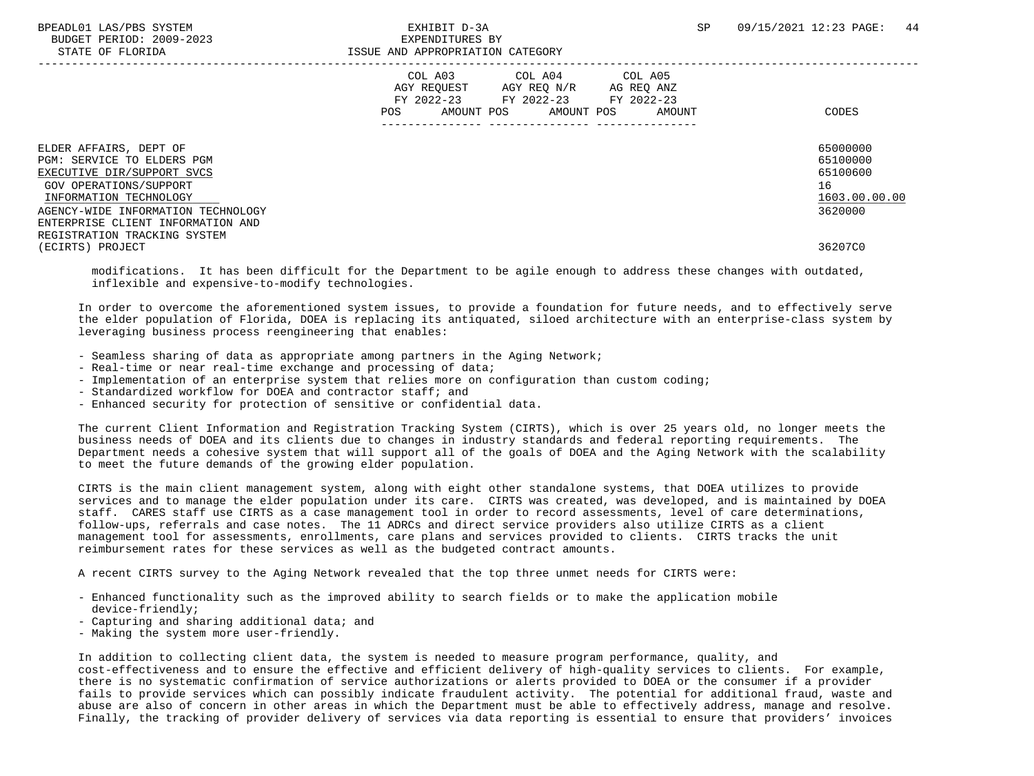| | COL A03 AGY REQUEST FY 2022-23 POS AMOUNT | COL A04 AGY REQ N/R FY 2022-23 POS AMOUNT | COL A05 AG REQ ANZ FY 2022-23 POS AMOUNT | CODES |
|---|---|---|---|---|
| ELDER AFFAIRS, DEPT OF | | | | 65000000 |
| PGM: SERVICE TO ELDERS PGM | | | | 65100000 |
| EXECUTIVE DIR/SUPPORT SVCS | | | | 65100600 |
| GOV OPERATIONS/SUPPORT | | | | 16 |
| INFORMATION TECHNOLOGY | | | | 1603.00.00.00 |
| AGENCY-WIDE INFORMATION TECHNOLOGY | | | | 3620000 |
| ENTERPRISE CLIENT INFORMATION AND REGISTRATION TRACKING SYSTEM (ECIRTS) PROJECT | | | | 36207C0 |

modifications. It has been difficult for the Department to be agile enough to address these changes with outdated, inflexible and expensive-to-modify technologies.

In order to overcome the aforementioned system issues, to provide a foundation for future needs, and to effectively serve the elder population of Florida, DOEA is replacing its antiquated, siloed architecture with an enterprise-class system by leveraging business process reengineering that enables:

- Seamless sharing of data as appropriate among partners in the Aging Network;
- Real-time or near real-time exchange and processing of data;
- Implementation of an enterprise system that relies more on configuration than custom coding;
- Standardized workflow for DOEA and contractor staff; and
- Enhanced security for protection of sensitive or confidential data.

The current Client Information and Registration Tracking System (CIRTS), which is over 25 years old, no longer meets the business needs of DOEA and its clients due to changes in industry standards and federal reporting requirements. The Department needs a cohesive system that will support all of the goals of DOEA and the Aging Network with the scalability to meet the future demands of the growing elder population.

CIRTS is the main client management system, along with eight other standalone systems, that DOEA utilizes to provide services and to manage the elder population under its care. CIRTS was created, was developed, and is maintained by DOEA staff. CARES staff use CIRTS as a case management tool in order to record assessments, level of care determinations, follow-ups, referrals and case notes. The 11 ADRCs and direct service providers also utilize CIRTS as a client management tool for assessments, enrollments, care plans and services provided to clients. CIRTS tracks the unit reimbursement rates for these services as well as the budgeted contract amounts.

A recent CIRTS survey to the Aging Network revealed that the top three unmet needs for CIRTS were:

- Enhanced functionality such as the improved ability to search fields or to make the application mobile device-friendly;
- Capturing and sharing additional data; and
- Making the system more user-friendly.

In addition to collecting client data, the system is needed to measure program performance, quality, and cost-effectiveness and to ensure the effective and efficient delivery of high-quality services to clients. For example, there is no systematic confirmation of service authorizations or alerts provided to DOEA or the consumer if a provider fails to provide services which can possibly indicate fraudulent activity. The potential for additional fraud, waste and abuse are also of concern in other areas in which the Department must be able to effectively address, manage and resolve. Finally, the tracking of provider delivery of services via data reporting is essential to ensure that providers' invoices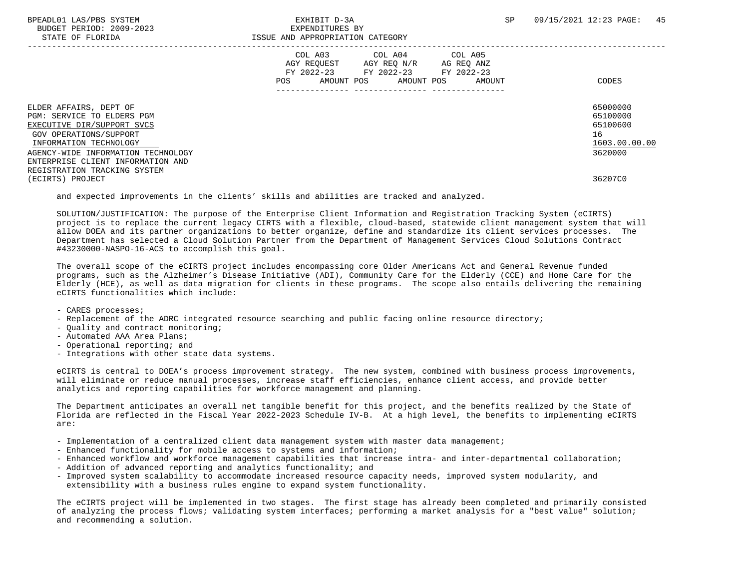| | COL A03 AGY REQUEST FY 2022-23 POS AMOUNT | COL A04 AGY REQ N/R FY 2022-23 POS AMOUNT | COL A05 AG REQ ANZ FY 2022-23 POS AMOUNT | CODES |
|---|---|---|---|---|
| ELDER AFFAIRS, DEPT OF | | | | 65000000 |
| PGM: SERVICE TO ELDERS PGM | | | | 65100000 |
| EXECUTIVE DIR/SUPPORT SVCS | | | | 65100600 |
| GOV OPERATIONS/SUPPORT | | | | 16 |
| INFORMATION TECHNOLOGY | | | | 1603.00.00.00 |
| AGENCY-WIDE INFORMATION TECHNOLOGY | | | | 3620000 |
| ENTERPRISE CLIENT INFORMATION AND REGISTRATION TRACKING SYSTEM (ECIRTS) PROJECT | | | | 36207C0 |

and expected improvements in the clients' skills and abilities are tracked and analyzed.

SOLUTION/JUSTIFICATION: The purpose of the Enterprise Client Information and Registration Tracking System (eCIRTS) project is to replace the current legacy CIRTS with a flexible, cloud-based, statewide client management system that will allow DOEA and its partner organizations to better organize, define and standardize its client services processes. The Department has selected a Cloud Solution Partner from the Department of Management Services Cloud Solutions Contract #43230000-NASPO-16-ACS to accomplish this goal.

The overall scope of the eCIRTS project includes encompassing core Older Americans Act and General Revenue funded programs, such as the Alzheimer's Disease Initiative (ADI), Community Care for the Elderly (CCE) and Home Care for the Elderly (HCE), as well as data migration for clients in these programs. The scope also entails delivering the remaining eCIRTS functionalities which include:

- CARES processes;
- Replacement of the ADRC integrated resource searching and public facing online resource directory;
- Quality and contract monitoring;
- Automated AAA Area Plans;
- Operational reporting; and
- Integrations with other state data systems.

eCIRTS is central to DOEA's process improvement strategy. The new system, combined with business process improvements, will eliminate or reduce manual processes, increase staff efficiencies, enhance client access, and provide better analytics and reporting capabilities for workforce management and planning.

The Department anticipates an overall net tangible benefit for this project, and the benefits realized by the State of Florida are reflected in the Fiscal Year 2022-2023 Schedule IV-B. At a high level, the benefits to implementing eCIRTS are:

- Implementation of a centralized client data management system with master data management;
- Enhanced functionality for mobile access to systems and information;
- Enhanced workflow and workforce management capabilities that increase intra- and inter-departmental collaboration;
- Addition of advanced reporting and analytics functionality; and
- Improved system scalability to accommodate increased resource capacity needs, improved system modularity, and extensibility with a business rules engine to expand system functionality.

The eCIRTS project will be implemented in two stages. The first stage has already been completed and primarily consisted of analyzing the process flows; validating system interfaces; performing a market analysis for a "best value" solution; and recommending a solution.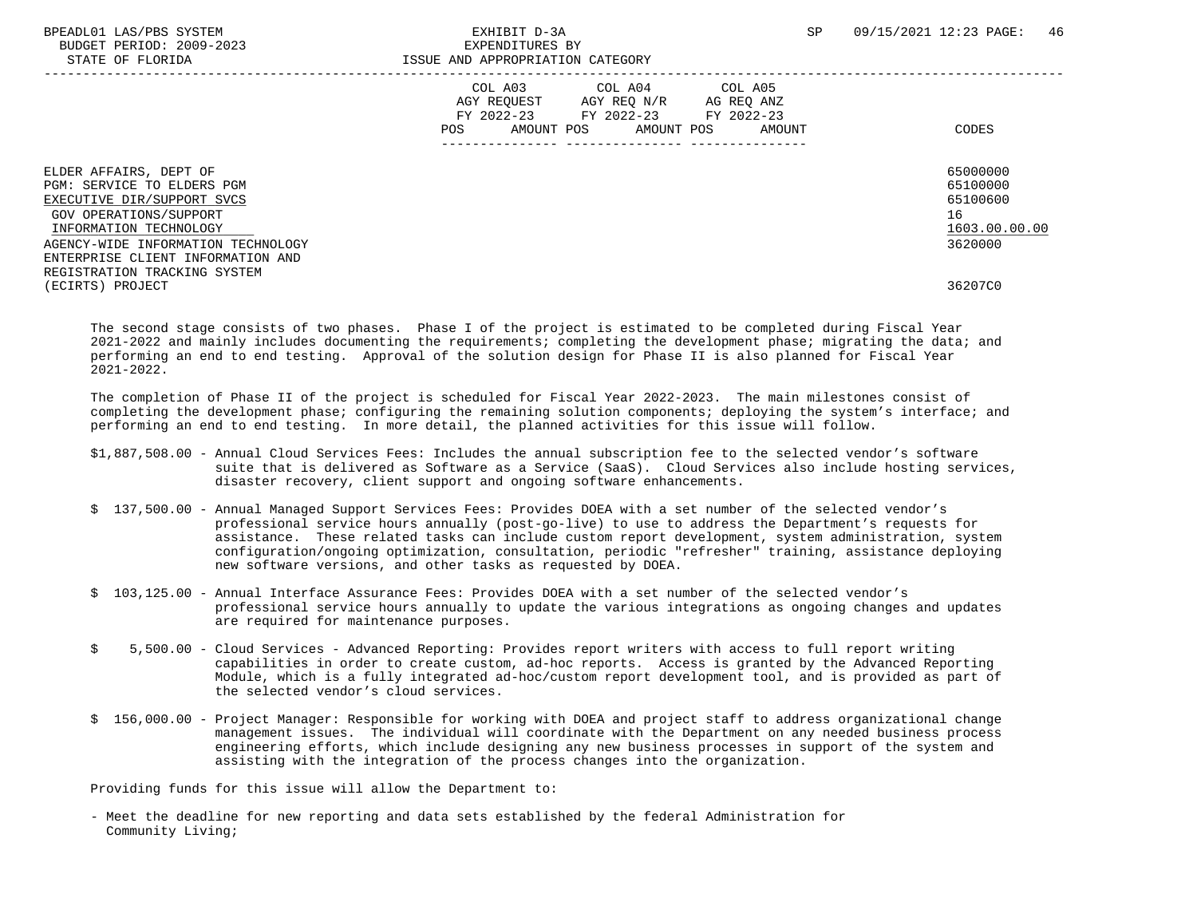| | COL A03 AGY REQUEST FY 2022-23 POS AMOUNT | COL A04 AGY REQ N/R FY 2022-23 POS AMOUNT | COL A05 AG REQ ANZ FY 2022-23 POS AMOUNT | CODES |
|---|---|---|---|---|
| ELDER AFFAIRS, DEPT OF | | | | 65000000 |
| PGM: SERVICE TO ELDERS PGM | | | | 65100000 |
| EXECUTIVE DIR/SUPPORT SVCS | | | | 65100600 |
| GOV OPERATIONS/SUPPORT | | | | 16 |
| INFORMATION TECHNOLOGY | | | | 1603.00.00.00 |
| AGENCY-WIDE INFORMATION TECHNOLOGY | | | | 3620000 |
| ENTERPRISE CLIENT INFORMATION AND REGISTRATION TRACKING SYSTEM (ECIRTS) PROJECT | | | | 36207C0 |

The second stage consists of two phases. Phase I of the project is estimated to be completed during Fiscal Year 2021-2022 and mainly includes documenting the requirements; completing the development phase; migrating the data; and performing an end to end testing. Approval of the solution design for Phase II is also planned for Fiscal Year 2021-2022.

The completion of Phase II of the project is scheduled for Fiscal Year 2022-2023. The main milestones consist of completing the development phase; configuring the remaining solution components; deploying the system's interface; and performing an end to end testing. In more detail, the planned activities for this issue will follow.

$1,887,508.00 - Annual Cloud Services Fees: Includes the annual subscription fee to the selected vendor's software suite that is delivered as Software as a Service (SaaS). Cloud Services also include hosting services, disaster recovery, client support and ongoing software enhancements.

$ 137,500.00 - Annual Managed Support Services Fees: Provides DOEA with a set number of the selected vendor's professional service hours annually (post-go-live) to use to address the Department's requests for assistance. These related tasks can include custom report development, system administration, system configuration/ongoing optimization, consultation, periodic "refresher" training, assistance deploying new software versions, and other tasks as requested by DOEA.

$ 103,125.00 - Annual Interface Assurance Fees: Provides DOEA with a set number of the selected vendor's professional service hours annually to update the various integrations as ongoing changes and updates are required for maintenance purposes.

$ 5,500.00 - Cloud Services - Advanced Reporting: Provides report writers with access to full report writing capabilities in order to create custom, ad-hoc reports. Access is granted by the Advanced Reporting Module, which is a fully integrated ad-hoc/custom report development tool, and is provided as part of the selected vendor's cloud services.

$ 156,000.00 - Project Manager: Responsible for working with DOEA and project staff to address organizational change management issues. The individual will coordinate with the Department on any needed business process engineering efforts, which include designing any new business processes in support of the system and assisting with the integration of the process changes into the organization.

Providing funds for this issue will allow the Department to:

- Meet the deadline for new reporting and data sets established by the federal Administration for Community Living;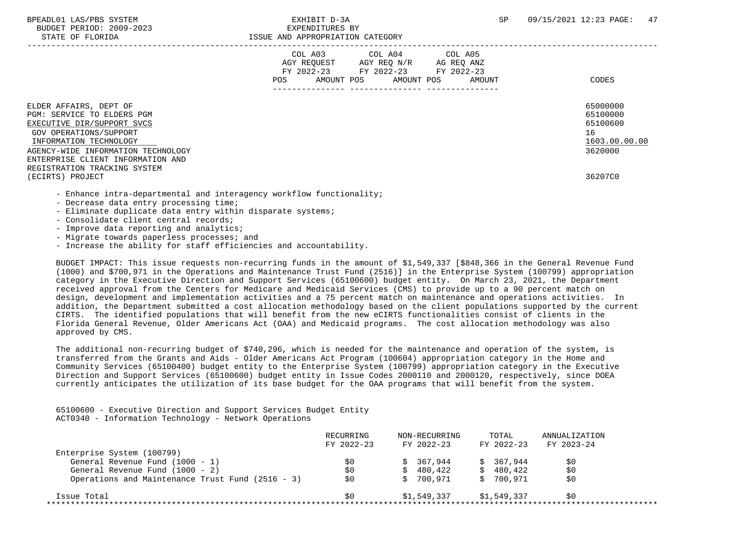ELDER AFFAIRS, DEPT OF — 65000000
PGM: SERVICE TO ELDERS PGM — 65100000
EXECUTIVE DIR/SUPPORT SVCS — 65100600
GOV OPERATIONS/SUPPORT — 16
INFORMATION TECHNOLOGY — 1603.00.00.00
AGENCY-WIDE INFORMATION TECHNOLOGY — 3620000
ENTERPRISE CLIENT INFORMATION AND REGISTRATION TRACKING SYSTEM (ECIRTS) PROJECT — 36207C0

- Enhance intra-departmental and interagency workflow functionality;
- Decrease data entry processing time;
- Eliminate duplicate data entry within disparate systems;
- Consolidate client central records;
- Improve data reporting and analytics;
- Migrate towards paperless processes; and
- Increase the ability for staff efficiencies and accountability.

BUDGET IMPACT: This issue requests non-recurring funds in the amount of $1,549,337 [$848,366 in the General Revenue Fund (1000) and $700,971 in the Operations and Maintenance Trust Fund (2516)] in the Enterprise System (100799) appropriation category in the Executive Direction and Support Services (65100600) budget entity. On March 23, 2021, the Department received approval from the Centers for Medicare and Medicaid Services (CMS) to provide up to a 90 percent match on design, development and implementation activities and a 75 percent match on maintenance and operations activities. In addition, the Department submitted a cost allocation methodology based on the client populations supported by the current CIRTS. The identified populations that will benefit from the new eCIRTS functionalities consist of clients in the Florida General Revenue, Older Americans Act (OAA) and Medicaid programs. The cost allocation methodology was also approved by CMS.

The additional non-recurring budget of $740,296, which is needed for the maintenance and operation of the system, is transferred from the Grants and Aids - Older Americans Act Program (100604) appropriation category in the Home and Community Services (65100400) budget entity to the Enterprise System (100799) appropriation category in the Executive Direction and Support Services (65100600) budget entity in Issue Codes 2000110 and 2000120, respectively, since DOEA currently anticipates the utilization of its base budget for the OAA programs that will benefit from the system.

65100600 - Executive Direction and Support Services Budget Entity
ACT0340 - Information Technology - Network Operations

| | RECURRING FY 2022-23 | NON-RECURRING FY 2022-23 | TOTAL FY 2022-23 | ANNUALIZATION FY 2023-24 |
|---|---|---|---|---|
| Enterprise System (100799) | | | | |
| General Revenue Fund (1000 - 1) | $0 | $ 367,944 | $ 367,944 | $0 |
| General Revenue Fund (1000 - 2) | $0 | $ 480,422 | $ 480,422 | $0 |
| Operations and Maintenance Trust Fund (2516 - 3) | $0 | $ 700,971 | $ 700,971 | $0 |
| Issue Total | $0 | $1,549,337 | $1,549,337 | $0 |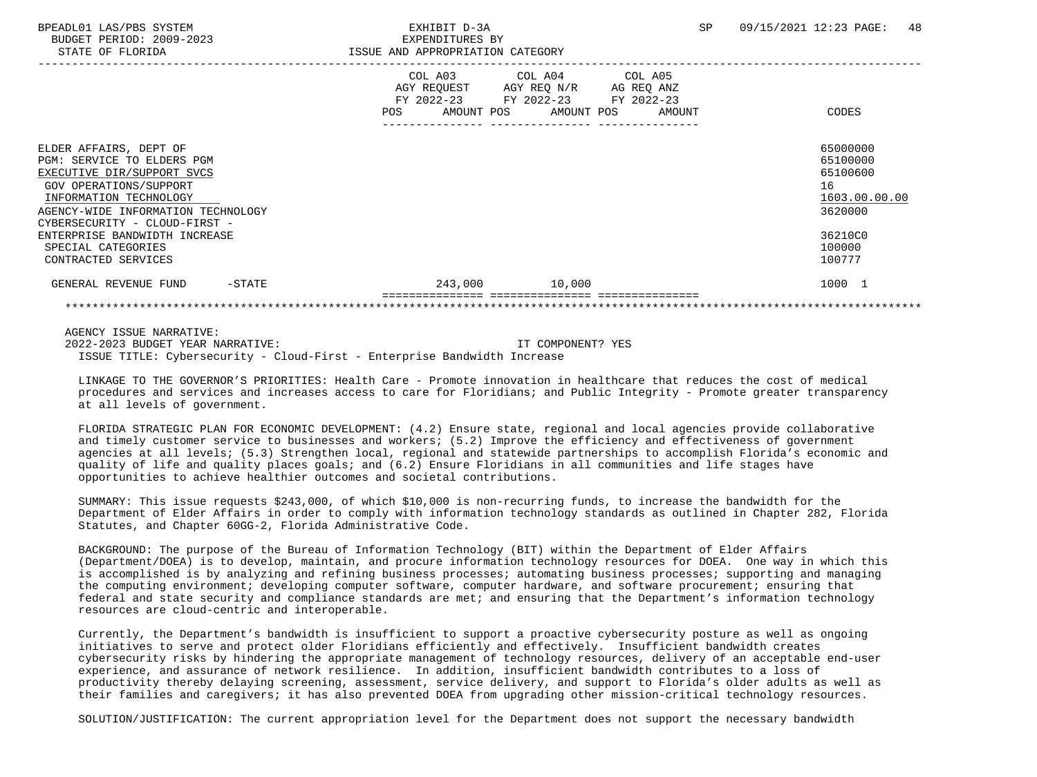BPEADL01 LAS/PBS SYSTEM | EXHIBIT D-3A | SP 09/15/2021 12:23
BUDGET PERIOD: 2009-2023 | EXPENDITURES BY
STATE OF FLORIDA | ISSUE AND APPROPRIATION CATEGORY

| | COL A03 AGY REQUEST FY 2022-23 POS AMOUNT | COL A04 AGY REQ N/R FY 2022-23 POS AMOUNT | COL A05 AG REQ ANZ FY 2022-23 POS AMOUNT | CODES |
|---|---|---|---|---|
| ELDER AFFAIRS, DEPT OF | | | | 65000000 |
| PGM: SERVICE TO ELDERS PGM | | | | 65100000 |
| EXECUTIVE DIR/SUPPORT SVCS | | | | 65100600 |
| GOV OPERATIONS/SUPPORT | | | | 16 |
| INFORMATION TECHNOLOGY | | | | 1603.00.00.00 |
| AGENCY-WIDE INFORMATION TECHNOLOGY | | | | 3620000 |
| CYBERSECURITY - CLOUD-FIRST - ENTERPRISE BANDWIDTH INCREASE | | | | 36210C0 |
| SPECIAL CATEGORIES | | | | 100000 |
| CONTRACTED SERVICES | | | | 100777 |
| GENERAL REVENUE FUND -STATE | 243,000 | 10,000 | | 1000 1 |

AGENCY ISSUE NARRATIVE:
2022-2023 BUDGET YEAR NARRATIVE: IT COMPONENT? YES
ISSUE TITLE: Cybersecurity - Cloud-First - Enterprise Bandwidth Increase

LINKAGE TO THE GOVERNOR'S PRIORITIES: Health Care - Promote innovation in healthcare that reduces the cost of medical procedures and services and increases access to care for Floridians; and Public Integrity - Promote greater transparency at all levels of government.

FLORIDA STRATEGIC PLAN FOR ECONOMIC DEVELOPMENT: (4.2) Ensure state, regional and local agencies provide collaborative and timely customer service to businesses and workers; (5.2) Improve the efficiency and effectiveness of government agencies at all levels; (5.3) Strengthen local, regional and statewide partnerships to accomplish Florida's economic and quality of life and quality places goals; and (6.2) Ensure Floridians in all communities and life stages have opportunities to achieve healthier outcomes and societal contributions.

SUMMARY: This issue requests $243,000, of which $10,000 is non-recurring funds, to increase the bandwidth for the Department of Elder Affairs in order to comply with information technology standards as outlined in Chapter 282, Florida Statutes, and Chapter 60GG-2, Florida Administrative Code.

BACKGROUND: The purpose of the Bureau of Information Technology (BIT) within the Department of Elder Affairs (Department/DOEA) is to develop, maintain, and procure information technology resources for DOEA. One way in which this is accomplished is by analyzing and refining business processes; automating business processes; supporting and managing the computing environment; developing computer software, computer hardware, and software procurement; ensuring that federal and state security and compliance standards are met; and ensuring that the Department's information technology resources are cloud-centric and interoperable.

Currently, the Department's bandwidth is insufficient to support a proactive cybersecurity posture as well as ongoing initiatives to serve and protect older Floridians efficiently and effectively. Insufficient bandwidth creates cybersecurity risks by hindering the appropriate management of technology resources, delivery of an acceptable end-user experience, and assurance of network resilience. In addition, insufficient bandwidth contributes to a loss of productivity thereby delaying screening, assessment, service delivery, and support to Florida's older adults as well as their families and caregivers; it has also prevented DOEA from upgrading other mission-critical technology resources.

SOLUTION/JUSTIFICATION: The current appropriation level for the Department does not support the necessary bandwidth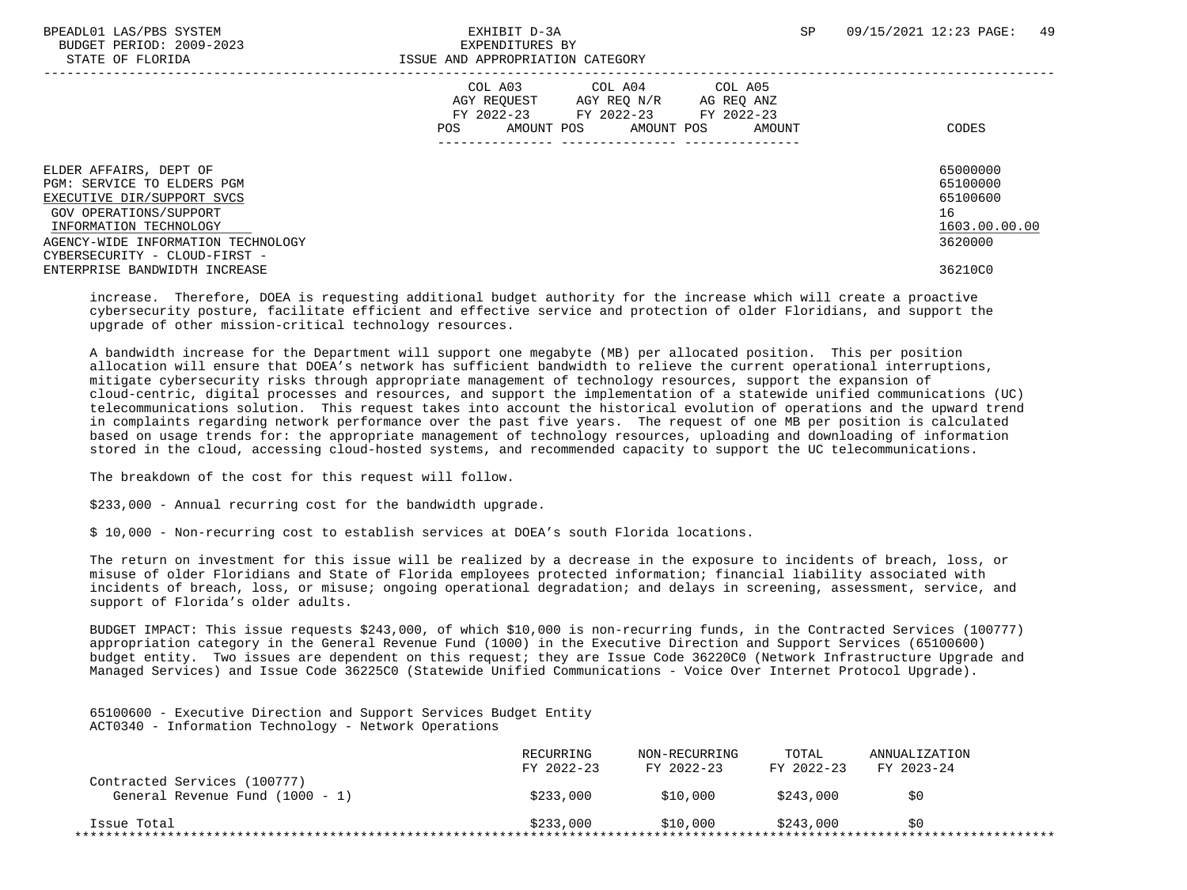| | COL A03 AGY REQUEST FY 2022-23 POS AMOUNT | COL A04 AGY REQ N/R FY 2022-23 POS AMOUNT | COL A05 AG REQ ANZ FY 2022-23 POS AMOUNT | CODES |
|---|---|---|---|---|
| ELDER AFFAIRS, DEPT OF | | | | 65000000 |
| PGM: SERVICE TO ELDERS PGM | | | | 65100000 |
| EXECUTIVE DIR/SUPPORT SVCS | | | | 65100600 |
| GOV OPERATIONS/SUPPORT | | | | 16 |
| INFORMATION TECHNOLOGY | | | | 1603.00.00.00 |
| AGENCY-WIDE INFORMATION TECHNOLOGY | | | | 3620000 |
| CYBERSECURITY - CLOUD-FIRST - ENTERPRISE BANDWIDTH INCREASE | | | | 36210C0 |

increase. Therefore, DOEA is requesting additional budget authority for the increase which will create a proactive cybersecurity posture, facilitate efficient and effective service and protection of older Floridians, and support the upgrade of other mission-critical technology resources.

A bandwidth increase for the Department will support one megabyte (MB) per allocated position. This per position allocation will ensure that DOEA's network has sufficient bandwidth to relieve the current operational interruptions, mitigate cybersecurity risks through appropriate management of technology resources, support the expansion of cloud-centric, digital processes and resources, and support the implementation of a statewide unified communications (UC) telecommunications solution. This request takes into account the historical evolution of operations and the upward trend in complaints regarding network performance over the past five years. The request of one MB per position is calculated based on usage trends for: the appropriate management of technology resources, uploading and downloading of information stored in the cloud, accessing cloud-hosted systems, and recommended capacity to support the UC telecommunications.

The breakdown of the cost for this request will follow.

$233,000 - Annual recurring cost for the bandwidth upgrade.

$ 10,000 - Non-recurring cost to establish services at DOEA's south Florida locations.

The return on investment for this issue will be realized by a decrease in the exposure to incidents of breach, loss, or misuse of older Floridians and State of Florida employees protected information; financial liability associated with incidents of breach, loss, or misuse; ongoing operational degradation; and delays in screening, assessment, service, and support of Florida's older adults.

BUDGET IMPACT: This issue requests $243,000, of which $10,000 is non-recurring funds, in the Contracted Services (100777) appropriation category in the General Revenue Fund (1000) in the Executive Direction and Support Services (65100600) budget entity. Two issues are dependent on this request; they are Issue Code 36220C0 (Network Infrastructure Upgrade and Managed Services) and Issue Code 36225C0 (Statewide Unified Communications - Voice Over Internet Protocol Upgrade).

65100600 - Executive Direction and Support Services Budget Entity
ACT0340 - Information Technology - Network Operations

| | RECURRING FY 2022-23 | NON-RECURRING FY 2022-23 | TOTAL FY 2022-23 | ANNUALIZATION FY 2023-24 |
|---|---|---|---|---|
| Contracted Services (100777) | | | | |
| General Revenue Fund (1000 - 1) | $233,000 | $10,000 | $243,000 | $0 |
| Issue Total | $233,000 | $10,000 | $243,000 | $0 |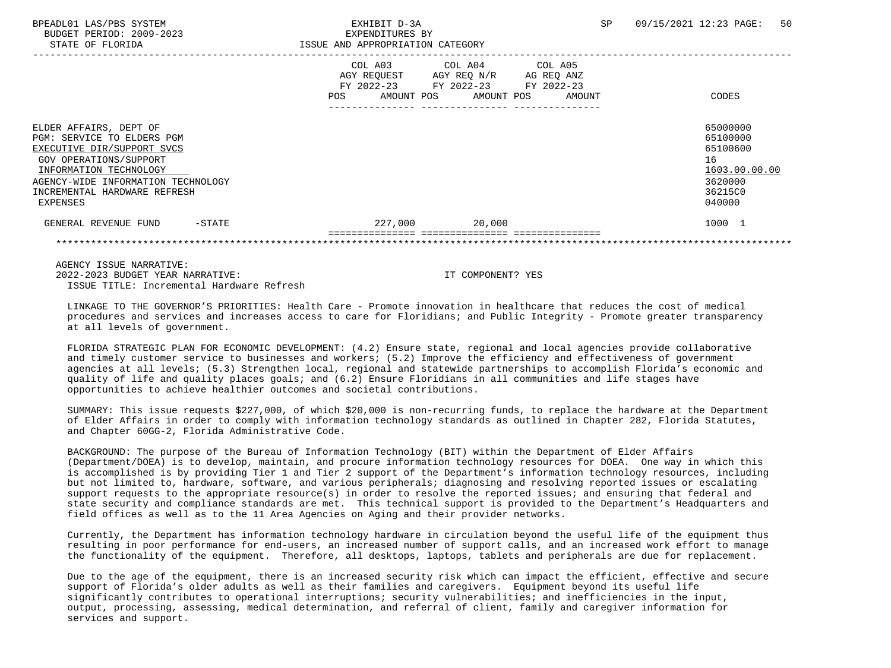| | COL A03 AGY REQUEST FY 2022-23 POS AMOUNT | COL A04 AGY REQ N/R FY 2022-23 POS AMOUNT | COL A05 AG REQ ANZ FY 2022-23 POS AMOUNT | CODES |
|---|---|---|---|---|
| ELDER AFFAIRS, DEPT OF | | | | 65000000 |
| PGM: SERVICE TO ELDERS PGM | | | | 65100000 |
| EXECUTIVE DIR/SUPPORT SVCS | | | | 65100600 |
| GOV OPERATIONS/SUPPORT | | | | 16 |
| INFORMATION TECHNOLOGY | | | | 1603.00.00.00 |
| AGENCY-WIDE INFORMATION TECHNOLOGY | | | | 3620000 |
| INCREMENTAL HARDWARE REFRESH | | | | 36215C0 |
| EXPENSES | | | | 040000 |
| GENERAL REVENUE FUND -STATE | 227,000 | 20,000 | | 1000 1 |

AGENCY ISSUE NARRATIVE:
2022-2023 BUDGET YEAR NARRATIVE: IT COMPONENT? YES
ISSUE TITLE: Incremental Hardware Refresh

LINKAGE TO THE GOVERNOR'S PRIORITIES: Health Care - Promote innovation in healthcare that reduces the cost of medical procedures and services and increases access to care for Floridians; and Public Integrity - Promote greater transparency at all levels of government.

FLORIDA STRATEGIC PLAN FOR ECONOMIC DEVELOPMENT: (4.2) Ensure state, regional and local agencies provide collaborative and timely customer service to businesses and workers; (5.2) Improve the efficiency and effectiveness of government agencies at all levels; (5.3) Strengthen local, regional and statewide partnerships to accomplish Florida's economic and quality of life and quality places goals; and (6.2) Ensure Floridians in all communities and life stages have opportunities to achieve healthier outcomes and societal contributions.

SUMMARY: This issue requests $227,000, of which $20,000 is non-recurring funds, to replace the hardware at the Department of Elder Affairs in order to comply with information technology standards as outlined in Chapter 282, Florida Statutes, and Chapter 60GG-2, Florida Administrative Code.

BACKGROUND: The purpose of the Bureau of Information Technology (BIT) within the Department of Elder Affairs (Department/DOEA) is to develop, maintain, and procure information technology resources for DOEA. One way in which this is accomplished is by providing Tier 1 and Tier 2 support of the Department's information technology resources, including but not limited to, hardware, software, and various peripherals; diagnosing and resolving reported issues or escalating support requests to the appropriate resource(s) in order to resolve the reported issues; and ensuring that federal and state security and compliance standards are met. This technical support is provided to the Department's Headquarters and field offices as well as to the 11 Area Agencies on Aging and their provider networks.

Currently, the Department has information technology hardware in circulation beyond the useful life of the equipment thus resulting in poor performance for end-users, an increased number of support calls, and an increased work effort to manage the functionality of the equipment. Therefore, all desktops, laptops, tablets and peripherals are due for replacement.

Due to the age of the equipment, there is an increased security risk which can impact the efficient, effective and secure support of Florida's older adults as well as their families and caregivers. Equipment beyond its useful life significantly contributes to operational interruptions; security vulnerabilities; and inefficiencies in the input, output, processing, assessing, medical determination, and referral of client, family and caregiver information for services and support.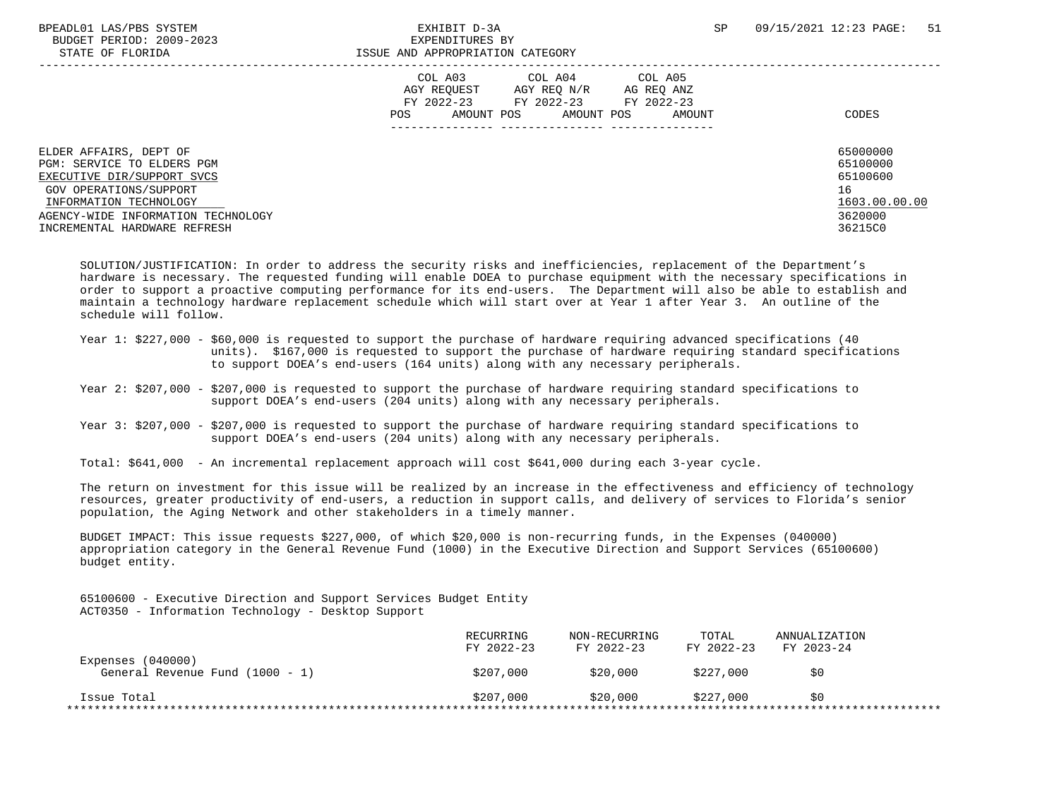BPEADL01 LAS/PBS SYSTEM | EXHIBIT D-3A | SP 09/15/2021 12:23

BUDGET PERIOD: 2009-2023 | EXPENDITURES BY

STATE OF FLORIDA | ISSUE AND APPROPRIATION CATEGORY

| | COL A03 AGY REQUEST FY 2022-23 POS AMOUNT | COL A04 AGY REQ N/R FY 2022-23 POS AMOUNT | COL A05 AG REQ ANZ FY 2022-23 POS AMOUNT | CODES |
|---|---|---|---|---|
| ELDER AFFAIRS, DEPT OF | | | | 65000000 |
| PGM: SERVICE TO ELDERS PGM | | | | 65100000 |
| EXECUTIVE DIR/SUPPORT SVCS | | | | 65100600 |
| GOV OPERATIONS/SUPPORT | | | | 16 |
| INFORMATION TECHNOLOGY | | | | 1603.00.00.00 |
| AGENCY-WIDE INFORMATION TECHNOLOGY | | | | 3620000 |
| INCREMENTAL HARDWARE REFRESH | | | | 36215C0 |

SOLUTION/JUSTIFICATION: In order to address the security risks and inefficiencies, replacement of the Department's hardware is necessary. The requested funding will enable DOEA to purchase equipment with the necessary specifications in order to support a proactive computing performance for its end-users. The Department will also be able to establish and maintain a technology hardware replacement schedule which will start over at Year 1 after Year 3. An outline of the schedule will follow.

Year 1: $227,000 - $60,000 is requested to support the purchase of hardware requiring advanced specifications (40 units). $167,000 is requested to support the purchase of hardware requiring standard specifications to support DOEA's end-users (164 units) along with any necessary peripherals.

Year 2: $207,000 - $207,000 is requested to support the purchase of hardware requiring standard specifications to support DOEA's end-users (204 units) along with any necessary peripherals.

Year 3: $207,000 - $207,000 is requested to support the purchase of hardware requiring standard specifications to support DOEA's end-users (204 units) along with any necessary peripherals.

Total: $641,000 - An incremental replacement approach will cost $641,000 during each 3-year cycle.

The return on investment for this issue will be realized by an increase in the effectiveness and efficiency of technology resources, greater productivity of end-users, a reduction in support calls, and delivery of services to Florida's senior population, the Aging Network and other stakeholders in a timely manner.

BUDGET IMPACT: This issue requests $227,000, of which $20,000 is non-recurring funds, in the Expenses (040000) appropriation category in the General Revenue Fund (1000) in the Executive Direction and Support Services (65100600) budget entity.

65100600 - Executive Direction and Support Services Budget Entity
ACT0350 - Information Technology - Desktop Support

| | RECURRING FY 2022-23 | NON-RECURRING FY 2022-23 | TOTAL FY 2022-23 | ANNUALIZATION FY 2023-24 |
|---|---|---|---|---|
| Expenses (040000) | | | | |
| General Revenue Fund (1000 - 1) | $207,000 | $20,000 | $227,000 | $0 |
| Issue Total | $207,000 | $20,000 | $227,000 | $0 |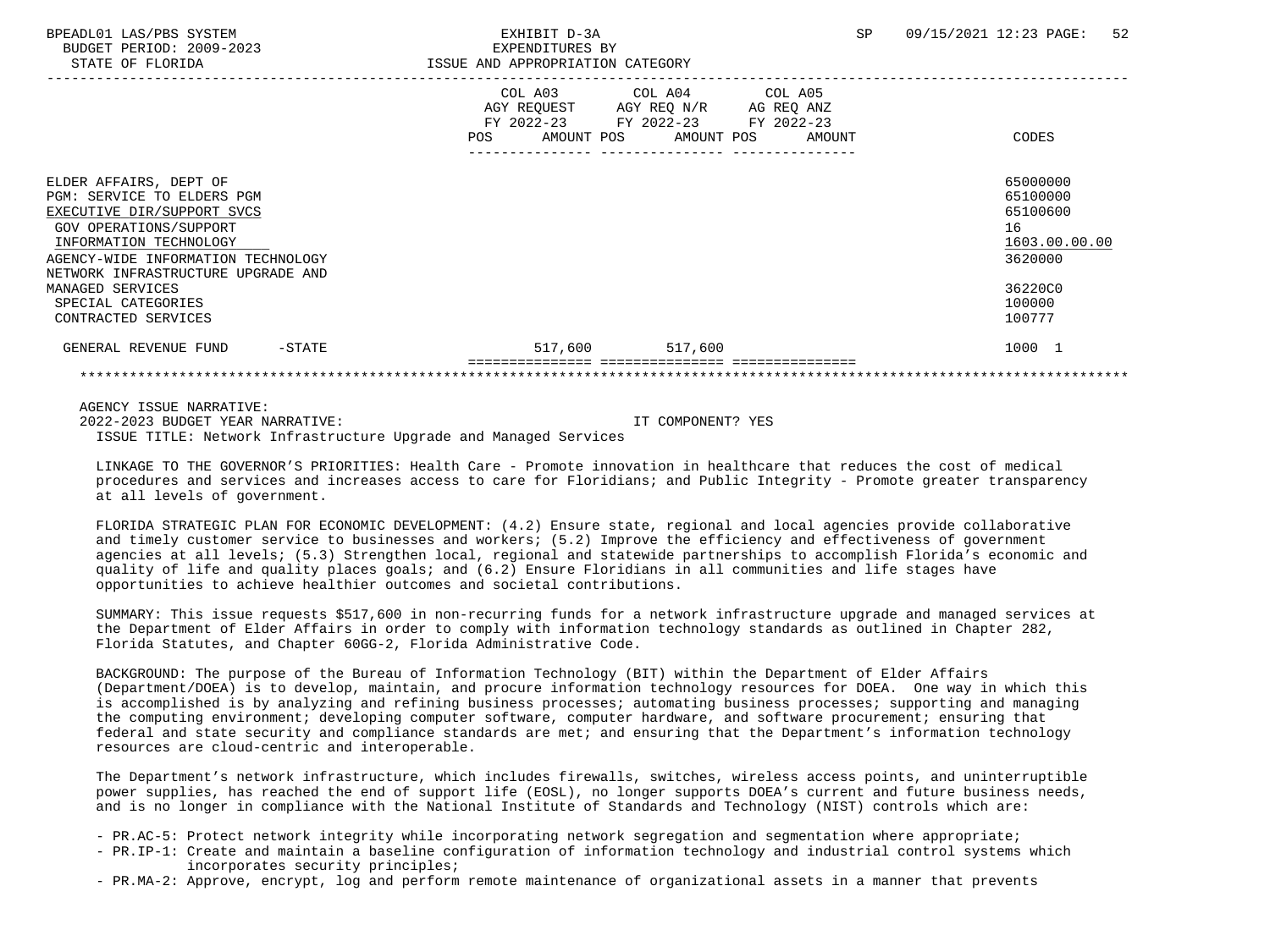BPEADL01 LAS/PBS SYSTEM — EXHIBIT D-3A — EXPENDITURES BY ISSUE AND APPROPRIATION CATEGORY
BUDGET PERIOD: 2009-2023
STATE OF FLORIDA

| | COL A03 AGY REQUEST FY 2022-23 POS AMOUNT | COL A04 AGY REQ N/R FY 2022-23 POS AMOUNT | COL A05 AG REQ ANZ FY 2022-23 POS AMOUNT | CODES |
|---|---|---|---|---|
| ELDER AFFAIRS, DEPT OF | | | | 65000000 |
| PGM: SERVICE TO ELDERS PGM | | | | 65100000 |
| EXECUTIVE DIR/SUPPORT SVCS | | | | 65100600 |
| GOV OPERATIONS/SUPPORT | | | | 16 |
| INFORMATION TECHNOLOGY | | | | 1603.00.00.00 |
| AGENCY-WIDE INFORMATION TECHNOLOGY | | | | 3620000 |
| NETWORK INFRASTRUCTURE UPGRADE AND MANAGED SERVICES | | | | 36220C0 |
| SPECIAL CATEGORIES | | | | 100000 |
| CONTRACTED SERVICES | | | | 100777 |
| GENERAL REVENUE FUND -STATE | 517,600 | 517,600 | | 1000 1 |

AGENCY ISSUE NARRATIVE:
2022-2023 BUDGET YEAR NARRATIVE: IT COMPONENT? YES
ISSUE TITLE: Network Infrastructure Upgrade and Managed Services

LINKAGE TO THE GOVERNOR'S PRIORITIES: Health Care - Promote innovation in healthcare that reduces the cost of medical procedures and services and increases access to care for Floridians; and Public Integrity - Promote greater transparency at all levels of government.

FLORIDA STRATEGIC PLAN FOR ECONOMIC DEVELOPMENT: (4.2) Ensure state, regional and local agencies provide collaborative and timely customer service to businesses and workers; (5.2) Improve the efficiency and effectiveness of government agencies at all levels; (5.3) Strengthen local, regional and statewide partnerships to accomplish Florida's economic and quality of life and quality places goals; and (6.2) Ensure Floridians in all communities and life stages have opportunities to achieve healthier outcomes and societal contributions.

SUMMARY: This issue requests $517,600 in non-recurring funds for a network infrastructure upgrade and managed services at the Department of Elder Affairs in order to comply with information technology standards as outlined in Chapter 282, Florida Statutes, and Chapter 60GG-2, Florida Administrative Code.

BACKGROUND: The purpose of the Bureau of Information Technology (BIT) within the Department of Elder Affairs (Department/DOEA) is to develop, maintain, and procure information technology resources for DOEA. One way in which this is accomplished is by analyzing and refining business processes; automating business processes; supporting and managing the computing environment; developing computer software, computer hardware, and software procurement; ensuring that federal and state security and compliance standards are met; and ensuring that the Department's information technology resources are cloud-centric and interoperable.

The Department's network infrastructure, which includes firewalls, switches, wireless access points, and uninterruptible power supplies, has reached the end of support life (EOSL), no longer supports DOEA's current and future business needs, and is no longer in compliance with the National Institute of Standards and Technology (NIST) controls which are:

- PR.AC-5: Protect network integrity while incorporating network segregation and segmentation where appropriate;
- PR.IP-1: Create and maintain a baseline configuration of information technology and industrial control systems which incorporates security principles;
- PR.MA-2: Approve, encrypt, log and perform remote maintenance of organizational assets in a manner that prevents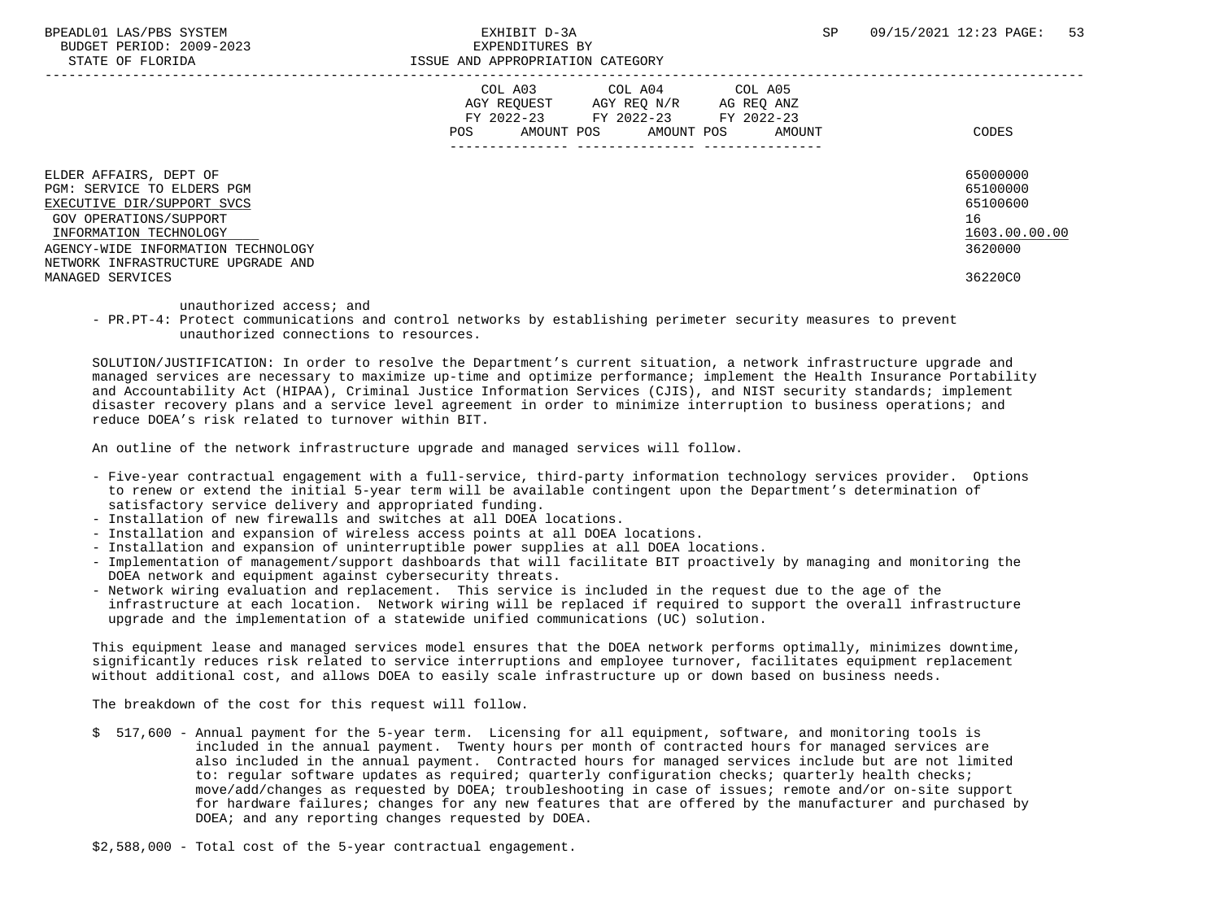| | COL A03 AGY REQUEST FY 2022-23 POS AMOUNT | COL A04 AGY REQ N/R FY 2022-23 POS AMOUNT | COL A05 AG REQ ANZ FY 2022-23 POS AMOUNT | CODES |
|---|---|---|---|---|
| ELDER AFFAIRS, DEPT OF | | | | 65000000 |
| PGM: SERVICE TO ELDERS PGM | | | | 65100000 |
| EXECUTIVE DIR/SUPPORT SVCS | | | | 65100600 |
| GOV OPERATIONS/SUPPORT | | | | 16 |
| INFORMATION TECHNOLOGY | | | | 1603.00.00.00 |
| AGENCY-WIDE INFORMATION TECHNOLOGY | | | | 3620000 |
| NETWORK INFRASTRUCTURE UPGRADE AND MANAGED SERVICES | | | | 36220C0 |

unauthorized access; and

- PR.PT-4: Protect communications and control networks by establishing perimeter security measures to prevent unauthorized connections to resources.

SOLUTION/JUSTIFICATION: In order to resolve the Department's current situation, a network infrastructure upgrade and managed services are necessary to maximize up-time and optimize performance; implement the Health Insurance Portability and Accountability Act (HIPAA), Criminal Justice Information Services (CJIS), and NIST security standards; implement disaster recovery plans and a service level agreement in order to minimize interruption to business operations; and reduce DOEA's risk related to turnover within BIT.

An outline of the network infrastructure upgrade and managed services will follow.

- Five-year contractual engagement with a full-service, third-party information technology services provider. Options to renew or extend the initial 5-year term will be available contingent upon the Department's determination of satisfactory service delivery and appropriated funding.
- Installation of new firewalls and switches at all DOEA locations.
- Installation and expansion of wireless access points at all DOEA locations.
- Installation and expansion of uninterruptible power supplies at all DOEA locations.
- Implementation of management/support dashboards that will facilitate BIT proactively by managing and monitoring the DOEA network and equipment against cybersecurity threats.
- Network wiring evaluation and replacement. This service is included in the request due to the age of the infrastructure at each location. Network wiring will be replaced if required to support the overall infrastructure upgrade and the implementation of a statewide unified communications (UC) solution.

This equipment lease and managed services model ensures that the DOEA network performs optimally, minimizes downtime, significantly reduces risk related to service interruptions and employee turnover, facilitates equipment replacement without additional cost, and allows DOEA to easily scale infrastructure up or down based on business needs.

The breakdown of the cost for this request will follow.

$ 517,600 - Annual payment for the 5-year term. Licensing for all equipment, software, and monitoring tools is included in the annual payment. Twenty hours per month of contracted hours for managed services are also included in the annual payment. Contracted hours for managed services include but are not limited to: regular software updates as required; quarterly configuration checks; quarterly health checks; move/add/changes as requested by DOEA; troubleshooting in case of issues; remote and/or on-site support for hardware failures; changes for any new features that are offered by the manufacturer and purchased by DOEA; and any reporting changes requested by DOEA.

$2,588,000 - Total cost of the 5-year contractual engagement.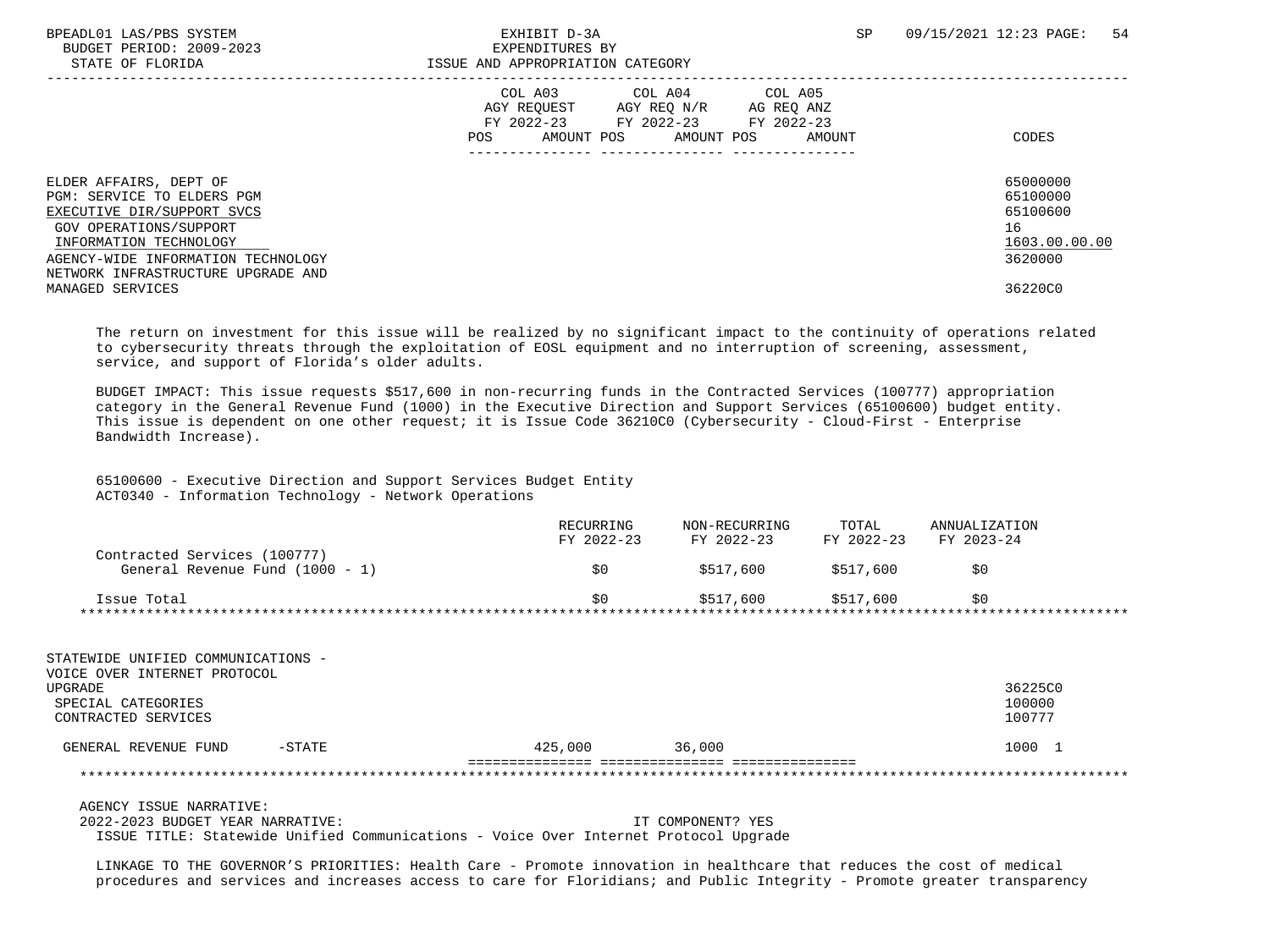BPEADL01 LAS/PBS SYSTEM — EXHIBIT D-3A — EXPENDITURES BY ISSUE AND APPROPRIATION CATEGORY
BUDGET PERIOD: 2009-2023
STATE OF FLORIDA

| | COL A03 AGY REQUEST FY 2022-23 POS AMOUNT | COL A04 AGY REQ N/R FY 2022-23 POS AMOUNT | COL A05 AG REQ ANZ FY 2022-23 POS AMOUNT | CODES |
|---|---|---|---|---|
| ELDER AFFAIRS, DEPT OF | | | | 65000000 |
| PGM: SERVICE TO ELDERS PGM | | | | 65100000 |
| EXECUTIVE DIR/SUPPORT SVCS | | | | 65100600 |
| GOV OPERATIONS/SUPPORT | | | | 16 |
| INFORMATION TECHNOLOGY | | | | 1603.00.00.00 |
| AGENCY-WIDE INFORMATION TECHNOLOGY | | | | 3620000 |
| NETWORK INFRASTRUCTURE UPGRADE AND MANAGED SERVICES | | | | 36220C0 |

The return on investment for this issue will be realized by no significant impact to the continuity of operations related to cybersecurity threats through the exploitation of EOSL equipment and no interruption of screening, assessment, service, and support of Florida's older adults.

BUDGET IMPACT: This issue requests $517,600 in non-recurring funds in the Contracted Services (100777) appropriation category in the General Revenue Fund (1000) in the Executive Direction and Support Services (65100600) budget entity. This issue is dependent on one other request; it is Issue Code 36210C0 (Cybersecurity - Cloud-First - Enterprise Bandwidth Increase).

65100600 - Executive Direction and Support Services Budget Entity
ACT0340 - Information Technology - Network Operations

| | RECURRING FY 2022-23 | NON-RECURRING FY 2022-23 | TOTAL FY 2022-23 | ANNUALIZATION FY 2023-24 |
|---|---|---|---|---|
| Contracted Services (100777) | | | | |
| General Revenue Fund (1000 - 1) | $0 | $517,600 | $517,600 | $0 |
| Issue Total | $0 | $517,600 | $517,600 | $0 |

*******************************************************************************************************************

| | COL A03 | COL A04 | COL A05 | CODES |
|---|---|---|---|---|
| STATEWIDE UNIFIED COMMUNICATIONS - VOICE OVER INTERNET PROTOCOL UPGRADE | | | | 36225C0 |
| SPECIAL CATEGORIES | | | | 100000 |
| CONTRACTED SERVICES | | | | 100777 |
| GENERAL REVENUE FUND -STATE | 425,000 | 36,000 | | 1000 1 |

*******************************************************************************************************************

AGENCY ISSUE NARRATIVE:
2022-2023 BUDGET YEAR NARRATIVE: IT COMPONENT? YES
ISSUE TITLE: Statewide Unified Communications - Voice Over Internet Protocol Upgrade

LINKAGE TO THE GOVERNOR'S PRIORITIES: Health Care - Promote innovation in healthcare that reduces the cost of medical procedures and services and increases access to care for Floridians; and Public Integrity - Promote greater transparency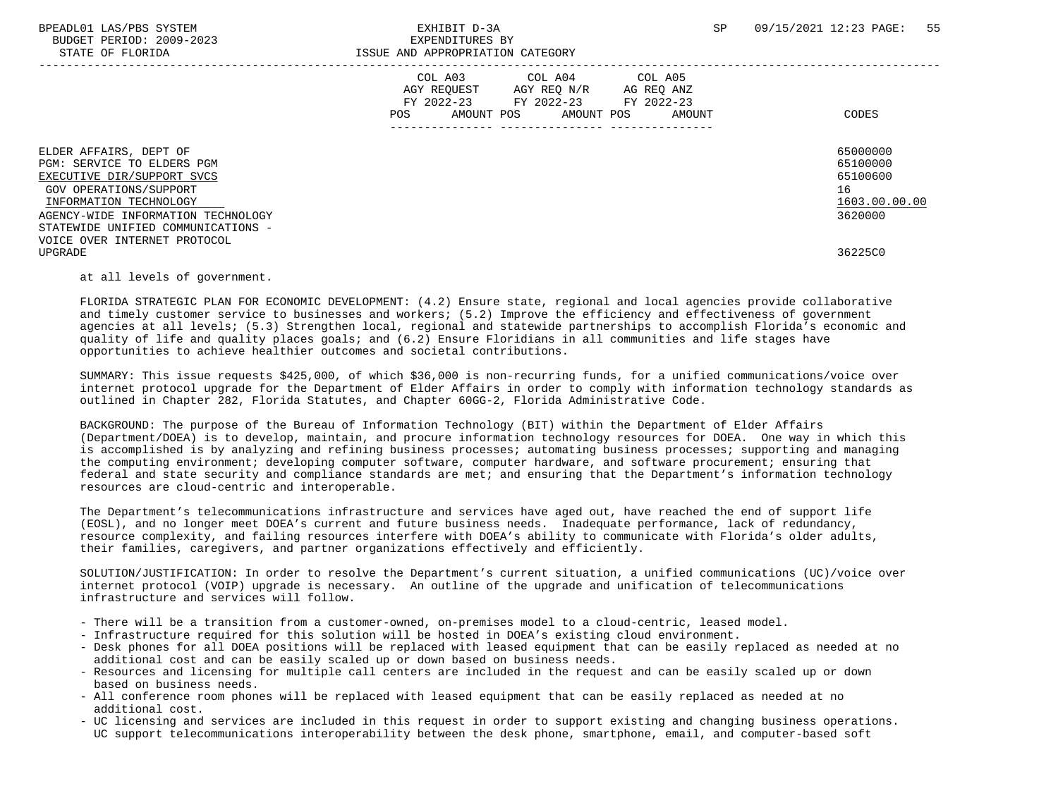| | COL A03 AGY REQUEST FY 2022-23 POS AMOUNT | COL A04 AGY REQ N/R FY 2022-23 POS AMOUNT | COL A05 AG REQ ANZ FY 2022-23 POS AMOUNT | CODES |
|---|---|---|---|---|
| ELDER AFFAIRS, DEPT OF | | | | 65000000 |
| PGM: SERVICE TO ELDERS PGM | | | | 65100000 |
| EXECUTIVE DIR/SUPPORT SVCS | | | | 65100600 |
| GOV OPERATIONS/SUPPORT | | | | 16 |
| INFORMATION TECHNOLOGY | | | | 1603.00.00.00 |
| AGENCY-WIDE INFORMATION TECHNOLOGY | | | | 3620000 |
| STATEWIDE UNIFIED COMMUNICATIONS - VOICE OVER INTERNET PROTOCOL UPGRADE | | | | 36225C0 |

at all levels of government.

FLORIDA STRATEGIC PLAN FOR ECONOMIC DEVELOPMENT: (4.2) Ensure state, regional and local agencies provide collaborative and timely customer service to businesses and workers; (5.2) Improve the efficiency and effectiveness of government agencies at all levels; (5.3) Strengthen local, regional and statewide partnerships to accomplish Florida's economic and quality of life and quality places goals; and (6.2) Ensure Floridians in all communities and life stages have opportunities to achieve healthier outcomes and societal contributions.

SUMMARY: This issue requests $425,000, of which $36,000 is non-recurring funds, for a unified communications/voice over internet protocol upgrade for the Department of Elder Affairs in order to comply with information technology standards as outlined in Chapter 282, Florida Statutes, and Chapter 60GG-2, Florida Administrative Code.

BACKGROUND: The purpose of the Bureau of Information Technology (BIT) within the Department of Elder Affairs (Department/DOEA) is to develop, maintain, and procure information technology resources for DOEA. One way in which this is accomplished is by analyzing and refining business processes; automating business processes; supporting and managing the computing environment; developing computer software, computer hardware, and software procurement; ensuring that federal and state security and compliance standards are met; and ensuring that the Department's information technology resources are cloud-centric and interoperable.

The Department's telecommunications infrastructure and services have aged out, have reached the end of support life (EOSL), and no longer meet DOEA's current and future business needs. Inadequate performance, lack of redundancy, resource complexity, and failing resources interfere with DOEA's ability to communicate with Florida's older adults, their families, caregivers, and partner organizations effectively and efficiently.

SOLUTION/JUSTIFICATION: In order to resolve the Department's current situation, a unified communications (UC)/voice over internet protocol (VOIP) upgrade is necessary. An outline of the upgrade and unification of telecommunications infrastructure and services will follow.

- There will be a transition from a customer-owned, on-premises model to a cloud-centric, leased model.
- Infrastructure required for this solution will be hosted in DOEA's existing cloud environment.
- Desk phones for all DOEA positions will be replaced with leased equipment that can be easily replaced as needed at no additional cost and can be easily scaled up or down based on business needs.
- Resources and licensing for multiple call centers are included in the request and can be easily scaled up or down based on business needs.
- All conference room phones will be replaced with leased equipment that can be easily replaced as needed at no additional cost.
- UC licensing and services are included in this request in order to support existing and changing business operations. UC support telecommunications interoperability between the desk phone, smartphone, email, and computer-based soft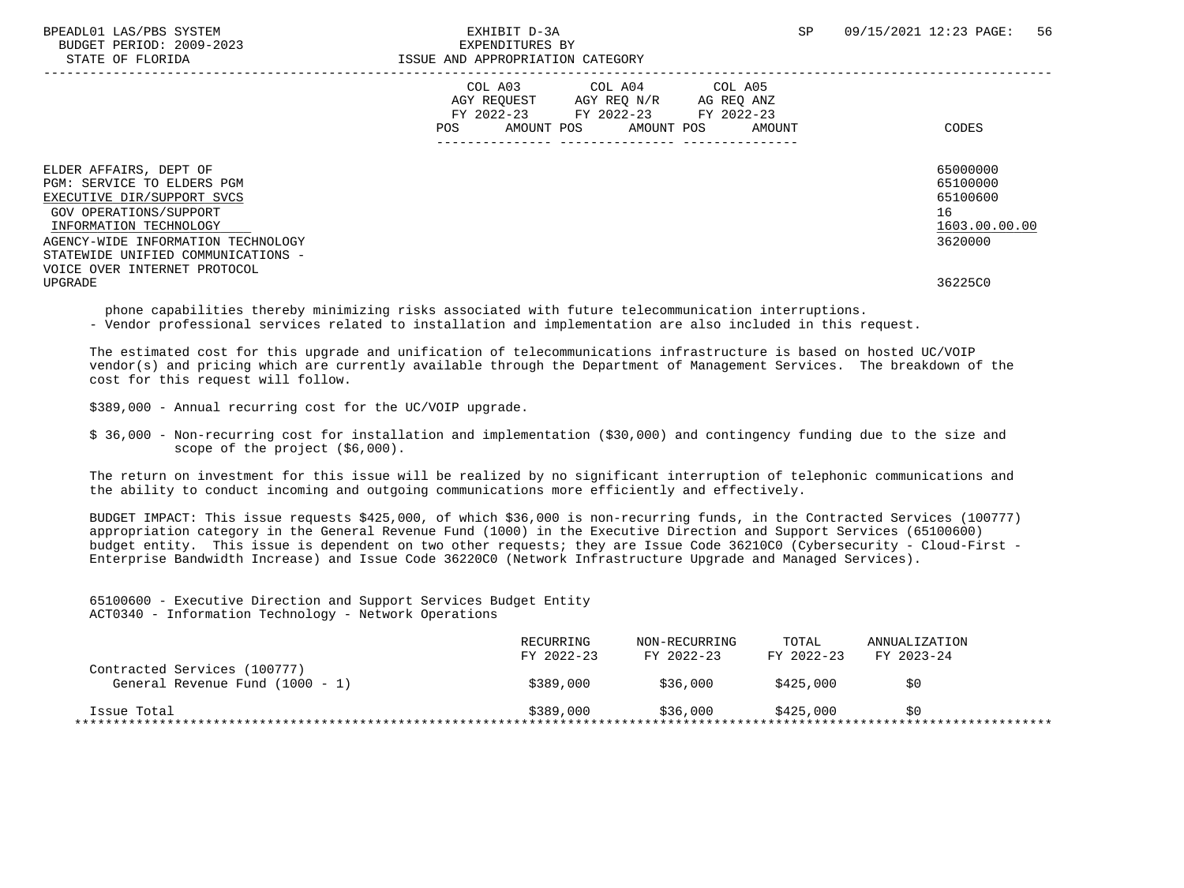| | COL A03 AGY REQUEST FY 2022-23 | | COL A04 AGY REQ N/R FY 2022-23 | | COL A05 AG REQ ANZ FY 2022-23 | | |
|---|---|---|---|---|---|---|---|
| | POS | AMOUNT | POS | AMOUNT | POS | AMOUNT | CODES |
| ELDER AFFAIRS, DEPT OF | | | | | | | 65000000 |
| PGM: SERVICE TO ELDERS PGM | | | | | | | 65100000 |
| EXECUTIVE DIR/SUPPORT SVCS | | | | | | | 65100600 |
| GOV OPERATIONS/SUPPORT | | | | | | | 16 |
| INFORMATION TECHNOLOGY | | | | | | | 1603.00.00.00 |
| AGENCY-WIDE INFORMATION TECHNOLOGY | | | | | | | 3620000 |
| STATEWIDE UNIFIED COMMUNICATIONS - VOICE OVER INTERNET PROTOCOL UPGRADE | | | | | | | 36225C0 |

phone capabilities thereby minimizing risks associated with future telecommunication interruptions.
- Vendor professional services related to installation and implementation are also included in this request.

The estimated cost for this upgrade and unification of telecommunications infrastructure is based on hosted UC/VOIP vendor(s) and pricing which are currently available through the Department of Management Services. The breakdown of the cost for this request will follow.

$389,000 - Annual recurring cost for the UC/VOIP upgrade.

$ 36,000 - Non-recurring cost for installation and implementation ($30,000) and contingency funding due to the size and scope of the project ($6,000).

The return on investment for this issue will be realized by no significant interruption of telephonic communications and the ability to conduct incoming and outgoing communications more efficiently and effectively.

BUDGET IMPACT: This issue requests $425,000, of which $36,000 is non-recurring funds, in the Contracted Services (100777) appropriation category in the General Revenue Fund (1000) in the Executive Direction and Support Services (65100600) budget entity. This issue is dependent on two other requests; they are Issue Code 36210C0 (Cybersecurity - Cloud-First - Enterprise Bandwidth Increase) and Issue Code 36220C0 (Network Infrastructure Upgrade and Managed Services).

65100600 - Executive Direction and Support Services Budget Entity
ACT0340 - Information Technology - Network Operations

| | RECURRING FY 2022-23 | NON-RECURRING FY 2022-23 | TOTAL FY 2022-23 | ANNUALIZATION FY 2023-24 |
|---|---|---|---|---|
| Contracted Services (100777) | | | | |
| General Revenue Fund (1000 - 1) | $389,000 | $36,000 | $425,000 | $0 |
| Issue Total | $389,000 | $36,000 | $425,000 | $0 |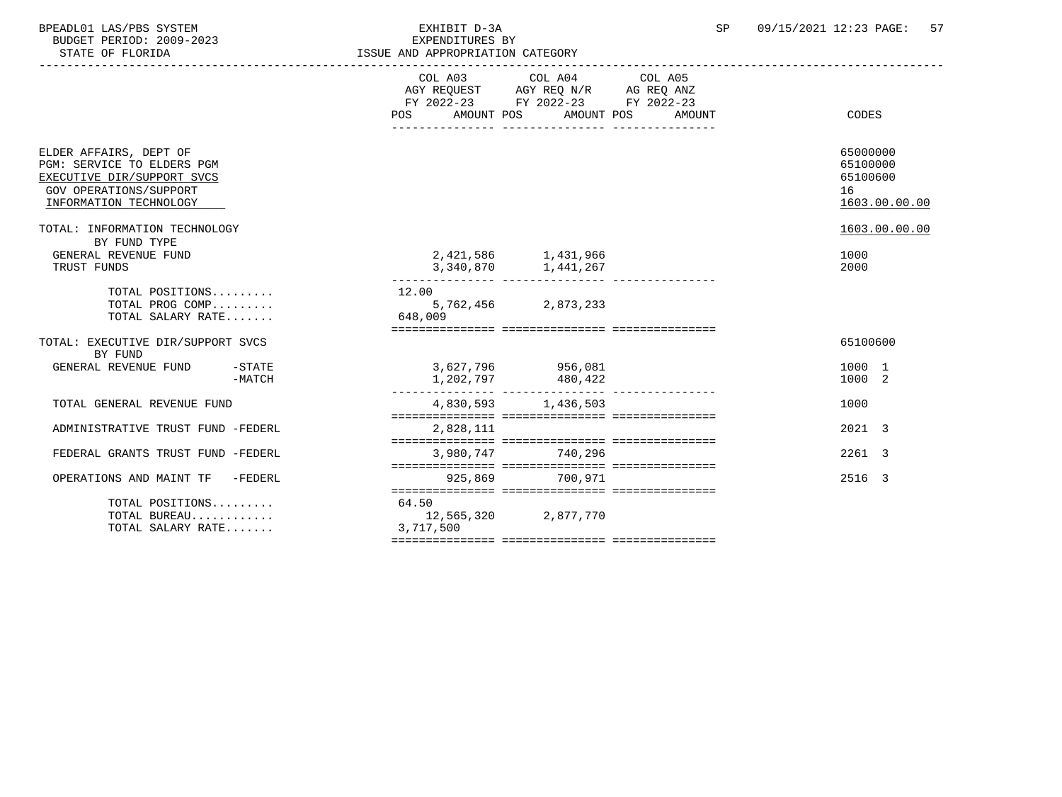BPEADL01 LAS/PBS SYSTEM — EXHIBIT D-3A — EXPENDITURES BY ISSUE AND APPROPRIATION CATEGORY
BUDGET PERIOD: 2009-2023
STATE OF FLORIDA
SP 09/15/2021 12:23

| | COL A03 AGY REQUEST FY 2022-23 POS | AMOUNT | COL A04 AGY REQ N/R FY 2022-23 POS | AMOUNT | COL A05 AG REQ ANZ FY 2022-23 POS | AMOUNT | CODES |
|---|---|---|---|---|---|---|---|
| ELDER AFFAIRS, DEPT OF | | | | | | | 65000000 |
| PGM: SERVICE TO ELDERS PGM | | | | | | | 65100000 |
| EXECUTIVE DIR/SUPPORT SVCS | | | | | | | 65100600 |
| GOV OPERATIONS/SUPPORT | | | | | | | 16 |
| INFORMATION TECHNOLOGY | | | | | | | 1603.00.00.00 |
| TOTAL: INFORMATION TECHNOLOGY | | | | | | | 1603.00.00.00 |
| BY FUND TYPE | | | | | | | |
| GENERAL REVENUE FUND | | 2,421,586 | | 1,431,966 | | | 1000 |
| TRUST FUNDS | | 3,340,870 | | 1,441,267 | | | 2000 |
| TOTAL POSITIONS......... | 12.00 | | | | | | |
| TOTAL PROG COMP......... | | 5,762,456 | | 2,873,233 | | | |
| TOTAL SALARY RATE....... | | 648,009 | | | | | |
| TOTAL: EXECUTIVE DIR/SUPPORT SVCS | | | | | | | 65100600 |
| BY FUND | | | | | | | |
| GENERAL REVENUE FUND -STATE | | 3,627,796 | | 956,081 | | | 1000 1 |
| GENERAL REVENUE FUND -MATCH | | 1,202,797 | | 480,422 | | | 1000 2 |
| TOTAL GENERAL REVENUE FUND | | 4,830,593 | | 1,436,503 | | | 1000 |
| ADMINISTRATIVE TRUST FUND -FEDERL | | 2,828,111 | | | | | 2021 3 |
| FEDERAL GRANTS TRUST FUND -FEDERL | | 3,980,747 | | 740,296 | | | 2261 3 |
| OPERATIONS AND MAINT TF -FEDERL | | 925,869 | | 700,971 | | | 2516 3 |
| TOTAL POSITIONS......... | 64.50 | | | | | | |
| TOTAL BUREAU............ | | 12,565,320 | | 2,877,770 | | | |
| TOTAL SALARY RATE....... | | 3,717,500 | | | | | |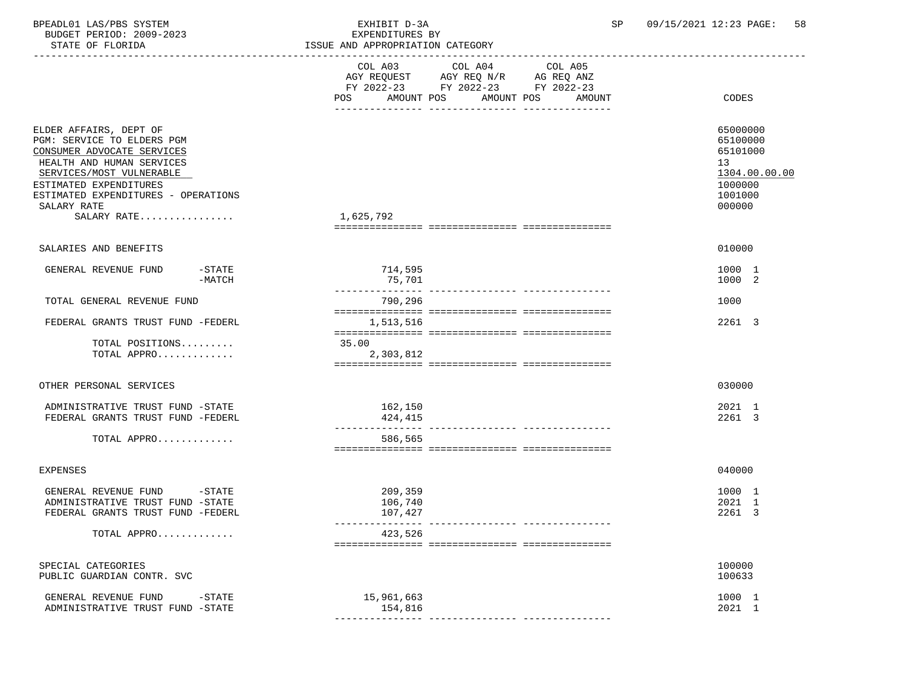BPEADL01 LAS/PBS SYSTEM | EXHIBIT D-3A | SP 09/15/2021 12:23

BUDGET PERIOD: 2009-2023 | EXPENDITURES BY

STATE OF FLORIDA | ISSUE AND APPROPRIATION CATEGORY

| | COL A03 AGY REQUEST FY 2022-23 POS AMOUNT | COL A04 AGY REQ N/R FY 2022-23 POS AMOUNT | COL A05 AG REQ ANZ FY 2022-23 POS AMOUNT | CODES |
|---|---|---|---|---|
| ELDER AFFAIRS, DEPT OF | | | | 65000000 |
| PGM: SERVICE TO ELDERS PGM | | | | 65100000 |
| CONSUMER ADVOCATE SERVICES | | | | 65101000 |
| HEALTH AND HUMAN SERVICES | | | | 13 |
| SERVICES/MOST VULNERABLE | | | | 1304.00.00.00 |
| ESTIMATED EXPENDITURES | | | | 1000000 |
| ESTIMATED EXPENDITURES - OPERATIONS | | | | 1001000 |
| SALARY RATE | | | | 000000 |
| SALARY RATE................ | 1,625,792 | | | |
| SALARIES AND BENEFITS | | | | 010000 |
| GENERAL REVENUE FUND -STATE | 714,595 | | | 1000 1 |
| -MATCH | 75,701 | | | 1000 2 |
| TOTAL GENERAL REVENUE FUND | 790,296 | | | 1000 |
| FEDERAL GRANTS TRUST FUND -FEDERL | 1,513,516 | | | 2261 3 |
| TOTAL POSITIONS......... | 35.00 | | | |
| TOTAL APPRO............. | 2,303,812 | | | |
| OTHER PERSONAL SERVICES | | | | 030000 |
| ADMINISTRATIVE TRUST FUND -STATE | 162,150 | | | 2021 1 |
| FEDERAL GRANTS TRUST FUND -FEDERL | 424,415 | | | 2261 3 |
| TOTAL APPRO............. | 586,565 | | | |
| EXPENSES | | | | 040000 |
| GENERAL REVENUE FUND -STATE | 209,359 | | | 1000 1 |
| ADMINISTRATIVE TRUST FUND -STATE | 106,740 | | | 2021 1 |
| FEDERAL GRANTS TRUST FUND -FEDERL | 107,427 | | | 2261 3 |
| TOTAL APPRO............. | 423,526 | | | |
| SPECIAL CATEGORIES | | | | 100000 |
| PUBLIC GUARDIAN CONTR. SVC | | | | 100633 |
| GENERAL REVENUE FUND -STATE | 15,961,663 | | | 1000 1 |
| ADMINISTRATIVE TRUST FUND -STATE | 154,816 | | | 2021 1 |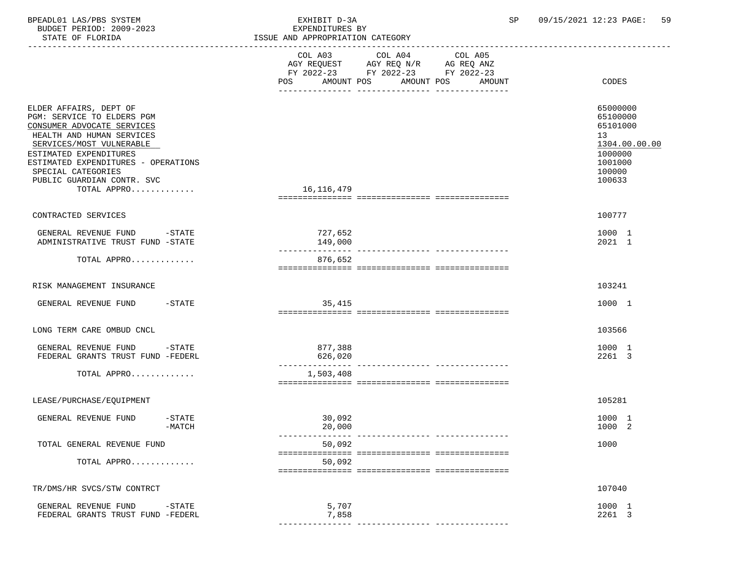BPEADL01 LAS/PBS SYSTEM | EXHIBIT D-3A | SP 09/15/2021 12:23 PAGE: 59
BUDGET PERIOD: 2009-2023 | EXPENDITURES BY
STATE OF FLORIDA | ISSUE AND APPROPRIATION CATEGORY

| | COL A03 AGY REQUEST FY 2022-23 POS AMOUNT | COL A04 AGY REQ N/R FY 2022-23 POS AMOUNT | COL A05 AG REQ ANZ FY 2022-23 POS AMOUNT | CODES |
|---|---|---|---|---|
| ELDER AFFAIRS, DEPT OF | | | | 65000000 |
| PGM: SERVICE TO ELDERS PGM | | | | 65100000 |
| CONSUMER ADVOCATE SERVICES | | | | 65101000 |
| HEALTH AND HUMAN SERVICES | | | | 13 |
| SERVICES/MOST VULNERABLE | | | | 1304.00.00.00 |
| ESTIMATED EXPENDITURES | | | | 1000000 |
| ESTIMATED EXPENDITURES - OPERATIONS | | | | 1001000 |
| SPECIAL CATEGORIES | | | | 100000 |
| PUBLIC GUARDIAN CONTR. SVC | | | | 100633 |
| TOTAL APPRO............ | 16,116,479 | | | |
| CONTRACTED SERVICES | | | | 100777 |
| GENERAL REVENUE FUND -STATE | 727,652 | | | 1000 1 |
| ADMINISTRATIVE TRUST FUND -STATE | 149,000 | | | 2021 1 |
| TOTAL APPRO............ | 876,652 | | | |
| RISK MANAGEMENT INSURANCE | | | | 103241 |
| GENERAL REVENUE FUND -STATE | 35,415 | | | 1000 1 |
| LONG TERM CARE OMBUD CNCL | | | | 103566 |
| GENERAL REVENUE FUND -STATE | 877,388 | | | 1000 1 |
| FEDERAL GRANTS TRUST FUND -FEDERL | 626,020 | | | 2261 3 |
| TOTAL APPRO............ | 1,503,408 | | | |
| LEASE/PURCHASE/EQUIPMENT | | | | 105281 |
| GENERAL REVENUE FUND -STATE | 30,092 | | | 1000 1 |
| -MATCH | 20,000 | | | 1000 2 |
| TOTAL GENERAL REVENUE FUND | 50,092 | | | 1000 |
| TOTAL APPRO............ | 50,092 | | | |
| TR/DMS/HR SVCS/STW CONTRCT | | | | 107040 |
| GENERAL REVENUE FUND -STATE | 5,707 | | | 1000 1 |
| FEDERAL GRANTS TRUST FUND -FEDERL | 7,858 | | | 2261 3 |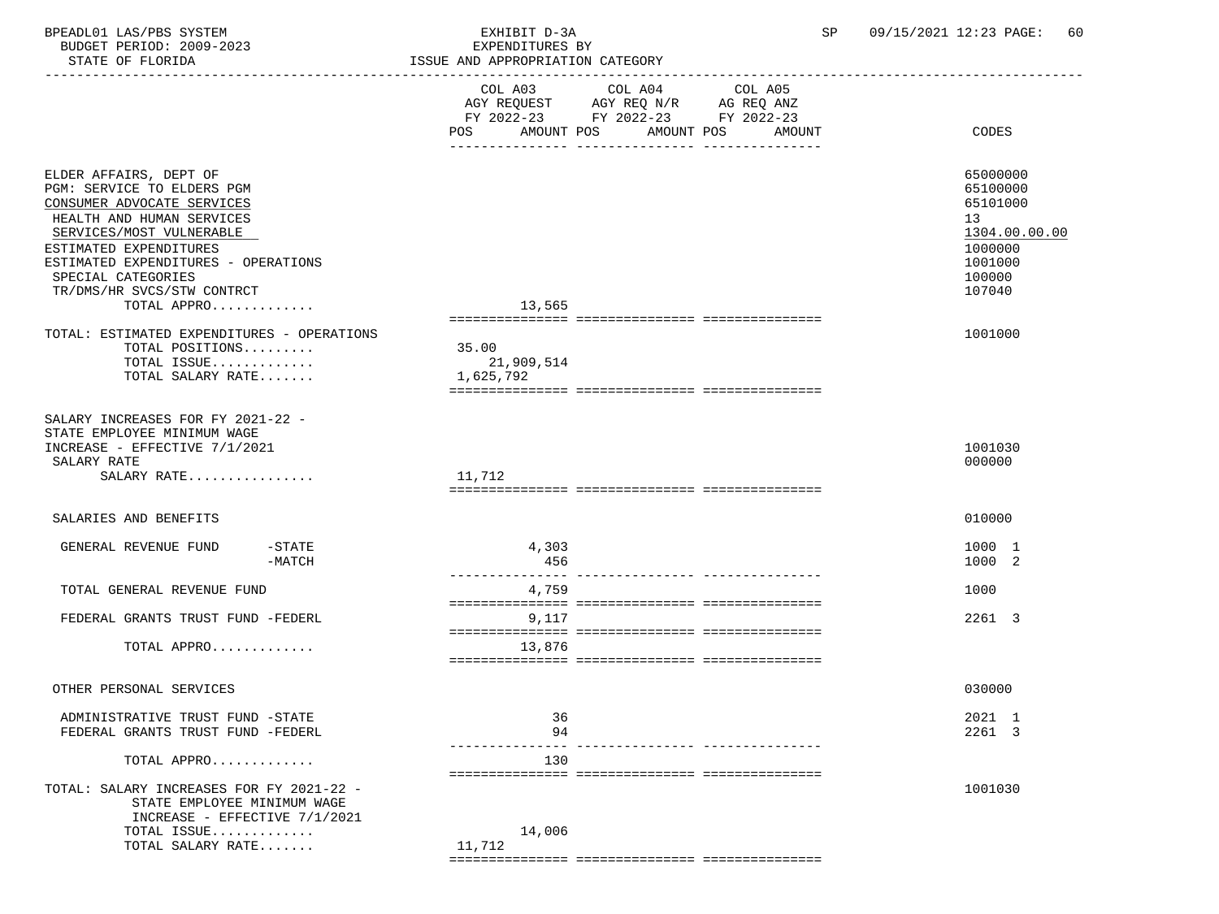BPEADL01 LAS/PBS SYSTEM — EXHIBIT D-3A — EXPENDITURES BY ISSUE AND APPROPRIATION CATEGORY
BUDGET PERIOD: 2009-2023 — STATE OF FLORIDA — SP 09/15/2021 12:23

| | COL A03 AGY REQUEST FY 2022-23 POS AMOUNT | COL A04 AGY REQ N/R FY 2022-23 POS AMOUNT | COL A05 AG REQ ANZ FY 2022-23 POS AMOUNT | CODES |
|---|---|---|---|---|
| ELDER AFFAIRS, DEPT OF | | | | 65000000 |
| PGM: SERVICE TO ELDERS PGM | | | | 65100000 |
| CONSUMER ADVOCATE SERVICES | | | | 65101000 |
| HEALTH AND HUMAN SERVICES | | | | 13 |
| SERVICES/MOST VULNERABLE | | | | 1304.00.00.00 |
| ESTIMATED EXPENDITURES | | | | 1000000 |
| ESTIMATED EXPENDITURES - OPERATIONS | | | | 1001000 |
| SPECIAL CATEGORIES | | | | 100000 |
| TR/DMS/HR SVCS/STW CONTRCT | | | | 107040 |
| TOTAL APPRO............. | 13,565 | | | |
| TOTAL: ESTIMATED EXPENDITURES - OPERATIONS | | | | 1001000 |
| TOTAL POSITIONS......... | 35.00 | | | |
| TOTAL ISSUE............. | 21,909,514 | | | |
| TOTAL SALARY RATE....... | 1,625,792 | | | |
| SALARY INCREASES FOR FY 2021-22 - STATE EMPLOYEE MINIMUM WAGE INCREASE - EFFECTIVE 7/1/2021 | | | | 1001030 |
| SALARY RATE | | | | 000000 |
| SALARY RATE................ | 11,712 | | | |
| SALARIES AND BENEFITS | | | | 010000 |
| GENERAL REVENUE FUND -STATE | 4,303 | | | 1000 1 |
| -MATCH | 456 | | | 1000 2 |
| TOTAL GENERAL REVENUE FUND | 4,759 | | | 1000 |
| FEDERAL GRANTS TRUST FUND -FEDERL | 9,117 | | | 2261 3 |
| TOTAL APPRO............. | 13,876 | | | |
| OTHER PERSONAL SERVICES | | | | 030000 |
| ADMINISTRATIVE TRUST FUND -STATE | 36 | | | 2021 1 |
| FEDERAL GRANTS TRUST FUND -FEDERL | 94 | | | 2261 3 |
| TOTAL APPRO............. | 130 | | | |
| TOTAL: SALARY INCREASES FOR FY 2021-22 - STATE EMPLOYEE MINIMUM WAGE INCREASE - EFFECTIVE 7/1/2021 | | | | 1001030 |
| TOTAL ISSUE............. | 14,006 | | | |
| TOTAL SALARY RATE....... | 11,712 | | | |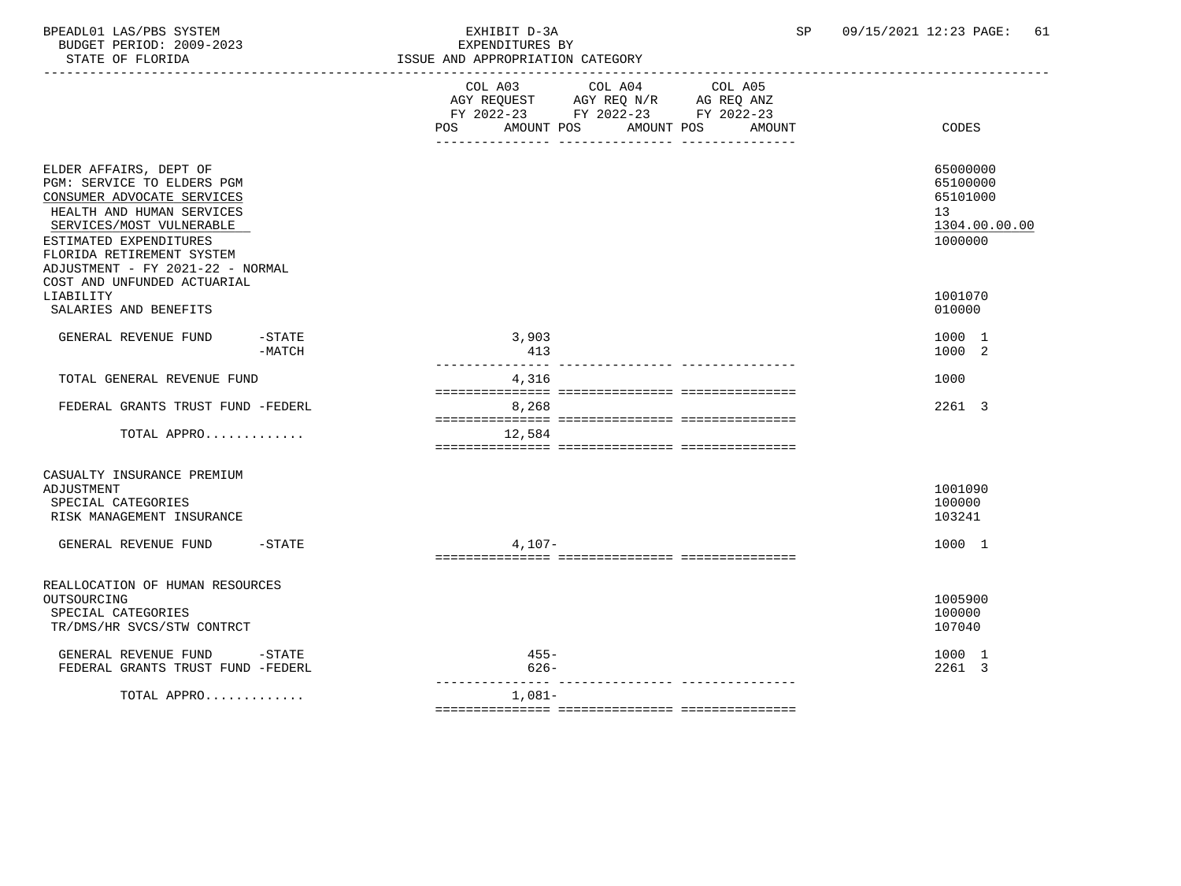BPEADL01 LAS/PBS SYSTEM — EXHIBIT D-3A — EXPENDITURES BY ISSUE AND APPROPRIATION CATEGORY
BUDGET PERIOD: 2009-2023
STATE OF FLORIDA

| | COL A03 AGY REQUEST FY 2022-23 POS | AMOUNT | COL A04 AGY REQ N/R FY 2022-23 POS | AMOUNT | COL A05 AG REQ ANZ FY 2022-23 POS | AMOUNT | CODES |
|---|---|---|---|---|---|---|---|
| ELDER AFFAIRS, DEPT OF | | | | | | | 65000000 |
| PGM: SERVICE TO ELDERS PGM | | | | | | | 65100000 |
| CONSUMER ADVOCATE SERVICES | | | | | | | 65101000 |
| HEALTH AND HUMAN SERVICES | | | | | | | 13 |
| SERVICES/MOST VULNERABLE | | | | | | | 1304.00.00.00 |
| ESTIMATED EXPENDITURES | | | | | | | 1000000 |
| FLORIDA RETIREMENT SYSTEM ADJUSTMENT - FY 2021-22 - NORMAL COST AND UNFUNDED ACTUARIAL LIABILITY | | | | | | | 1001070 |
| SALARIES AND BENEFITS | | | | | | | 010000 |
| GENERAL REVENUE FUND -STATE | | 3,903 | | | | | 1000 1 |
| GENERAL REVENUE FUND -MATCH | | 413 | | | | | 1000 2 |
| TOTAL GENERAL REVENUE FUND | | 4,316 | | | | | 1000 |
| FEDERAL GRANTS TRUST FUND -FEDERL | | 8,268 | | | | | 2261 3 |
| TOTAL APPRO............ | | 12,584 | | | | | |
| CASUALTY INSURANCE PREMIUM ADJUSTMENT | | | | | | | 1001090 |
| SPECIAL CATEGORIES | | | | | | | 100000 |
| RISK MANAGEMENT INSURANCE | | | | | | | 103241 |
| GENERAL REVENUE FUND -STATE | | 4,107- | | | | | 1000 1 |
| REALLOCATION OF HUMAN RESOURCES OUTSOURCING | | | | | | | 1005900 |
| SPECIAL CATEGORIES | | | | | | | 100000 |
| TR/DMS/HR SVCS/STW CONTRCT | | | | | | | 107040 |
| GENERAL REVENUE FUND -STATE | | 455- | | | | | 1000 1 |
| FEDERAL GRANTS TRUST FUND -FEDERL | | 626- | | | | | 2261 3 |
| TOTAL APPRO............ | | 1,081- | | | | | |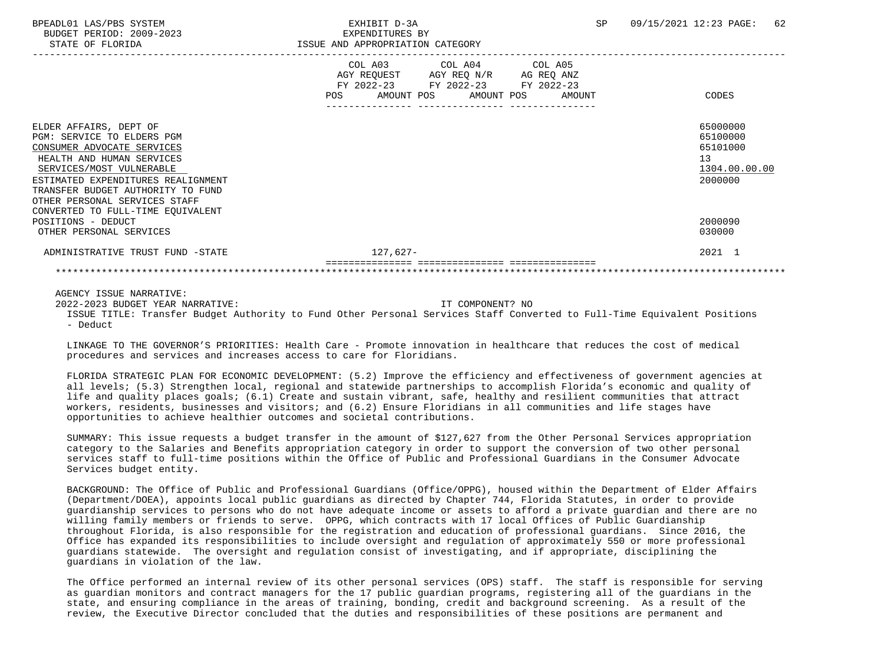| | COL A03 AGY REQUEST FY 2022-23 POS AMOUNT | COL A04 AGY REQ N/R FY 2022-23 POS AMOUNT | COL A05 AG REQ ANZ FY 2022-23 POS AMOUNT | CODES |
|---|---|---|---|---|
| ELDER AFFAIRS, DEPT OF | | | | 65000000 |
| PGM: SERVICE TO ELDERS PGM | | | | 65100000 |
| CONSUMER ADVOCATE SERVICES | | | | 65101000 |
| HEALTH AND HUMAN SERVICES | | | | 13 |
| SERVICES/MOST VULNERABLE | | | | 1304.00.00.00 |
| ESTIMATED EXPENDITURES REALIGNMENT | | | | 2000000 |
| TRANSFER BUDGET AUTHORITY TO FUND OTHER PERSONAL SERVICES STAFF CONVERTED TO FULL-TIME EQUIVALENT POSITIONS - DEDUCT | | | | 2000090 |
| OTHER PERSONAL SERVICES | | | | 030000 |
| ADMINISTRATIVE TRUST FUND -STATE | 127,627- | | | 2021 1 |

AGENCY ISSUE NARRATIVE:

2022-2023 BUDGET YEAR NARRATIVE: IT COMPONENT? NO

ISSUE TITLE: Transfer Budget Authority to Fund Other Personal Services Staff Converted to Full-Time Equivalent Positions - Deduct

LINKAGE TO THE GOVERNOR'S PRIORITIES: Health Care - Promote innovation in healthcare that reduces the cost of medical procedures and services and increases access to care for Floridians.

FLORIDA STRATEGIC PLAN FOR ECONOMIC DEVELOPMENT: (5.2) Improve the efficiency and effectiveness of government agencies at all levels; (5.3) Strengthen local, regional and statewide partnerships to accomplish Florida's economic and quality of life and quality places goals; (6.1) Create and sustain vibrant, safe, healthy and resilient communities that attract workers, residents, businesses and visitors; and (6.2) Ensure Floridians in all communities and life stages have opportunities to achieve healthier outcomes and societal contributions.

SUMMARY: This issue requests a budget transfer in the amount of $127,627 from the Other Personal Services appropriation category to the Salaries and Benefits appropriation category in order to support the conversion of two other personal services staff to full-time positions within the Office of Public and Professional Guardians in the Consumer Advocate Services budget entity.

BACKGROUND: The Office of Public and Professional Guardians (Office/OPPG), housed within the Department of Elder Affairs (Department/DOEA), appoints local public guardians as directed by Chapter 744, Florida Statutes, in order to provide guardianship services to persons who do not have adequate income or assets to afford a private guardian and there are no willing family members or friends to serve. OPPG, which contracts with 17 local Offices of Public Guardianship throughout Florida, is also responsible for the registration and education of professional guardians. Since 2016, the Office has expanded its responsibilities to include oversight and regulation of approximately 550 or more professional guardians statewide. The oversight and regulation consist of investigating, and if appropriate, disciplining the guardians in violation of the law.

The Office performed an internal review of its other personal services (OPS) staff. The staff is responsible for serving as guardian monitors and contract managers for the 17 public guardian programs, registering all of the guardians in the state, and ensuring compliance in the areas of training, bonding, credit and background screening. As a result of the review, the Executive Director concluded that the duties and responsibilities of these positions are permanent and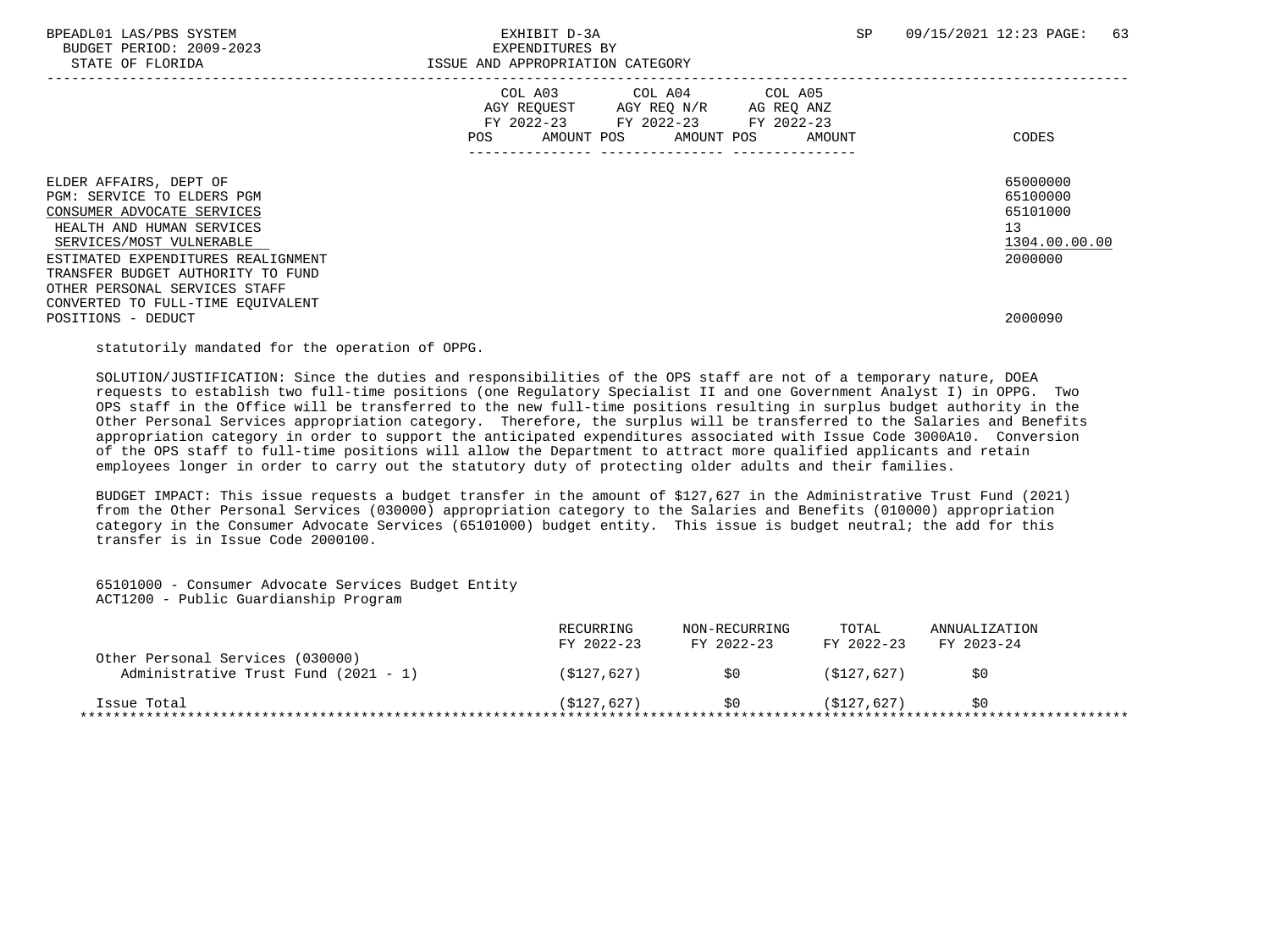| | COL A03 AGY REQUEST FY 2022-23 POS AMOUNT | COL A04 AGY REQ N/R FY 2022-23 POS AMOUNT | COL A05 AG REQ ANZ FY 2022-23 POS AMOUNT | CODES |
|---|---|---|---|---|
| ELDER AFFAIRS, DEPT OF | | | | 65000000 |
| PGM: SERVICE TO ELDERS PGM | | | | 65100000 |
| CONSUMER ADVOCATE SERVICES | | | | 65101000 |
| HEALTH AND HUMAN SERVICES | | | | 13 |
| SERVICES/MOST VULNERABLE | | | | 1304.00.00.00 |
| ESTIMATED EXPENDITURES REALIGNMENT | | | | 2000000 |
| TRANSFER BUDGET AUTHORITY TO FUND OTHER PERSONAL SERVICES STAFF CONVERTED TO FULL-TIME EQUIVALENT POSITIONS - DEDUCT | | | | 2000090 |

statutorily mandated for the operation of OPPG.

SOLUTION/JUSTIFICATION: Since the duties and responsibilities of the OPS staff are not of a temporary nature, DOEA requests to establish two full-time positions (one Regulatory Specialist II and one Government Analyst I) in OPPG. Two OPS staff in the Office will be transferred to the new full-time positions resulting in surplus budget authority in the Other Personal Services appropriation category. Therefore, the surplus will be transferred to the Salaries and Benefits appropriation category in order to support the anticipated expenditures associated with Issue Code 3000A10. Conversion of the OPS staff to full-time positions will allow the Department to attract more qualified applicants and retain employees longer in order to carry out the statutory duty of protecting older adults and their families.

BUDGET IMPACT: This issue requests a budget transfer in the amount of $127,627 in the Administrative Trust Fund (2021) from the Other Personal Services (030000) appropriation category to the Salaries and Benefits (010000) appropriation category in the Consumer Advocate Services (65101000) budget entity. This issue is budget neutral; the add for this transfer is in Issue Code 2000100.

65101000 - Consumer Advocate Services Budget Entity
ACT1200 - Public Guardianship Program

| | RECURRING FY 2022-23 | NON-RECURRING FY 2022-23 | TOTAL FY 2022-23 | ANNUALIZATION FY 2023-24 |
|---|---|---|---|---|
| Other Personal Services (030000) | | | | |
| Administrative Trust Fund (2021 - 1) | ($127,627) | $0 | ($127,627) | $0 |
| Issue Total | ($127,627) | $0 | ($127,627) | $0 |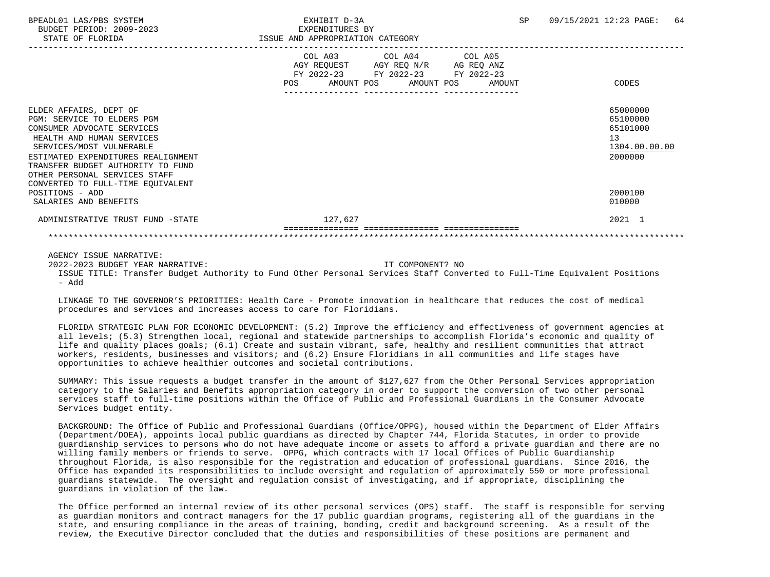BPEADL01 LAS/PBS SYSTEM — EXHIBIT D-3A — EXPENDITURES BY ISSUE AND APPROPRIATION CATEGORY
BUDGET PERIOD: 2009-2023
STATE OF FLORIDA
SP 09/15/2021 12:23

| | COL A03 AGY REQUEST FY 2022-23 POS AMOUNT | COL A04 AGY REQ N/R FY 2022-23 POS AMOUNT | COL A05 AG REQ ANZ FY 2022-23 POS AMOUNT | CODES |
|---|---|---|---|---|
| ELDER AFFAIRS, DEPT OF | | | | 65000000 |
| PGM: SERVICE TO ELDERS PGM | | | | 65100000 |
| CONSUMER ADVOCATE SERVICES | | | | 65101000 |
| HEALTH AND HUMAN SERVICES | | | | 13 |
| SERVICES/MOST VULNERABLE | | | | 1304.00.00.00 |
| ESTIMATED EXPENDITURES REALIGNMENT | | | | 2000000 |
| TRANSFER BUDGET AUTHORITY TO FUND OTHER PERSONAL SERVICES STAFF CONVERTED TO FULL-TIME EQUIVALENT POSITIONS - ADD | | | | 2000100 |
| SALARIES AND BENEFITS | | | | 010000 |
| ADMINISTRATIVE TRUST FUND -STATE | 127,627 | | | 2021 1 |

AGENCY ISSUE NARRATIVE:

2022-2023 BUDGET YEAR NARRATIVE: IT COMPONENT? NO

ISSUE TITLE: Transfer Budget Authority to Fund Other Personal Services Staff Converted to Full-Time Equivalent Positions - Add

LINKAGE TO THE GOVERNOR'S PRIORITIES: Health Care - Promote innovation in healthcare that reduces the cost of medical procedures and services and increases access to care for Floridians.

FLORIDA STRATEGIC PLAN FOR ECONOMIC DEVELOPMENT: (5.2) Improve the efficiency and effectiveness of government agencies at all levels; (5.3) Strengthen local, regional and statewide partnerships to accomplish Florida's economic and quality of life and quality places goals; (6.1) Create and sustain vibrant, safe, healthy and resilient communities that attract workers, residents, businesses and visitors; and (6.2) Ensure Floridians in all communities and life stages have opportunities to achieve healthier outcomes and societal contributions.

SUMMARY: This issue requests a budget transfer in the amount of $127,627 from the Other Personal Services appropriation category to the Salaries and Benefits appropriation category in order to support the conversion of two other personal services staff to full-time positions within the Office of Public and Professional Guardians in the Consumer Advocate Services budget entity.

BACKGROUND: The Office of Public and Professional Guardians (Office/OPPG), housed within the Department of Elder Affairs (Department/DOEA), appoints local public guardians as directed by Chapter 744, Florida Statutes, in order to provide guardianship services to persons who do not have adequate income or assets to afford a private guardian and there are no willing family members or friends to serve. OPPG, which contracts with 17 local Offices of Public Guardianship throughout Florida, is also responsible for the registration and education of professional guardians. Since 2016, the Office has expanded its responsibilities to include oversight and regulation of approximately 550 or more professional guardians statewide. The oversight and regulation consist of investigating, and if appropriate, disciplining the guardians in violation of the law.

The Office performed an internal review of its other personal services (OPS) staff. The staff is responsible for serving as guardian monitors and contract managers for the 17 public guardian programs, registering all of the guardians in the state, and ensuring compliance in the areas of training, bonding, credit and background screening. As a result of the review, the Executive Director concluded that the duties and responsibilities of these positions are permanent and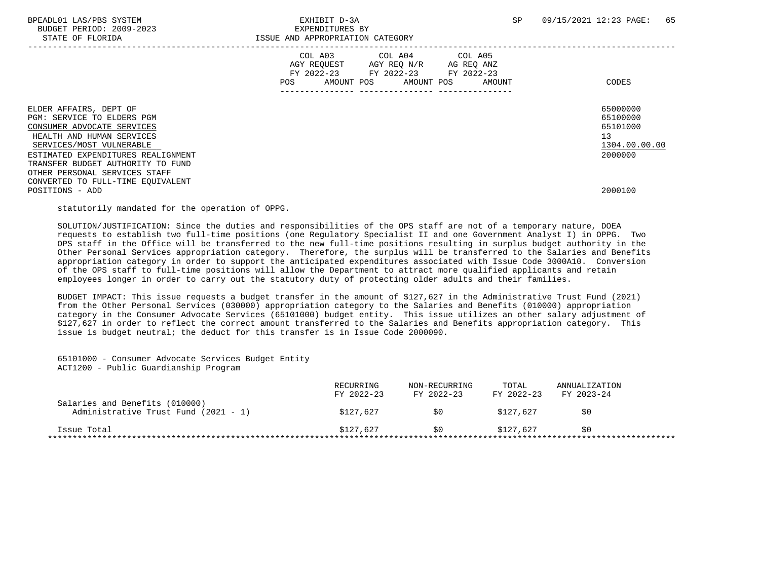| | COL A03 AGY REQUEST FY 2022-23 POS AMOUNT | COL A04 AGY REQ N/R FY 2022-23 POS AMOUNT | COL A05 AG REQ ANZ FY 2022-23 POS AMOUNT | CODES |
|---|---|---|---|---|
| ELDER AFFAIRS, DEPT OF | | | | 65000000 |
| PGM: SERVICE TO ELDERS PGM | | | | 65100000 |
| CONSUMER ADVOCATE SERVICES | | | | 65101000 |
| HEALTH AND HUMAN SERVICES | | | | 13 |
| SERVICES/MOST VULNERABLE | | | | 1304.00.00.00 |
| ESTIMATED EXPENDITURES REALIGNMENT | | | | 2000000 |
| TRANSFER BUDGET AUTHORITY TO FUND OTHER PERSONAL SERVICES STAFF CONVERTED TO FULL-TIME EQUIVALENT POSITIONS - ADD | | | | 2000100 |

statutorily mandated for the operation of OPPG.

SOLUTION/JUSTIFICATION: Since the duties and responsibilities of the OPS staff are not of a temporary nature, DOEA requests to establish two full-time positions (one Regulatory Specialist II and one Government Analyst I) in OPPG. Two OPS staff in the Office will be transferred to the new full-time positions resulting in surplus budget authority in the Other Personal Services appropriation category. Therefore, the surplus will be transferred to the Salaries and Benefits appropriation category in order to support the anticipated expenditures associated with Issue Code 3000A10. Conversion of the OPS staff to full-time positions will allow the Department to attract more qualified applicants and retain employees longer in order to carry out the statutory duty of protecting older adults and their families.

BUDGET IMPACT: This issue requests a budget transfer in the amount of $127,627 in the Administrative Trust Fund (2021) from the Other Personal Services (030000) appropriation category to the Salaries and Benefits (010000) appropriation category in the Consumer Advocate Services (65101000) budget entity. This issue utilizes an other salary adjustment of $127,627 in order to reflect the correct amount transferred to the Salaries and Benefits appropriation category. This issue is budget neutral; the deduct for this transfer is in Issue Code 2000090.

65101000 - Consumer Advocate Services Budget Entity
ACT1200 - Public Guardianship Program

| | RECURRING FY 2022-23 | NON-RECURRING FY 2022-23 | TOTAL FY 2022-23 | ANNUALIZATION FY 2023-24 |
|---|---|---|---|---|
| Salaries and Benefits (010000) | | | | |
| Administrative Trust Fund (2021 - 1) | $127,627 | $0 | $127,627 | $0 |
| Issue Total | $127,627 | $0 | $127,627 | $0 |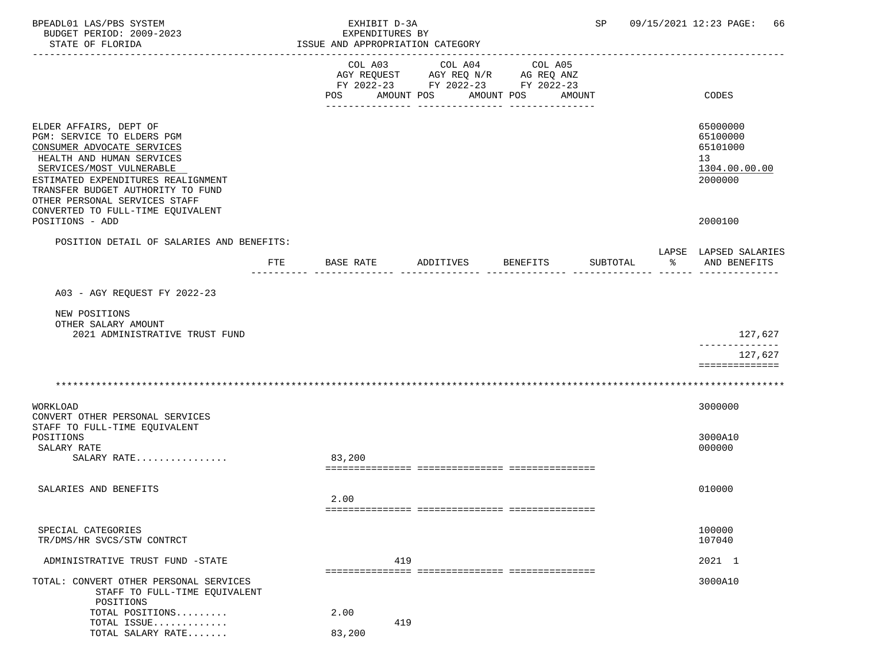BPEADL01 LAS/PBS SYSTEM — EXHIBIT D-3A — SP 09/15/2021 12:23 PAGE: 66
BUDGET PERIOD: 2009-2023 — EXPENDITURES BY
STATE OF FLORIDA — ISSUE AND APPROPRIATION CATEGORY

| | COL A03 AGY REQUEST FY 2022-23 POS AMOUNT | COL A04 AGY REQ N/R FY 2022-23 POS AMOUNT | COL A05 AG REQ ANZ FY 2022-23 POS AMOUNT | CODES |
|---|---|---|---|---|
| ELDER AFFAIRS, DEPT OF | | | | 65000000 |
| PGM: SERVICE TO ELDERS PGM | | | | 65100000 |
| CONSUMER ADVOCATE SERVICES | | | | 65101000 |
| HEALTH AND HUMAN SERVICES | | | | 13 |
| SERVICES/MOST VULNERABLE | | | | 1304.00.00.00 |
| ESTIMATED EXPENDITURES REALIGNMENT | | | | 2000000 |
| TRANSFER BUDGET AUTHORITY TO FUND OTHER PERSONAL SERVICES STAFF CONVERTED TO FULL-TIME EQUIVALENT POSITIONS - ADD | | | | 2000100 |

POSITION DETAIL OF SALARIES AND BENEFITS:

| | FTE | BASE RATE | ADDITIVES | BENEFITS | SUBTOTAL | LAPSE % | LAPSED SALARIES AND BENEFITS |
|---|---|---|---|---|---|---|---|
| A03 - AGY REQUEST FY 2022-23 | | | | | | | |
| NEW POSITIONS | | | | | | | |
| OTHER SALARY AMOUNT | | | | | | | |
| 2021 ADMINISTRATIVE TRUST FUND | | | | | | | 127,627 |
| | | | | | | | 127,627 |

*******************************************************************************************************

| | COL A03 POS AMOUNT | COL A04 POS AMOUNT | COL A05 POS AMOUNT | CODES |
|---|---|---|---|---|
| WORKLOAD | | | | 3000000 |
| CONVERT OTHER PERSONAL SERVICES STAFF TO FULL-TIME EQUIVALENT POSITIONS | | | | 3000A10 |
| SALARY RATE | | | | 000000 |
| SALARY RATE................ | 83,200 | | | |
| SALARIES AND BENEFITS | 2.00 | | | 010000 |
| SPECIAL CATEGORIES | | | | 100000 |
| TR/DMS/HR SVCS/STW CONTRCT | | | | 107040 |
| ADMINISTRATIVE TRUST FUND -STATE | 419 | | | 2021 1 |
| TOTAL: CONVERT OTHER PERSONAL SERVICES STAFF TO FULL-TIME EQUIVALENT POSITIONS | | | | 3000A10 |
| TOTAL POSITIONS......... | 2.00 | | | |
| TOTAL ISSUE............. | 419 | | | |
| TOTAL SALARY RATE....... | 83,200 | | | |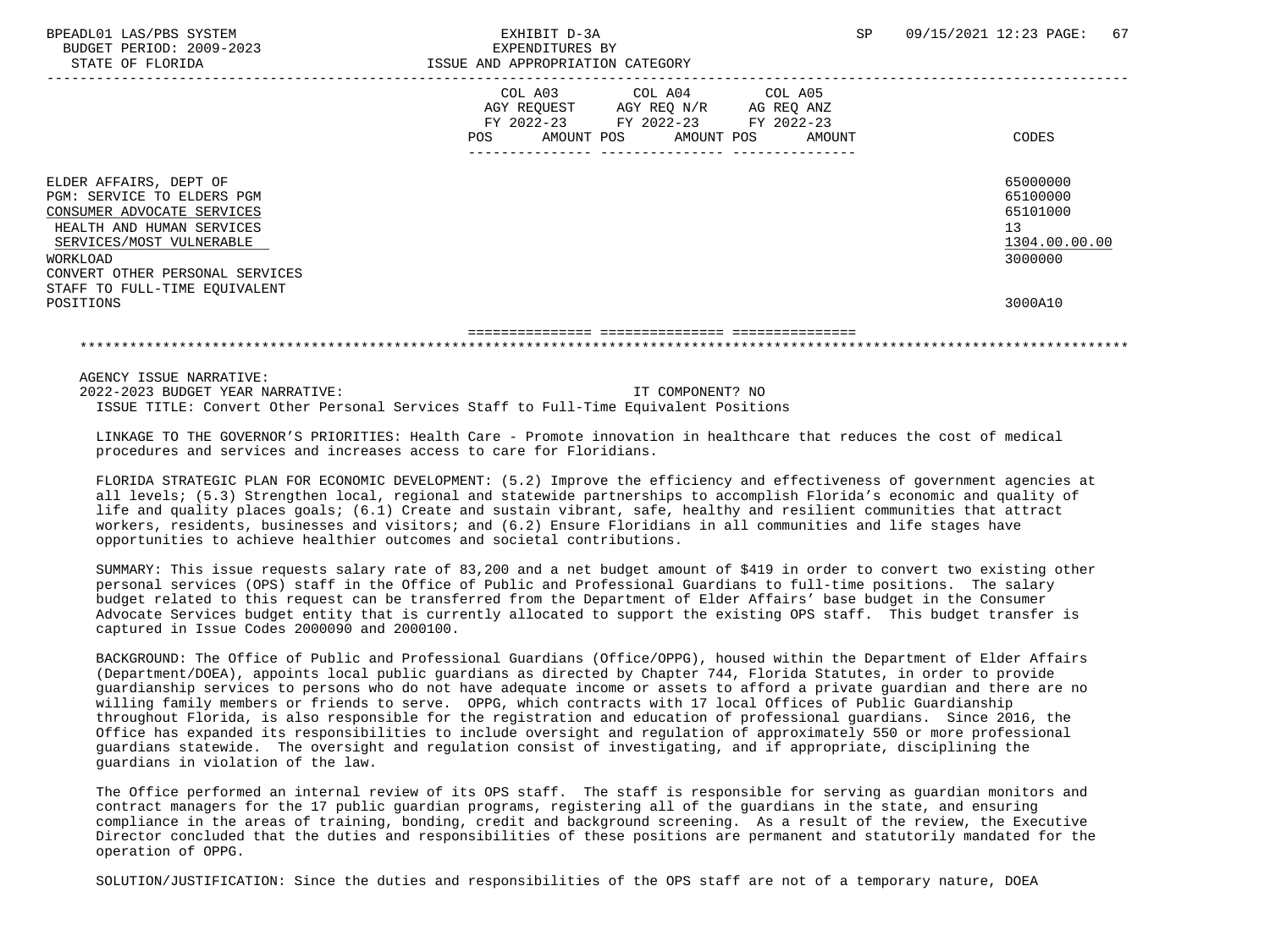BPEADL01 LAS/PBS SYSTEM | EXHIBIT D-3A | SP 09/15/2021 12:23

BUDGET PERIOD: 2009-2023 | EXPENDITURES BY

STATE OF FLORIDA | ISSUE AND APPROPRIATION CATEGORY

| | COL A03 AGY REQUEST FY 2022-23 POS AMOUNT | COL A04 AGY REQ N/R FY 2022-23 POS AMOUNT | COL A05 AG REQ ANZ FY 2022-23 POS AMOUNT | CODES |
|---|---|---|---|---|
| ELDER AFFAIRS, DEPT OF | | | | 65000000 |
| PGM: SERVICE TO ELDERS PGM | | | | 65100000 |
| CONSUMER ADVOCATE SERVICES | | | | 65101000 |
| HEALTH AND HUMAN SERVICES | | | | 13 |
| SERVICES/MOST VULNERABLE | | | | 1304.00.00.00 |
| WORKLOAD | | | | 3000000 |
| CONVERT OTHER PERSONAL SERVICES STAFF TO FULL-TIME EQUIVALENT POSITIONS | | | | 3000A10 |

AGENCY ISSUE NARRATIVE:

2022-2023 BUDGET YEAR NARRATIVE: IT COMPONENT? NO

ISSUE TITLE: Convert Other Personal Services Staff to Full-Time Equivalent Positions

LINKAGE TO THE GOVERNOR'S PRIORITIES: Health Care - Promote innovation in healthcare that reduces the cost of medical procedures and services and increases access to care for Floridians.

FLORIDA STRATEGIC PLAN FOR ECONOMIC DEVELOPMENT: (5.2) Improve the efficiency and effectiveness of government agencies at all levels; (5.3) Strengthen local, regional and statewide partnerships to accomplish Florida's economic and quality of life and quality places goals; (6.1) Create and sustain vibrant, safe, healthy and resilient communities that attract workers, residents, businesses and visitors; and (6.2) Ensure Floridians in all communities and life stages have opportunities to achieve healthier outcomes and societal contributions.

SUMMARY: This issue requests salary rate of 83,200 and a net budget amount of $419 in order to convert two existing other personal services (OPS) staff in the Office of Public and Professional Guardians to full-time positions. The salary budget related to this request can be transferred from the Department of Elder Affairs' base budget in the Consumer Advocate Services budget entity that is currently allocated to support the existing OPS staff. This budget transfer is captured in Issue Codes 2000090 and 2000100.

BACKGROUND: The Office of Public and Professional Guardians (Office/OPPG), housed within the Department of Elder Affairs (Department/DOEA), appoints local public guardians as directed by Chapter 744, Florida Statutes, in order to provide guardianship services to persons who do not have adequate income or assets to afford a private guardian and there are no willing family members or friends to serve. OPPG, which contracts with 17 local Offices of Public Guardianship throughout Florida, is also responsible for the registration and education of professional guardians. Since 2016, the Office has expanded its responsibilities to include oversight and regulation of approximately 550 or more professional guardians statewide. The oversight and regulation consist of investigating, and if appropriate, disciplining the guardians in violation of the law.

The Office performed an internal review of its OPS staff. The staff is responsible for serving as guardian monitors and contract managers for the 17 public guardian programs, registering all of the guardians in the state, and ensuring compliance in the areas of training, bonding, credit and background screening. As a result of the review, the Executive Director concluded that the duties and responsibilities of these positions are permanent and statutorily mandated for the operation of OPPG.

SOLUTION/JUSTIFICATION: Since the duties and responsibilities of the OPS staff are not of a temporary nature, DOEA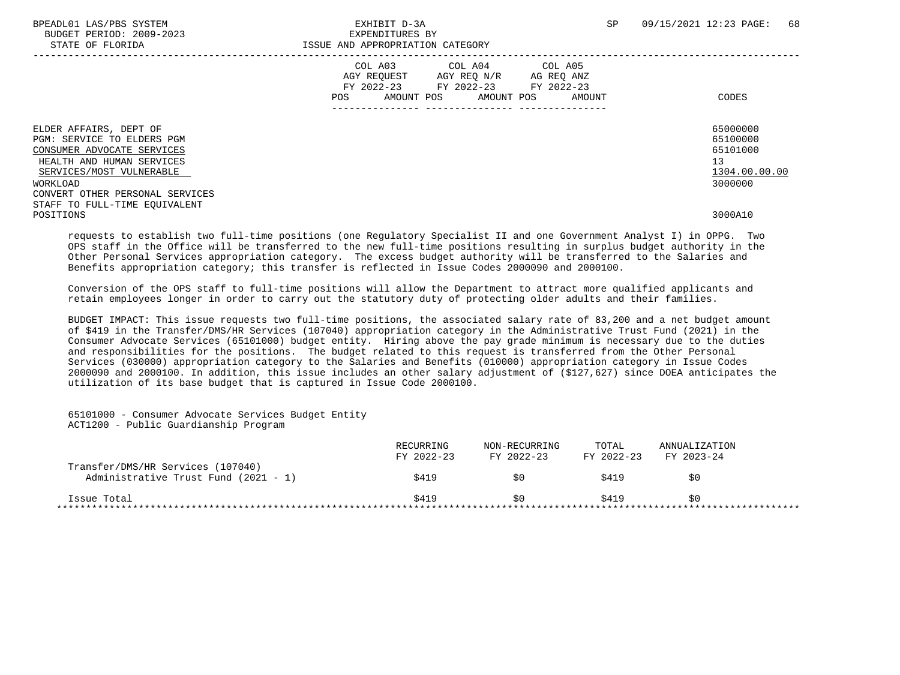BPEADL01 LAS/PBS SYSTEM — EXHIBIT D-3A — EXPENDITURES BY ISSUE AND APPROPRIATION CATEGORY — SP 09/15/2021 12:23

BUDGET PERIOD: 2009-2023
STATE OF FLORIDA

| | COL A03 AGY REQUEST FY 2022-23 POS AMOUNT | COL A04 AGY REQ N/R FY 2022-23 POS AMOUNT | COL A05 AG REQ ANZ FY 2022-23 POS AMOUNT | CODES |
|---|---|---|---|---|
| ELDER AFFAIRS, DEPT OF | | | | 65000000 |
| PGM: SERVICE TO ELDERS PGM | | | | 65100000 |
| CONSUMER ADVOCATE SERVICES | | | | 65101000 |
| HEALTH AND HUMAN SERVICES | | | | 13 |
| SERVICES/MOST VULNERABLE | | | | 1304.00.00.00 |
| WORKLOAD | | | | 3000000 |
| CONVERT OTHER PERSONAL SERVICES STAFF TO FULL-TIME EQUIVALENT POSITIONS | | | | 3000A10 |

requests to establish two full-time positions (one Regulatory Specialist II and one Government Analyst I) in OPPG. Two OPS staff in the Office will be transferred to the new full-time positions resulting in surplus budget authority in the Other Personal Services appropriation category. The excess budget authority will be transferred to the Salaries and Benefits appropriation category; this transfer is reflected in Issue Codes 2000090 and 2000100.

Conversion of the OPS staff to full-time positions will allow the Department to attract more qualified applicants and retain employees longer in order to carry out the statutory duty of protecting older adults and their families.

BUDGET IMPACT: This issue requests two full-time positions, the associated salary rate of 83,200 and a net budget amount of $419 in the Transfer/DMS/HR Services (107040) appropriation category in the Administrative Trust Fund (2021) in the Consumer Advocate Services (65101000) budget entity. Hiring above the pay grade minimum is necessary due to the duties and responsibilities for the positions. The budget related to this request is transferred from the Other Personal Services (030000) appropriation category to the Salaries and Benefits (010000) appropriation category in Issue Codes 2000090 and 2000100. In addition, this issue includes an other salary adjustment of ($127,627) since DOEA anticipates the utilization of its base budget that is captured in Issue Code 2000100.

65101000 - Consumer Advocate Services Budget Entity
ACT1200 - Public Guardianship Program

| | RECURRING FY 2022-23 | NON-RECURRING FY 2022-23 | TOTAL FY 2022-23 | ANNUALIZATION FY 2023-24 |
|---|---|---|---|---|
| Transfer/DMS/HR Services (107040) | | | | |
| Administrative Trust Fund (2021 - 1) | $419 | $0 | $419 | $0 |
| Issue Total | $419 | $0 | $419 | $0 |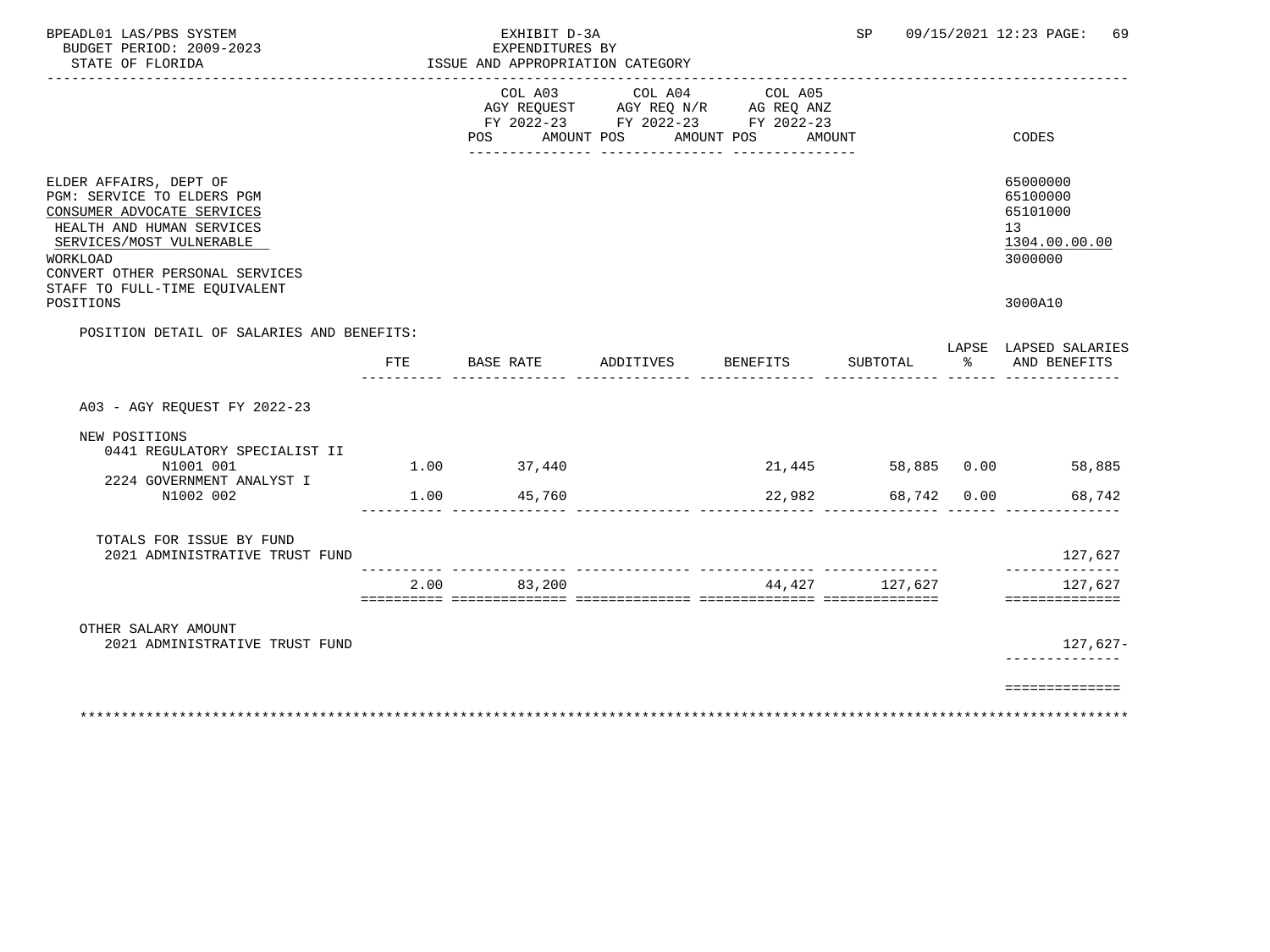BPEADL01 LAS/PBS SYSTEM — EXHIBIT D-3A — EXPENDITURES BY ISSUE AND APPROPRIATION CATEGORY

BUDGET PERIOD: 2009-2023 — STATE OF FLORIDA — SP 09/15/2021 12:23

| | COL A03 AGY REQUEST FY 2022-23 POS AMOUNT | COL A04 AGY REQ N/R FY 2022-23 POS AMOUNT | COL A05 AG REQ ANZ FY 2022-23 POS AMOUNT | CODES |
|---|---|---|---|---|
| ELDER AFFAIRS, DEPT OF | | | | 65000000 |
| PGM: SERVICE TO ELDERS PGM | | | | 65100000 |
| CONSUMER ADVOCATE SERVICES | | | | 65101000 |
| HEALTH AND HUMAN SERVICES | | | | 13 |
| SERVICES/MOST VULNERABLE | | | | 1304.00.00.00 |
| WORKLOAD | | | | 3000000 |
| CONVERT OTHER PERSONAL SERVICES STAFF TO FULL-TIME EQUIVALENT POSITIONS | | | | 3000A10 |

POSITION DETAIL OF SALARIES AND BENEFITS:

| | FTE | BASE RATE | ADDITIVES | BENEFITS | SUBTOTAL | LAPSE % | LAPSED SALARIES AND BENEFITS |
|---|---|---|---|---|---|---|---|
| A03 - AGY REQUEST FY 2022-23 | | | | | | | |
| NEW POSITIONS | | | | | | | |
| 0441 REGULATORY SPECIALIST II N1001 001 | 1.00 | 37,440 | | 21,445 | 58,885 | 0.00 | 58,885 |
| 2224 GOVERNMENT ANALYST I N1002 002 | 1.00 | 45,760 | | 22,982 | 68,742 | 0.00 | 68,742 |
| TOTALS FOR ISSUE BY FUND | | | | | | | |
| 2021 ADMINISTRATIVE TRUST FUND | | | | | | | 127,627 |
| | 2.00 | 83,200 | | 44,427 | 127,627 | | 127,627 |
| OTHER SALARY AMOUNT | | | | | | | |
| 2021 ADMINISTRATIVE TRUST FUND | | | | | | | 127,627- |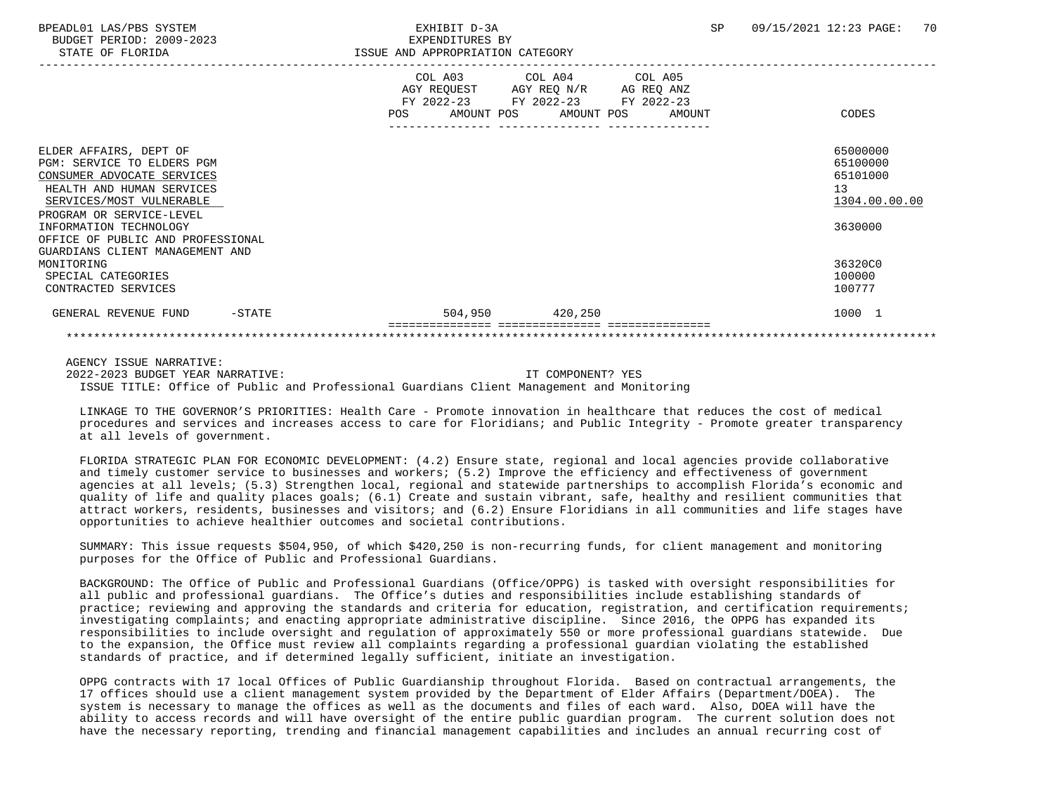BPEADL01 LAS/PBS SYSTEM | EXHIBIT D-3A | SP 09/15/2021 12:23

BUDGET PERIOD: 2009-2023 | EXPENDITURES BY

STATE OF FLORIDA | ISSUE AND APPROPRIATION CATEGORY

| | COL A03 AGY REQUEST FY 2022-23 POS AMOUNT | COL A04 AGY REQ N/R FY 2022-23 POS AMOUNT | COL A05 AG REQ ANZ FY 2022-23 POS AMOUNT | CODES |
|---|---|---|---|---|
| ELDER AFFAIRS, DEPT OF | | | | 65000000 |
| PGM: SERVICE TO ELDERS PGM | | | | 65100000 |
| CONSUMER ADVOCATE SERVICES | | | | 65101000 |
| HEALTH AND HUMAN SERVICES | | | | 13 |
| SERVICES/MOST VULNERABLE | | | | 1304.00.00.00 |
| PROGRAM OR SERVICE-LEVEL INFORMATION TECHNOLOGY | | | | 3630000 |
| OFFICE OF PUBLIC AND PROFESSIONAL GUARDIANS CLIENT MANAGEMENT AND MONITORING | | | | 36320C0 |
| SPECIAL CATEGORIES | | | | 100000 |
| CONTRACTED SERVICES | | | | 100777 |
| GENERAL REVENUE FUND -STATE | 504,950 | 420,250 | | 1000 1 |

AGENCY ISSUE NARRATIVE:

2022-2023 BUDGET YEAR NARRATIVE: IT COMPONENT? YES

ISSUE TITLE: Office of Public and Professional Guardians Client Management and Monitoring

LINKAGE TO THE GOVERNOR'S PRIORITIES: Health Care - Promote innovation in healthcare that reduces the cost of medical procedures and services and increases access to care for Floridians; and Public Integrity - Promote greater transparency at all levels of government.

FLORIDA STRATEGIC PLAN FOR ECONOMIC DEVELOPMENT: (4.2) Ensure state, regional and local agencies provide collaborative and timely customer service to businesses and workers; (5.2) Improve the efficiency and effectiveness of government agencies at all levels; (5.3) Strengthen local, regional and statewide partnerships to accomplish Florida's economic and quality of life and quality places goals; (6.1) Create and sustain vibrant, safe, healthy and resilient communities that attract workers, residents, businesses and visitors; and (6.2) Ensure Floridians in all communities and life stages have opportunities to achieve healthier outcomes and societal contributions.

SUMMARY: This issue requests $504,950, of which $420,250 is non-recurring funds, for client management and monitoring purposes for the Office of Public and Professional Guardians.

BACKGROUND: The Office of Public and Professional Guardians (Office/OPPG) is tasked with oversight responsibilities for all public and professional guardians. The Office's duties and responsibilities include establishing standards of practice; reviewing and approving the standards and criteria for education, registration, and certification requirements; investigating complaints; and enacting appropriate administrative discipline. Since 2016, the OPPG has expanded its responsibilities to include oversight and regulation of approximately 550 or more professional guardians statewide. Due to the expansion, the Office must review all complaints regarding a professional guardian violating the established standards of practice, and if determined legally sufficient, initiate an investigation.

OPPG contracts with 17 local Offices of Public Guardianship throughout Florida. Based on contractual arrangements, the 17 offices should use a client management system provided by the Department of Elder Affairs (Department/DOEA). The system is necessary to manage the offices as well as the documents and files of each ward. Also, DOEA will have the ability to access records and will have oversight of the entire public guardian program. The current solution does not have the necessary reporting, trending and financial management capabilities and includes an annual recurring cost of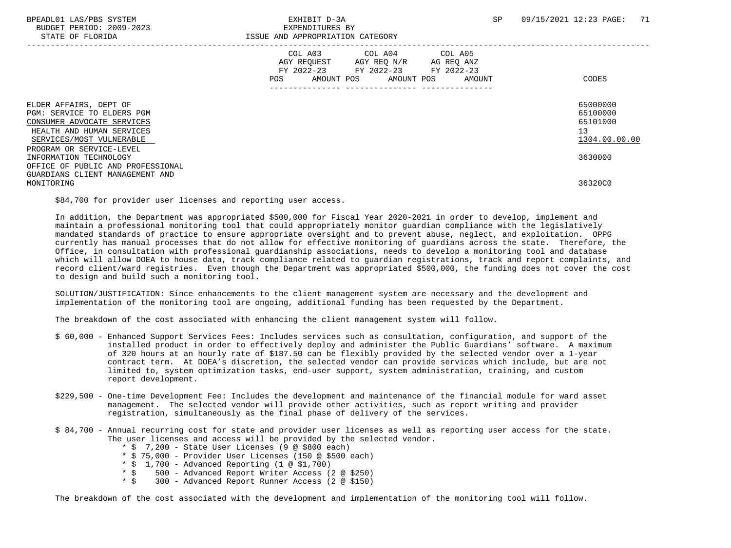| | COL A03 AGY REQUEST FY 2022-23 POS AMOUNT | COL A04 AGY REQ N/R FY 2022-23 POS AMOUNT | COL A05 AG REQ ANZ FY 2022-23 POS AMOUNT | CODES |
|---|---|---|---|---|
| ELDER AFFAIRS, DEPT OF | | | | 65000000 |
| PGM: SERVICE TO ELDERS PGM | | | | 65100000 |
| CONSUMER ADVOCATE SERVICES | | | | 65101000 |
| HEALTH AND HUMAN SERVICES | | | | 13 |
| SERVICES/MOST VULNERABLE | | | | 1304.00.00.00 |
| PROGRAM OR SERVICE-LEVEL INFORMATION TECHNOLOGY | | | | 3630000 |
| OFFICE OF PUBLIC AND PROFESSIONAL GUARDIANS CLIENT MANAGEMENT AND MONITORING | | | | 36320C0 |

$84,700 for provider user licenses and reporting user access.

In addition, the Department was appropriated $500,000 for Fiscal Year 2020-2021 in order to develop, implement and maintain a professional monitoring tool that could appropriately monitor guardian compliance with the legislatively mandated standards of practice to ensure appropriate oversight and to prevent abuse, neglect, and exploitation. OPPG currently has manual processes that do not allow for effective monitoring of guardians across the state. Therefore, the Office, in consultation with professional guardianship associations, needs to develop a monitoring tool and database which will allow DOEA to house data, track compliance related to guardian registrations, track and report complaints, and record client/ward registries. Even though the Department was appropriated $500,000, the funding does not cover the cost to design and build such a monitoring tool.

SOLUTION/JUSTIFICATION: Since enhancements to the client management system are necessary and the development and implementation of the monitoring tool are ongoing, additional funding has been requested by the Department.

The breakdown of the cost associated with enhancing the client management system will follow.

- $ 60,000 - Enhanced Support Services Fees: Includes services such as consultation, configuration, and support of the installed product in order to effectively deploy and administer the Public Guardians' software. A maximum of 320 hours at an hourly rate of $187.50 can be flexibly provided by the selected vendor over a 1-year contract term. At DOEA's discretion, the selected vendor can provide services which include, but are not limited to, system optimization tasks, end-user support, system administration, training, and custom report development.

- $229,500 - One-time Development Fee: Includes the development and maintenance of the financial module for ward asset management. The selected vendor will provide other activities, such as report writing and provider registration, simultaneously as the final phase of delivery of the services.

- $ 84,700 - Annual recurring cost for state and provider user licenses as well as reporting user access for the state. The user licenses and access will be provided by the selected vendor.
  - $ 7,200 - State User Licenses (9 @ $800 each)
  - $ 75,000 - Provider User Licenses (150 @ $500 each)
  - $ 1,700 - Advanced Reporting (1 @ $1,700)
  - $ 500 - Advanced Report Writer Access (2 @ $250)
  - $ 300 - Advanced Report Runner Access (2 @ $150)

The breakdown of the cost associated with the development and implementation of the monitoring tool will follow.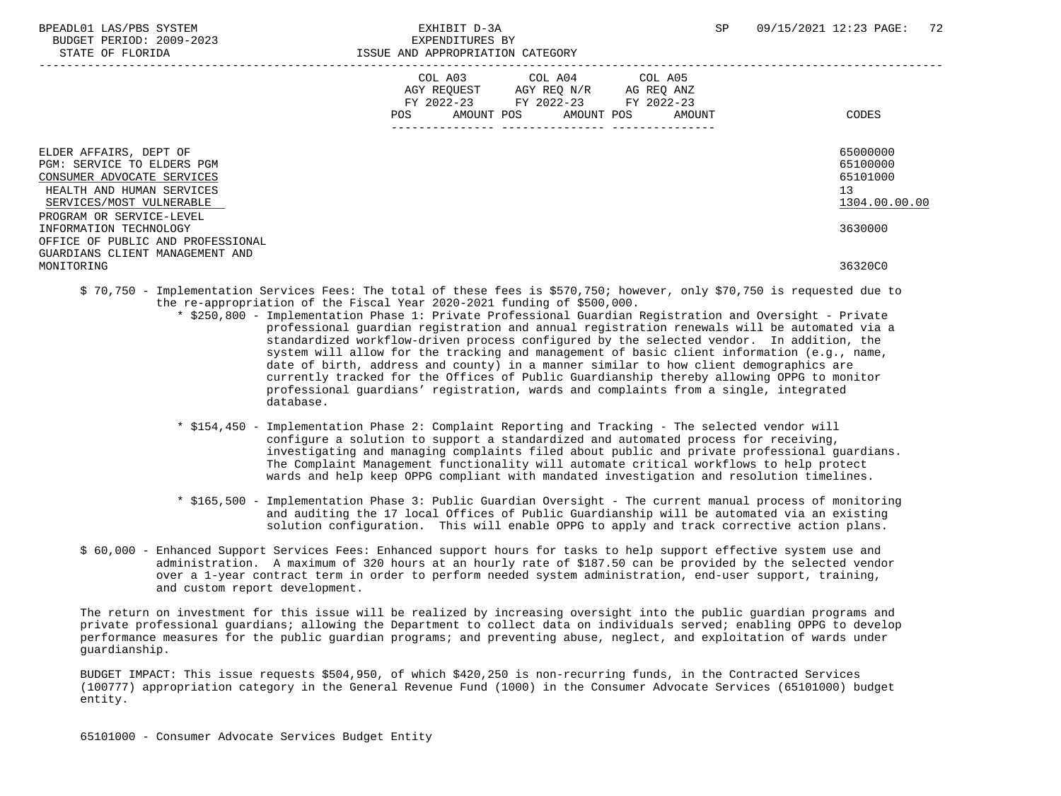| | COL A03 AGY REQUEST FY 2022-23 POS AMOUNT | COL A04 AGY REQ N/R FY 2022-23 POS AMOUNT | COL A05 AG REQ ANZ FY 2022-23 POS AMOUNT | CODES |
|---|---|---|---|---|
| ELDER AFFAIRS, DEPT OF | | | | 65000000 |
| PGM: SERVICE TO ELDERS PGM | | | | 65100000 |
| CONSUMER ADVOCATE SERVICES | | | | 65101000 |
| HEALTH AND HUMAN SERVICES | | | | 13 |
| SERVICES/MOST VULNERABLE | | | | 1304.00.00.00 |
| PROGRAM OR SERVICE-LEVEL INFORMATION TECHNOLOGY | | | | 3630000 |
| OFFICE OF PUBLIC AND PROFESSIONAL GUARDIANS CLIENT MANAGEMENT AND MONITORING | | | | 36320C0 |

$ 70,750 - Implementation Services Fees: The total of these fees is $570,750; however, only $70,750 is requested due to the re-appropriation of the Fiscal Year 2020-2021 funding of $500,000.

- $250,800 - Implementation Phase 1: Private Professional Guardian Registration and Oversight - Private professional guardian registration and annual registration renewals will be automated via a standardized workflow-driven process configured by the selected vendor. In addition, the system will allow for the tracking and management of basic client information (e.g., name, date of birth, address and county) in a manner similar to how client demographics are currently tracked for the Offices of Public Guardianship thereby allowing OPPG to monitor professional guardians' registration, wards and complaints from a single, integrated database.

- $154,450 - Implementation Phase 2: Complaint Reporting and Tracking - The selected vendor will configure a solution to support a standardized and automated process for receiving, investigating and managing complaints filed about public and private professional guardians. The Complaint Management functionality will automate critical workflows to help protect wards and help keep OPPG compliant with mandated investigation and resolution timelines.

- $165,500 - Implementation Phase 3: Public Guardian Oversight - The current manual process of monitoring and auditing the 17 local Offices of Public Guardianship will be automated via an existing solution configuration. This will enable OPPG to apply and track corrective action plans.

$ 60,000 - Enhanced Support Services Fees: Enhanced support hours for tasks to help support effective system use and administration. A maximum of 320 hours at an hourly rate of $187.50 can be provided by the selected vendor over a 1-year contract term in order to perform needed system administration, end-user support, training, and custom report development.

The return on investment for this issue will be realized by increasing oversight into the public guardian programs and private professional guardians; allowing the Department to collect data on individuals served; enabling OPPG to develop performance measures for the public guardian programs; and preventing abuse, neglect, and exploitation of wards under guardianship.

BUDGET IMPACT: This issue requests $504,950, of which $420,250 is non-recurring funds, in the Contracted Services (100777) appropriation category in the General Revenue Fund (1000) in the Consumer Advocate Services (65101000) budget entity.

65101000 - Consumer Advocate Services Budget Entity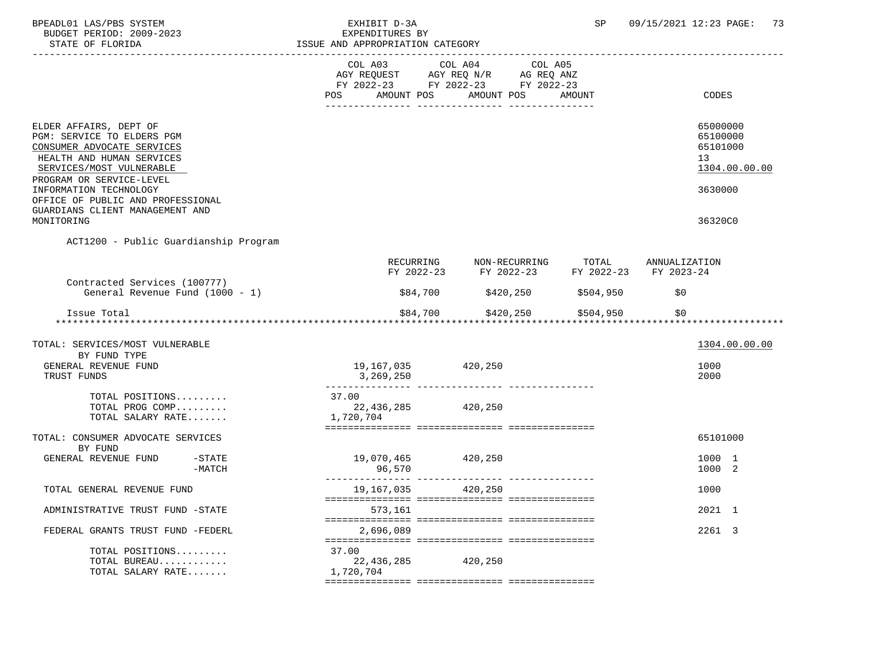BPEADL01 LAS/PBS SYSTEM — EXHIBIT D-3A — EXPENDITURES BY ISSUE AND APPROPRIATION CATEGORY
BUDGET PERIOD: 2009-2023 — STATE OF FLORIDA — SP 09/15/2021 12:23

| | COL A03 AGY REQUEST FY 2022-23 POS AMOUNT | COL A04 AGY REQ N/R FY 2022-23 POS AMOUNT | COL A05 AG REQ ANZ FY 2022-23 POS AMOUNT | CODES |
|---|---|---|---|---|
| ELDER AFFAIRS, DEPT OF | | | | 65000000 |
| PGM: SERVICE TO ELDERS PGM | | | | 65100000 |
| CONSUMER ADVOCATE SERVICES | | | | 65101000 |
| HEALTH AND HUMAN SERVICES | | | | 13 |
| SERVICES/MOST VULNERABLE | | | | 1304.00.00.00 |
| PROGRAM OR SERVICE-LEVEL INFORMATION TECHNOLOGY | | | | 3630000 |
| OFFICE OF PUBLIC AND PROFESSIONAL GUARDIANS CLIENT MANAGEMENT AND MONITORING | | | | 36320C0 |

ACT1200 - Public Guardianship Program

| | RECURRING FY 2022-23 | NON-RECURRING FY 2022-23 | TOTAL FY 2022-23 | ANNUALIZATION FY 2023-24 |
|---|---|---|---|---|
| Contracted Services (100777) | | | | |
| General Revenue Fund (1000 - 1) | $84,700 | $420,250 | $504,950 | $0 |
| Issue Total | $84,700 | $420,250 | $504,950 | $0 |

| | COL A03 | COL A04 | COL A05 | CODES |
|---|---|---|---|---|
| TOTAL: SERVICES/MOST VULNERABLE | | | | 1304.00.00.00 |
| BY FUND TYPE | | | | |
| GENERAL REVENUE FUND | 19,167,035 | 420,250 | | 1000 |
| TRUST FUNDS | 3,269,250 | | | 2000 |
| TOTAL POSITIONS......... | 37.00 | | | |
| TOTAL PROG COMP......... | 22,436,285 | 420,250 | | |
| TOTAL SALARY RATE....... | 1,720,704 | | | |
| TOTAL: CONSUMER ADVOCATE SERVICES | | | | 65101000 |
| BY FUND | | | | |
| GENERAL REVENUE FUND -STATE | 19,070,465 | 420,250 | | 1000 1 |
| GENERAL REVENUE FUND -MATCH | 96,570 | | | 1000 2 |
| TOTAL GENERAL REVENUE FUND | 19,167,035 | 420,250 | | 1000 |
| ADMINISTRATIVE TRUST FUND -STATE | 573,161 | | | 2021 1 |
| FEDERAL GRANTS TRUST FUND -FEDERL | 2,696,089 | | | 2261 3 |
| TOTAL POSITIONS......... | 37.00 | | | |
| TOTAL BUREAU............ | 22,436,285 | 420,250 | | |
| TOTAL SALARY RATE....... | 1,720,704 | | | |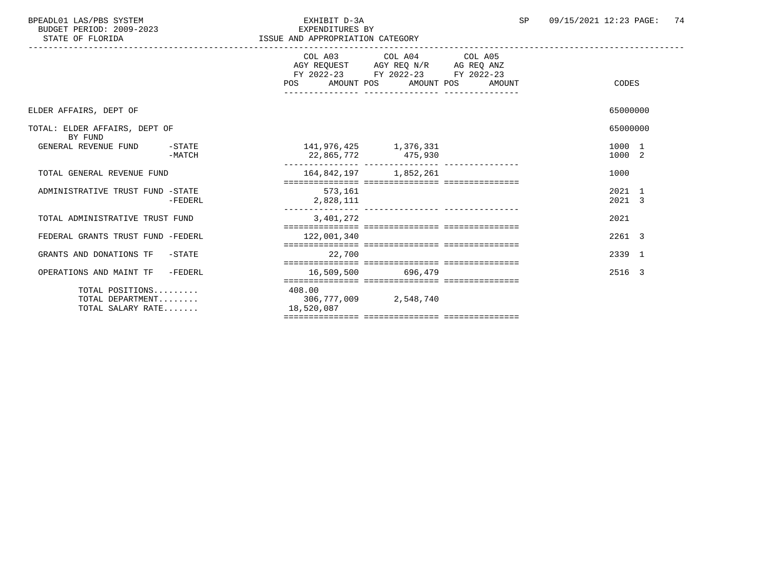BPEADL01 LAS/PBS SYSTEM

BUDGET PERIOD: 2009-2023

STATE OF FLORIDA

EXHIBIT D-3A
EXPENDITURES BY
ISSUE AND APPROPRIATION CATEGORY

SP 09/15/2021 12:23

| | COL A03 AGY REQUEST FY 2022-23 POS AMOUNT | COL A04 AGY REQ N/R FY 2022-23 POS AMOUNT | COL A05 AG REQ ANZ FY 2022-23 POS AMOUNT | CODES |
|---|---|---|---|---|
| ELDER AFFAIRS, DEPT OF | | | | 65000000 |
| TOTAL: ELDER AFFAIRS, DEPT OF | | | | 65000000 |
| BY FUND | | | | |
| GENERAL REVENUE FUND -STATE | 141,976,425 | 1,376,331 | | 1000 1 |
| -MATCH | 22,865,772 | 475,930 | | 1000 2 |
| TOTAL GENERAL REVENUE FUND | 164,842,197 | 1,852,261 | | 1000 |
| ADMINISTRATIVE TRUST FUND -STATE | 573,161 | | | 2021 1 |
| -FEDERL | 2,828,111 | | | 2021 3 |
| TOTAL ADMINISTRATIVE TRUST FUND | 3,401,272 | | | 2021 |
| FEDERAL GRANTS TRUST FUND -FEDERL | 122,001,340 | | | 2261 3 |
| GRANTS AND DONATIONS TF -STATE | 22,700 | | | 2339 1 |
| OPERATIONS AND MAINT TF -FEDERL | 16,509,500 | 696,479 | | 2516 3 |
| TOTAL POSITIONS......... | 408.00 | | | |
| TOTAL DEPARTMENT........ | 306,777,009 | 2,548,740 | | |
| TOTAL SALARY RATE....... | 18,520,087 | | | |